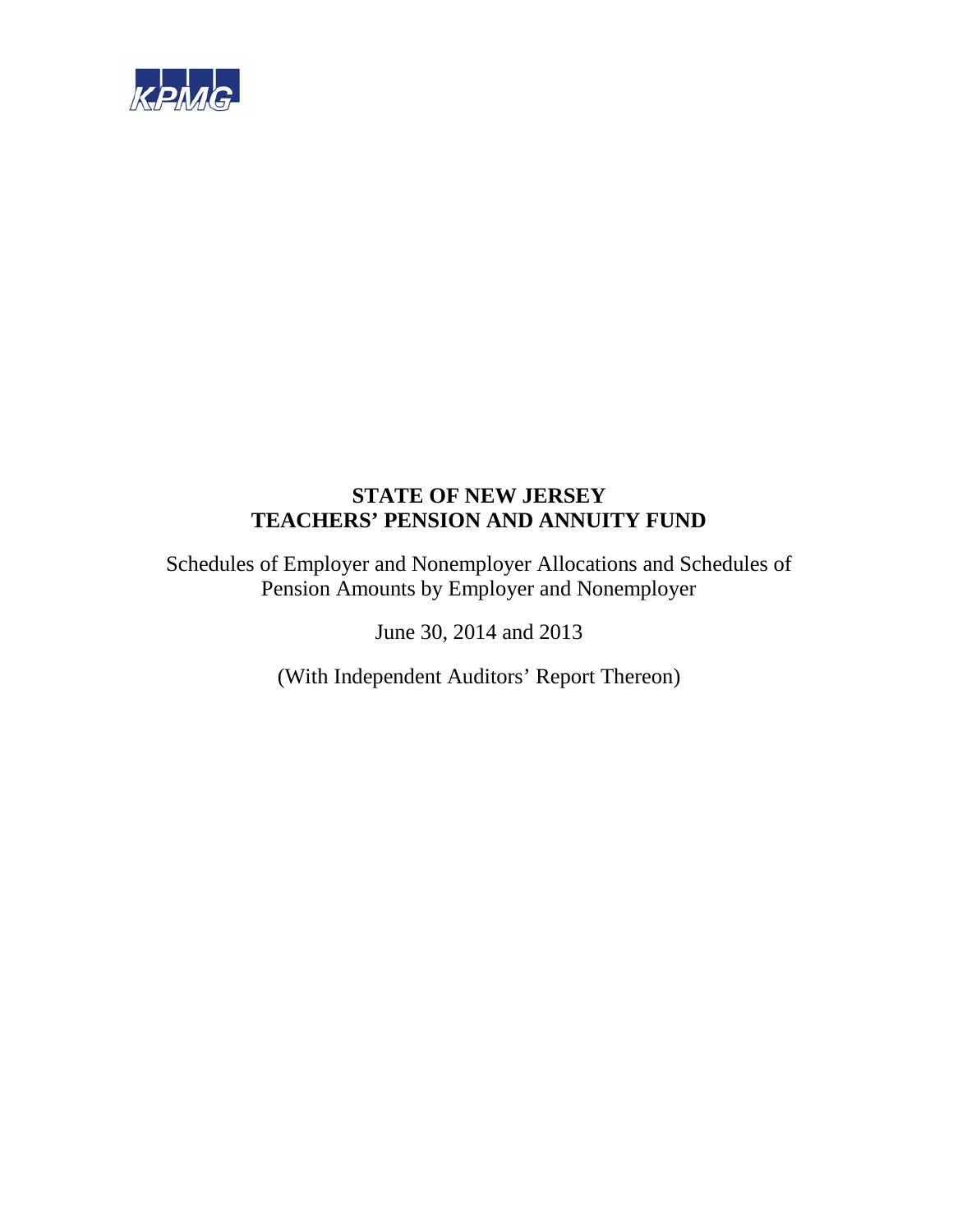KPMG

# STATE OF NEW JERSEY
# TEACHERS' PENSION AND ANNUITY FUND

Schedules of Employer and Nonemployer Allocations and Schedules of Pension Amounts by Employer and Nonemployer

June 30, 2014 and 2013

(With Independent Auditors' Report Thereon)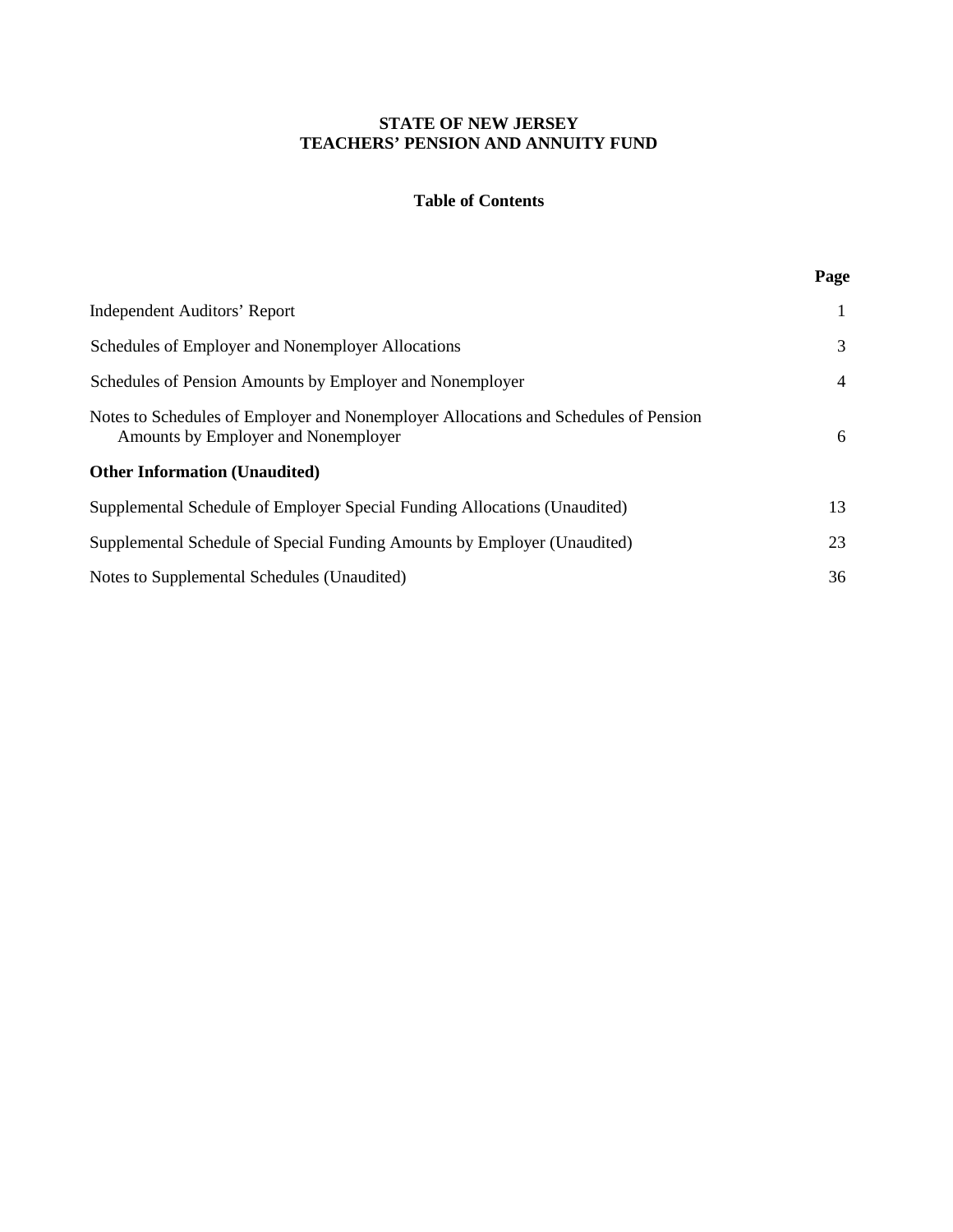# STATE OF NEW JERSEY
# TEACHERS' PENSION AND ANNUITY FUND

## Table of Contents

| | Page |
|---|---|
| Independent Auditors' Report | 1 |
| Schedules of Employer and Nonemployer Allocations | 3 |
| Schedules of Pension Amounts by Employer and Nonemployer | 4 |
| Notes to Schedules of Employer and Nonemployer Allocations and Schedules of Pension Amounts by Employer and Nonemployer | 6 |
| **Other Information (Unaudited)** | |
| Supplemental Schedule of Employer Special Funding Allocations (Unaudited) | 13 |
| Supplemental Schedule of Special Funding Amounts by Employer (Unaudited) | 23 |
| Notes to Supplemental Schedules (Unaudited) | 36 |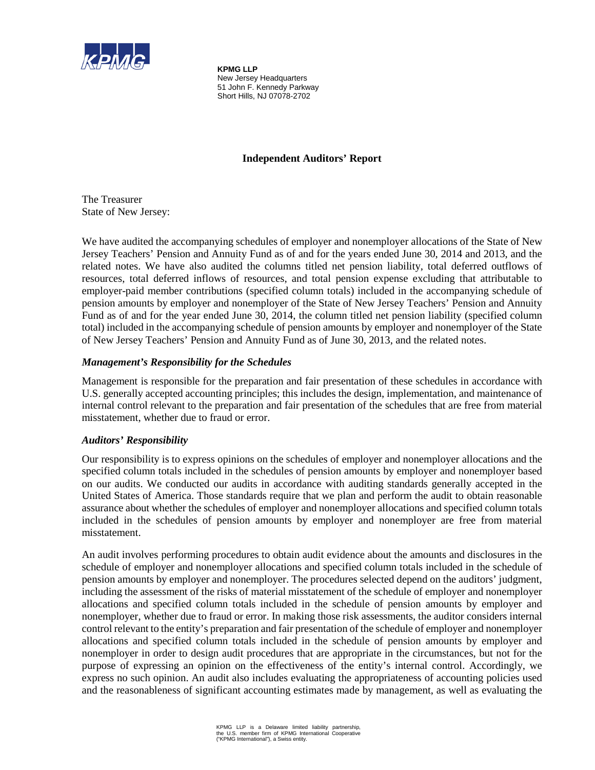**KPMG LLP**
New Jersey Headquarters
51 John F. Kennedy Parkway
Short Hills, NJ 07078-2702

## Independent Auditors' Report

The Treasurer
State of New Jersey:

We have audited the accompanying schedules of employer and nonemployer allocations of the State of New Jersey Teachers' Pension and Annuity Fund as of and for the years ended June 30, 2014 and 2013, and the related notes. We have also audited the columns titled net pension liability, total deferred outflows of resources, total deferred inflows of resources, and total pension expense excluding that attributable to employer-paid member contributions (specified column totals) included in the accompanying schedule of pension amounts by employer and nonemployer of the State of New Jersey Teachers' Pension and Annuity Fund as of and for the year ended June 30, 2014, the column titled net pension liability (specified column total) included in the accompanying schedule of pension amounts by employer and nonemployer of the State of New Jersey Teachers' Pension and Annuity Fund as of June 30, 2013, and the related notes.

### *Management's Responsibility for the Schedules*

Management is responsible for the preparation and fair presentation of these schedules in accordance with U.S. generally accepted accounting principles; this includes the design, implementation, and maintenance of internal control relevant to the preparation and fair presentation of the schedules that are free from material misstatement, whether due to fraud or error.

### *Auditors' Responsibility*

Our responsibility is to express opinions on the schedules of employer and nonemployer allocations and the specified column totals included in the schedules of pension amounts by employer and nonemployer based on our audits. We conducted our audits in accordance with auditing standards generally accepted in the United States of America. Those standards require that we plan and perform the audit to obtain reasonable assurance about whether the schedules of employer and nonemployer allocations and specified column totals included in the schedules of pension amounts by employer and nonemployer are free from material misstatement.

An audit involves performing procedures to obtain audit evidence about the amounts and disclosures in the schedule of employer and nonemployer allocations and specified column totals included in the schedule of pension amounts by employer and nonemployer. The procedures selected depend on the auditors' judgment, including the assessment of the risks of material misstatement of the schedule of employer and nonemployer allocations and specified column totals included in the schedule of pension amounts by employer and nonemployer, whether due to fraud or error. In making those risk assessments, the auditor considers internal control relevant to the entity's preparation and fair presentation of the schedule of employer and nonemployer allocations and specified column totals included in the schedule of pension amounts by employer and nonemployer in order to design audit procedures that are appropriate in the circumstances, but not for the purpose of expressing an opinion on the effectiveness of the entity's internal control. Accordingly, we express no such opinion. An audit also includes evaluating the appropriateness of accounting policies used and the reasonableness of significant accounting estimates made by management, as well as evaluating the

KPMG LLP is a Delaware limited liability partnership, the U.S. member firm of KPMG International Cooperative ("KPMG International"), a Swiss entity.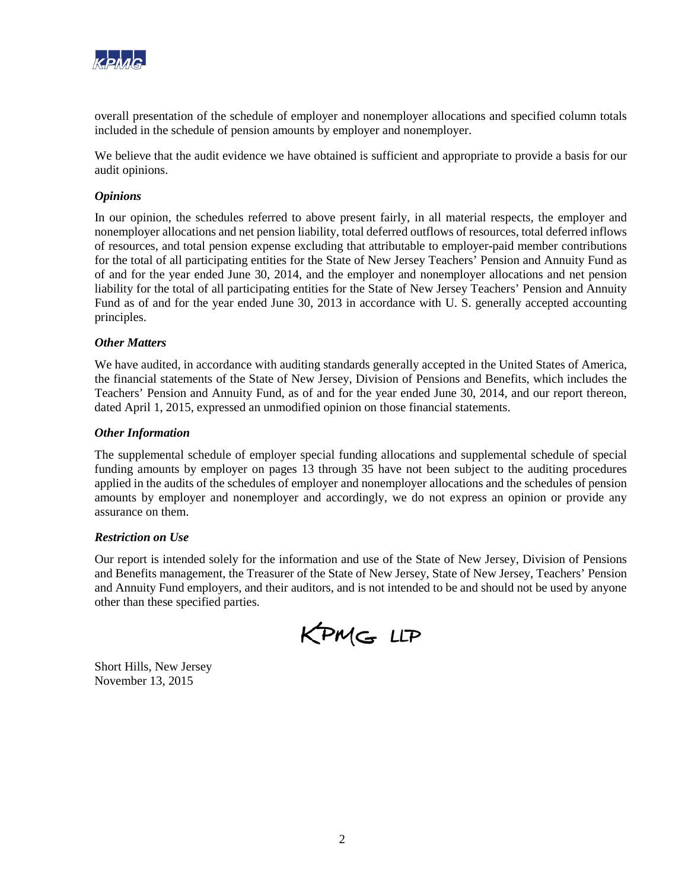overall presentation of the schedule of employer and nonemployer allocations and specified column totals included in the schedule of pension amounts by employer and nonemployer.

We believe that the audit evidence we have obtained is sufficient and appropriate to provide a basis for our audit opinions.

***Opinions***

In our opinion, the schedules referred to above present fairly, in all material respects, the employer and nonemployer allocations and net pension liability, total deferred outflows of resources, total deferred inflows of resources, and total pension expense excluding that attributable to employer-paid member contributions for the total of all participating entities for the State of New Jersey Teachers' Pension and Annuity Fund as of and for the year ended June 30, 2014, and the employer and nonemployer allocations and net pension liability for the total of all participating entities for the State of New Jersey Teachers' Pension and Annuity Fund as of and for the year ended June 30, 2013 in accordance with U. S. generally accepted accounting principles.

***Other Matters***

We have audited, in accordance with auditing standards generally accepted in the United States of America, the financial statements of the State of New Jersey, Division of Pensions and Benefits, which includes the Teachers' Pension and Annuity Fund, as of and for the year ended June 30, 2014, and our report thereon, dated April 1, 2015, expressed an unmodified opinion on those financial statements.

***Other Information***

The supplemental schedule of employer special funding allocations and supplemental schedule of special funding amounts by employer on pages 13 through 35 have not been subject to the auditing procedures applied in the audits of the schedules of employer and nonemployer allocations and the schedules of pension amounts by employer and nonemployer and accordingly, we do not express an opinion or provide any assurance on them.

***Restriction on Use***

Our report is intended solely for the information and use of the State of New Jersey, Division of Pensions and Benefits management, the Treasurer of the State of New Jersey, State of New Jersey, Teachers' Pension and Annuity Fund employers, and their auditors, and is not intended to be and should not be used by anyone other than these specified parties.

KPMG LLP

Short Hills, New Jersey
November 13, 2015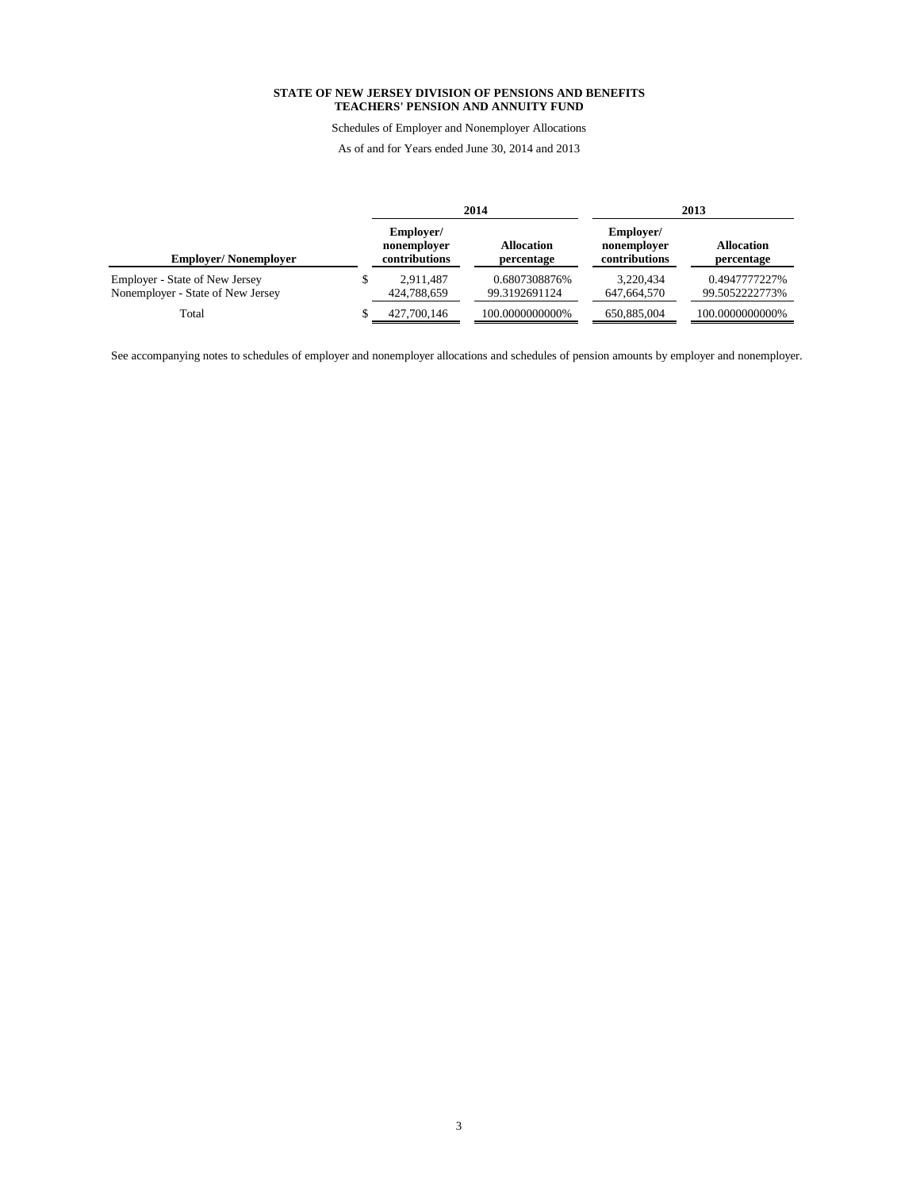**STATE OF NEW JERSEY DIVISION OF PENSIONS AND BENEFITS**
**TEACHERS' PENSION AND ANNUITY FUND**

Schedules of Employer and Nonemployer Allocations

As of and for Years ended June 30, 2014 and 2013

| | 2014 | | 2013 | |
|---|---|---|---|---|
| **Employer/ Nonemployer** | **Employer/ nonemployer contributions** | **Allocation percentage** | **Employer/ nonemployer contributions** | **Allocation percentage** |
| Employer - State of New Jersey | $ 2,911,487 | 0.6807308876% | 3,220,434 | 0.4947777227% |
| Nonemployer - State of New Jersey | 424,788,659 | 99.3192691124 | 647,664,570 | 99.5052222773% |
| Total | $ 427,700,146 | 100.0000000000% | 650,885,004 | 100.0000000000% |

See accompanying notes to schedules of employer and nonemployer allocations and schedules of pension amounts by employer and nonemployer.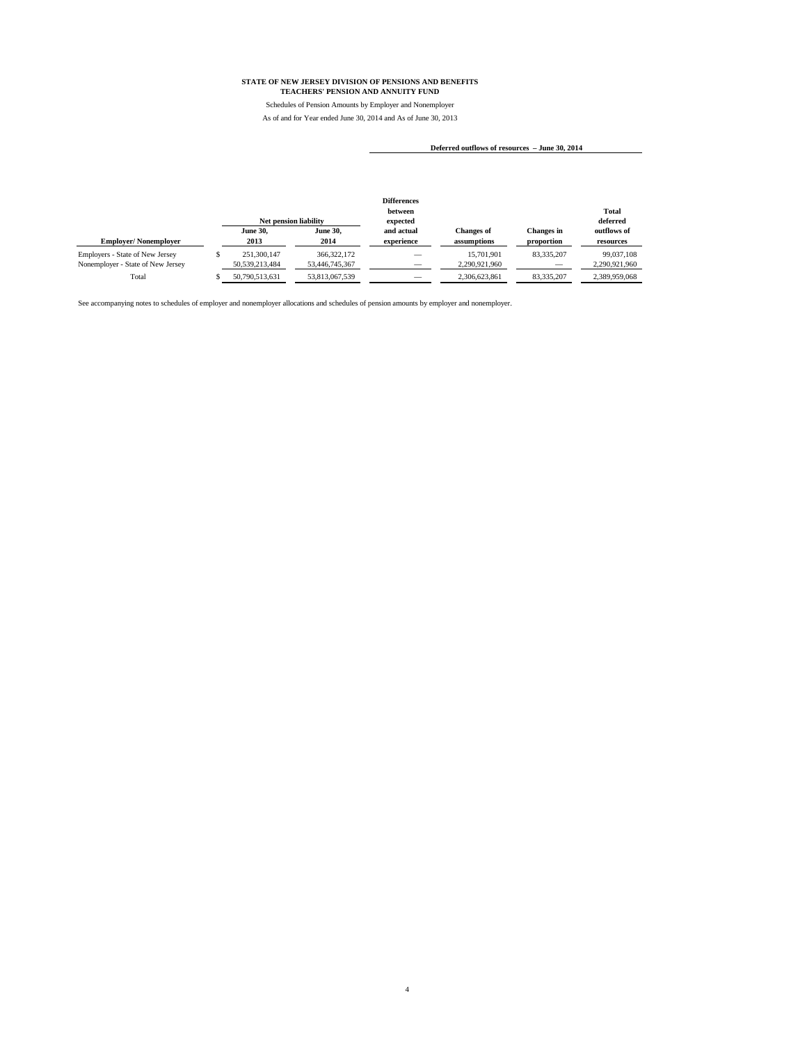**STATE OF NEW JERSEY DIVISION OF PENSIONS AND BENEFITS**
**TEACHERS' PENSION AND ANNUITY FUND**

Schedules of Pension Amounts by Employer and Nonemployer

As of and for Year ended June 30, 2014 and As of June 30, 2013

| Employer/ Nonemployer | Net pension liability | | Deferred outflows of resources – June 30, 2014 | | | |
|---|---|---|---|---|---|---|
| | June 30, 2013 | June 30, 2014 | Differences between expected and actual experience | Changes of assumptions | Changes in proportion | Total deferred outflows of resources |
| Employers - State of New Jersey | $ 251,300,147 | 366,322,172 | — | 15,701,901 | 83,335,207 | 99,037,108 |
| Nonemployer - State of New Jersey | 50,539,213,484 | 53,446,745,367 | — | 2,290,921,960 | — | 2,290,921,960 |
| Total | $ 50,790,513,631 | 53,813,067,539 | — | 2,306,623,861 | 83,335,207 | 2,389,959,068 |

See accompanying notes to schedules of employer and nonemployer allocations and schedules of pension amounts by employer and nonemployer.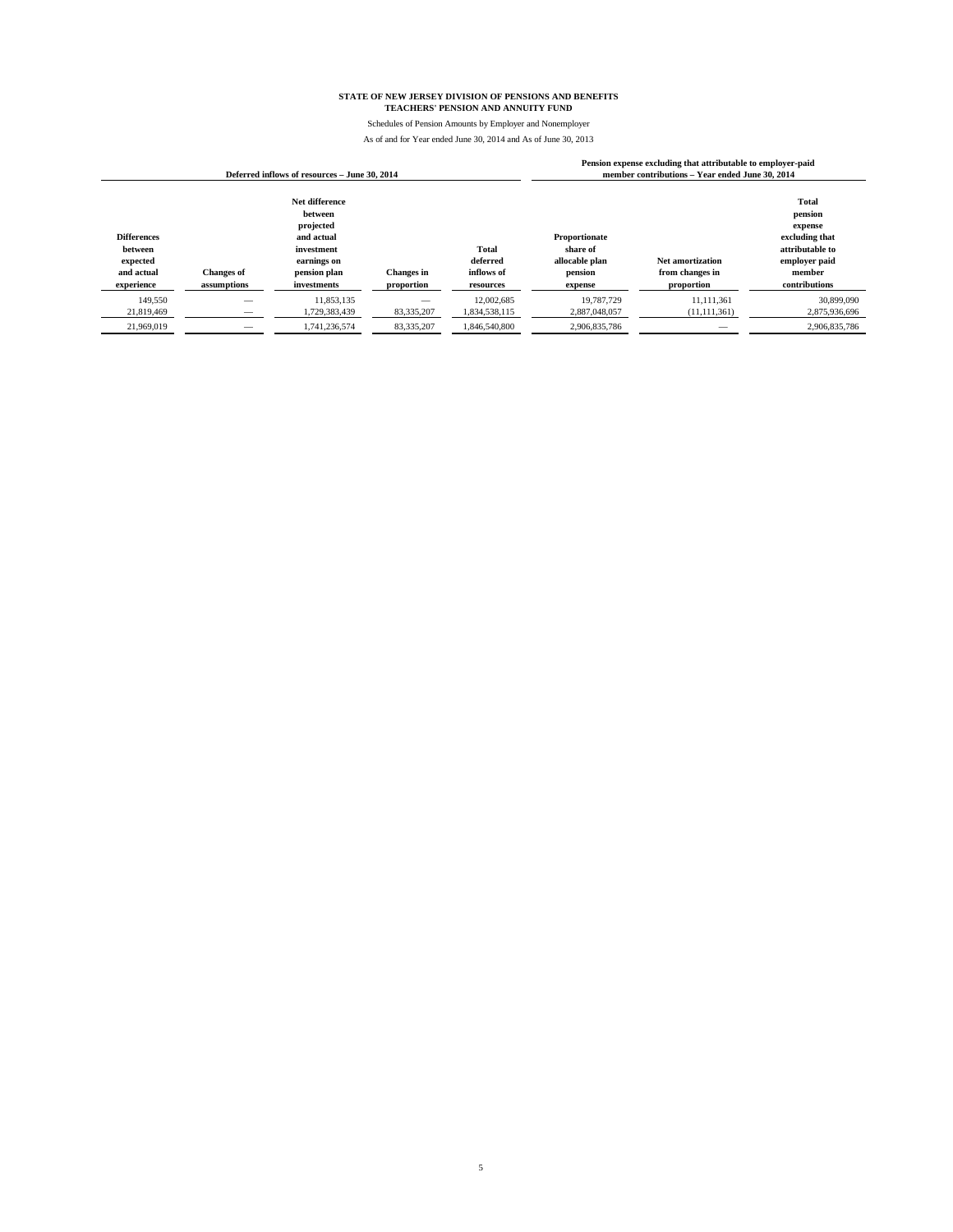**STATE OF NEW JERSEY DIVISION OF PENSIONS AND BENEFITS**
**TEACHERS' PENSION AND ANNUITY FUND**

Schedules of Pension Amounts by Employer and Nonemployer

As of and for Year ended June 30, 2014 and As of June 30, 2013

| Deferred inflows of resources – June 30, 2014 | | | | | Pension expense excluding that attributable to employer-paid member contributions – Year ended June 30, 2014 | | |
|---|---|---|---|---|---|---|---|
| **Differences between expected and actual experience** | **Changes of assumptions** | **Net difference between projected and actual investment earnings on pension plan investments** | **Changes in proportion** | **Total deferred inflows of resources** | **Proportionate share of allocable plan pension expense** | **Net amortization from changes in proportion** | **Total pension expense excluding that attributable to employer paid member contributions** |
| 149,550 | — | 11,853,135 | — | 12,002,685 | 19,787,729 | 11,111,361 | 30,899,090 |
| 21,819,469 | — | 1,729,383,439 | 83,335,207 | 1,834,538,115 | 2,887,048,057 | (11,111,361) | 2,875,936,696 |
| 21,969,019 | — | 1,741,236,574 | 83,335,207 | 1,846,540,800 | 2,906,835,786 | — | 2,906,835,786 |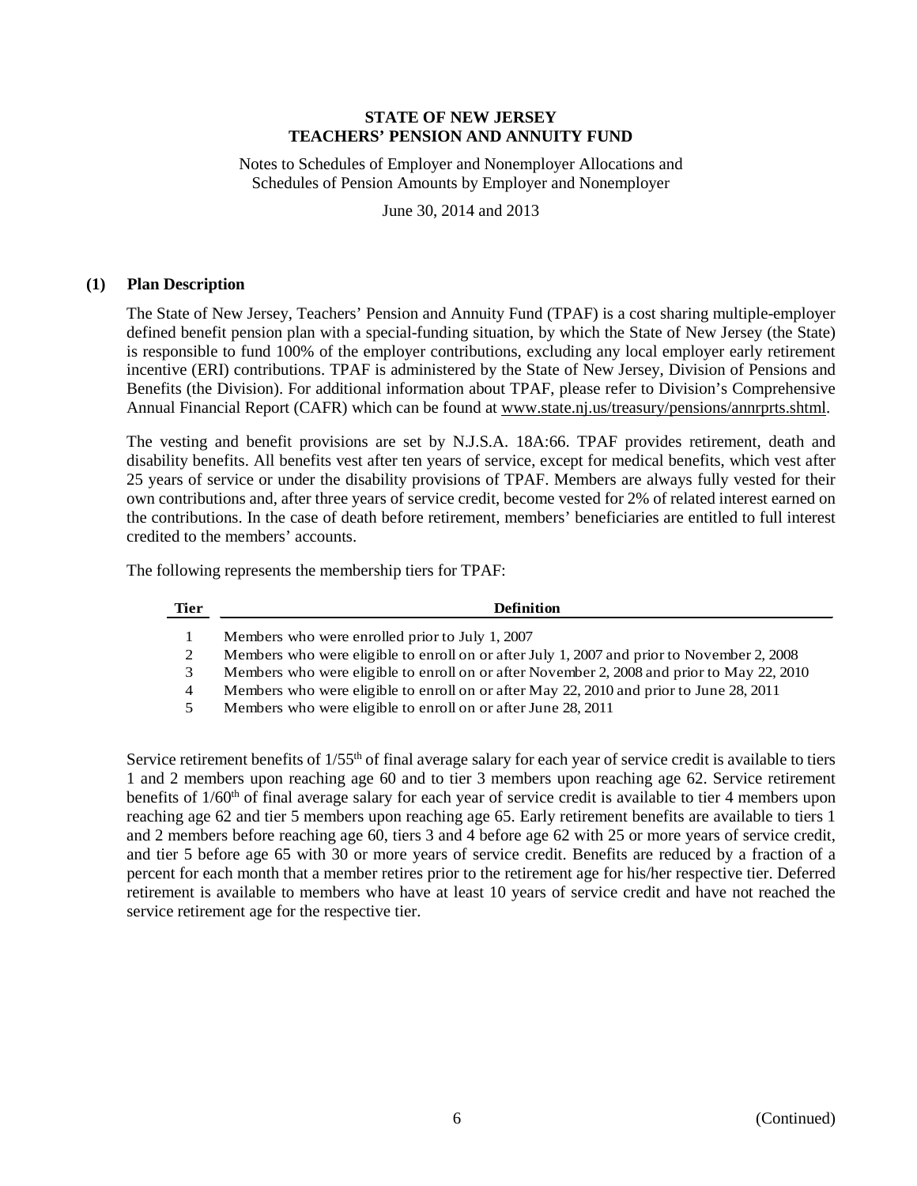# STATE OF NEW JERSEY
# TEACHERS' PENSION AND ANNUITY FUND

Notes to Schedules of Employer and Nonemployer Allocations and Schedules of Pension Amounts by Employer and Nonemployer

June 30, 2014 and 2013

## (1) Plan Description

The State of New Jersey, Teachers' Pension and Annuity Fund (TPAF) is a cost sharing multiple-employer defined benefit pension plan with a special-funding situation, by which the State of New Jersey (the State) is responsible to fund 100% of the employer contributions, excluding any local employer early retirement incentive (ERI) contributions. TPAF is administered by the State of New Jersey, Division of Pensions and Benefits (the Division). For additional information about TPAF, please refer to Division's Comprehensive Annual Financial Report (CAFR) which can be found at www.state.nj.us/treasury/pensions/annrprts.shtml.

The vesting and benefit provisions are set by N.J.S.A. 18A:66. TPAF provides retirement, death and disability benefits. All benefits vest after ten years of service, except for medical benefits, which vest after 25 years of service or under the disability provisions of TPAF. Members are always fully vested for their own contributions and, after three years of service credit, become vested for 2% of related interest earned on the contributions. In the case of death before retirement, members' beneficiaries are entitled to full interest credited to the members' accounts.

The following represents the membership tiers for TPAF:

| Tier | Definition |
|---|---|
| 1 | Members who were enrolled prior to July 1, 2007 |
| 2 | Members who were eligible to enroll on or after July 1, 2007 and prior to November 2, 2008 |
| 3 | Members who were eligible to enroll on or after November 2, 2008 and prior to May 22, 2010 |
| 4 | Members who were eligible to enroll on or after May 22, 2010 and prior to June 28, 2011 |
| 5 | Members who were eligible to enroll on or after June 28, 2011 |

Service retirement benefits of 1/55th of final average salary for each year of service credit is available to tiers 1 and 2 members upon reaching age 60 and to tier 3 members upon reaching age 62. Service retirement benefits of 1/60th of final average salary for each year of service credit is available to tier 4 members upon reaching age 62 and tier 5 members upon reaching age 65. Early retirement benefits are available to tiers 1 and 2 members before reaching age 60, tiers 3 and 4 before age 62 with 25 or more years of service credit, and tier 5 before age 65 with 30 or more years of service credit. Benefits are reduced by a fraction of a percent for each month that a member retires prior to the retirement age for his/her respective tier. Deferred retirement is available to members who have at least 10 years of service credit and have not reached the service retirement age for the respective tier.

(Continued)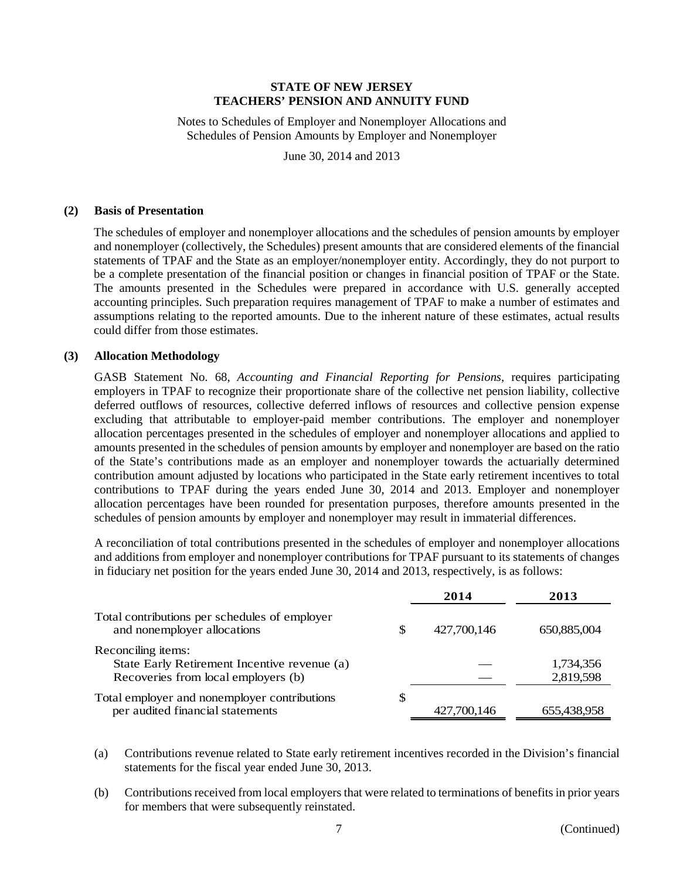**STATE OF NEW JERSEY**
**TEACHERS' PENSION AND ANNUITY FUND**

Notes to Schedules of Employer and Nonemployer Allocations and Schedules of Pension Amounts by Employer and Nonemployer

June 30, 2014 and 2013

## (2) Basis of Presentation

The schedules of employer and nonemployer allocations and the schedules of pension amounts by employer and nonemployer (collectively, the Schedules) present amounts that are considered elements of the financial statements of TPAF and the State as an employer/nonemployer entity. Accordingly, they do not purport to be a complete presentation of the financial position or changes in financial position of TPAF or the State. The amounts presented in the Schedules were prepared in accordance with U.S. generally accepted accounting principles. Such preparation requires management of TPAF to make a number of estimates and assumptions relating to the reported amounts. Due to the inherent nature of these estimates, actual results could differ from those estimates.

## (3) Allocation Methodology

GASB Statement No. 68, *Accounting and Financial Reporting for Pensions*, requires participating employers in TPAF to recognize their proportionate share of the collective net pension liability, collective deferred outflows of resources, collective deferred inflows of resources and collective pension expense excluding that attributable to employer-paid member contributions. The employer and nonemployer allocation percentages presented in the schedules of employer and nonemployer allocations and applied to amounts presented in the schedules of pension amounts by employer and nonemployer are based on the ratio of the State's contributions made as an employer and nonemployer towards the actuarially determined contribution amount adjusted by locations who participated in the State early retirement incentives to total contributions to TPAF during the years ended June 30, 2014 and 2013. Employer and nonemployer allocation percentages have been rounded for presentation purposes, therefore amounts presented in the schedules of pension amounts by employer and nonemployer may result in immaterial differences.

A reconciliation of total contributions presented in the schedules of employer and nonemployer allocations and additions from employer and nonemployer contributions for TPAF pursuant to its statements of changes in fiduciary net position for the years ended June 30, 2014 and 2013, respectively, is as follows:

| | | 2014 | 2013 |
|---|---|---|---|
| Total contributions per schedules of employer and nonemployer allocations | $ | 427,700,146 | 650,885,004 |
| Reconciling items: | | | |
| State Early Retirement Incentive revenue (a) | | — | 1,734,356 |
| Recoveries from local employers (b) | | — | 2,819,598 |
| Total employer and nonemployer contributions per audited financial statements | $ | 427,700,146 | 655,438,958 |

(a) Contributions revenue related to State early retirement incentives recorded in the Division's financial statements for the fiscal year ended June 30, 2013.

(b) Contributions received from local employers that were related to terminations of benefits in prior years for members that were subsequently reinstated.

(Continued)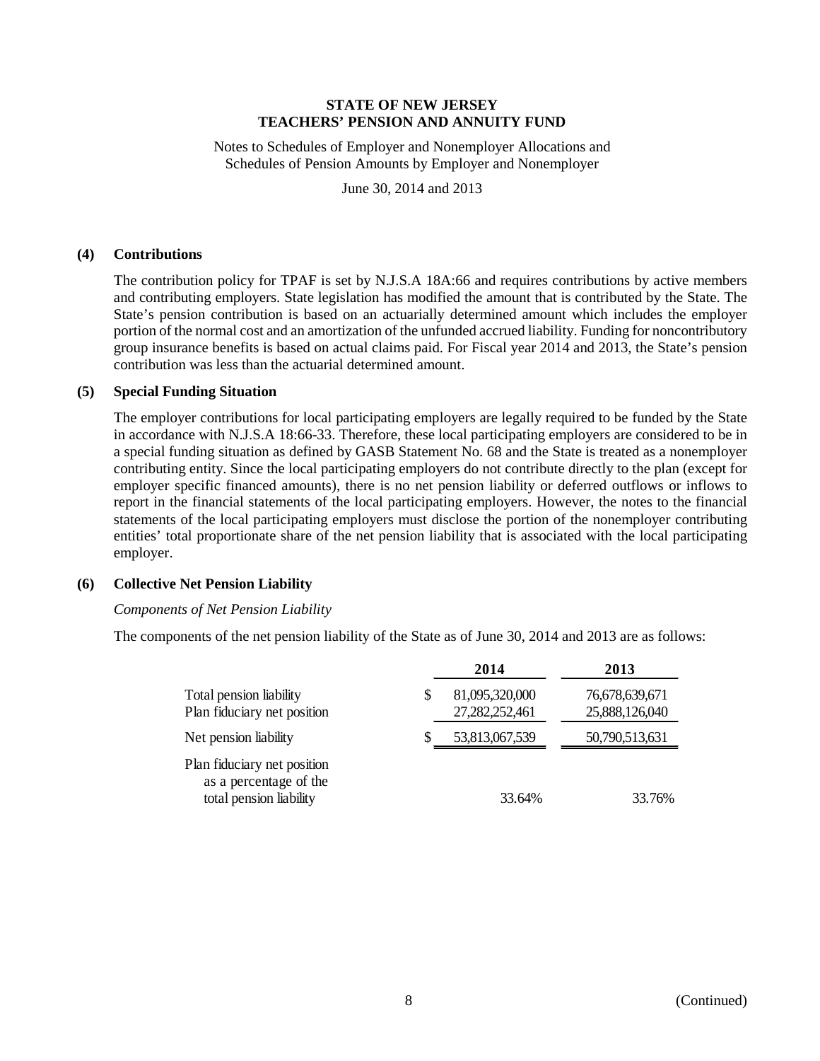**STATE OF NEW JERSEY**
**TEACHERS' PENSION AND ANNUITY FUND**

Notes to Schedules of Employer and Nonemployer Allocations and Schedules of Pension Amounts by Employer and Nonemployer

June 30, 2014 and 2013

**(4) Contributions**

The contribution policy for TPAF is set by N.J.S.A 18A:66 and requires contributions by active members and contributing employers. State legislation has modified the amount that is contributed by the State. The State's pension contribution is based on an actuarially determined amount which includes the employer portion of the normal cost and an amortization of the unfunded accrued liability. Funding for noncontributory group insurance benefits is based on actual claims paid. For Fiscal year 2014 and 2013, the State's pension contribution was less than the actuarial determined amount.

**(5) Special Funding Situation**

The employer contributions for local participating employers are legally required to be funded by the State in accordance with N.J.S.A 18:66-33. Therefore, these local participating employers are considered to be in a special funding situation as defined by GASB Statement No. 68 and the State is treated as a nonemployer contributing entity. Since the local participating employers do not contribute directly to the plan (except for employer specific financed amounts), there is no net pension liability or deferred outflows or inflows to report in the financial statements of the local participating employers. However, the notes to the financial statements of the local participating employers must disclose the portion of the nonemployer contributing entities' total proportionate share of the net pension liability that is associated with the local participating employer.

**(6) Collective Net Pension Liability**

*Components of Net Pension Liability*

The components of the net pension liability of the State as of June 30, 2014 and 2013 are as follows:

| | 2014 | 2013 |
|---|---|---|
| Total pension liability | $ 81,095,320,000 | 76,678,639,671 |
| Plan fiduciary net position | 27,282,252,461 | 25,888,126,040 |
| Net pension liability | $ 53,813,067,539 | 50,790,513,631 |
| Plan fiduciary net position as a percentage of the total pension liability | 33.64% | 33.76% |

(Continued)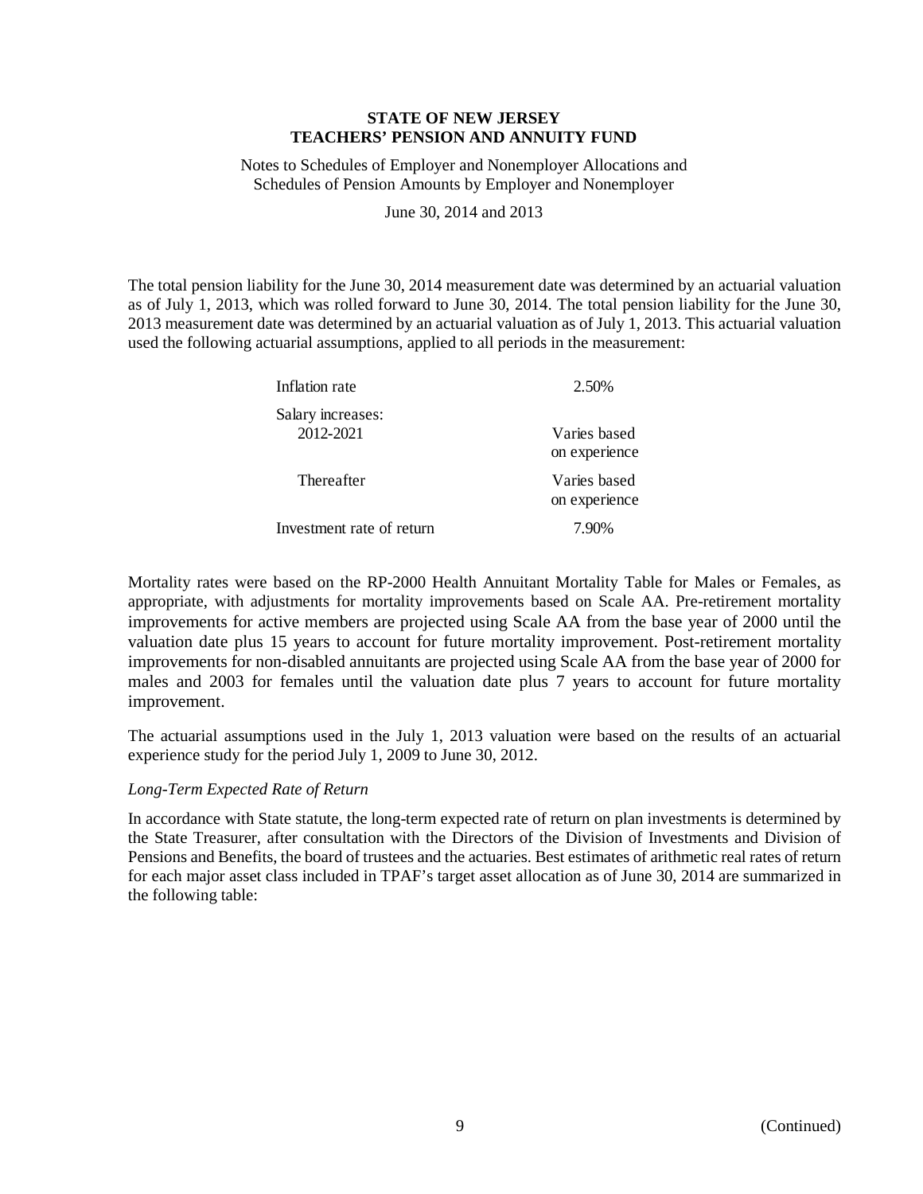**STATE OF NEW JERSEY**
**TEACHERS' PENSION AND ANNUITY FUND**

Notes to Schedules of Employer and Nonemployer Allocations and Schedules of Pension Amounts by Employer and Nonemployer

June 30, 2014 and 2013

The total pension liability for the June 30, 2014 measurement date was determined by an actuarial valuation as of July 1, 2013, which was rolled forward to June 30, 2014. The total pension liability for the June 30, 2013 measurement date was determined by an actuarial valuation as of July 1, 2013. This actuarial valuation used the following actuarial assumptions, applied to all periods in the measurement:

| | |
|---|---|
| Inflation rate | 2.50% |
| Salary increases: | |
| 2012-2021 | Varies based on experience |
| Thereafter | Varies based on experience |
| Investment rate of return | 7.90% |

Mortality rates were based on the RP-2000 Health Annuitant Mortality Table for Males or Females, as appropriate, with adjustments for mortality improvements based on Scale AA. Pre-retirement mortality improvements for active members are projected using Scale AA from the base year of 2000 until the valuation date plus 15 years to account for future mortality improvement. Post-retirement mortality improvements for non-disabled annuitants are projected using Scale AA from the base year of 2000 for males and 2003 for females until the valuation date plus 7 years to account for future mortality improvement.

The actuarial assumptions used in the July 1, 2013 valuation were based on the results of an actuarial experience study for the period July 1, 2009 to June 30, 2012.

*Long-Term Expected Rate of Return*

In accordance with State statute, the long-term expected rate of return on plan investments is determined by the State Treasurer, after consultation with the Directors of the Division of Investments and Division of Pensions and Benefits, the board of trustees and the actuaries. Best estimates of arithmetic real rates of return for each major asset class included in TPAF's target asset allocation as of June 30, 2014 are summarized in the following table: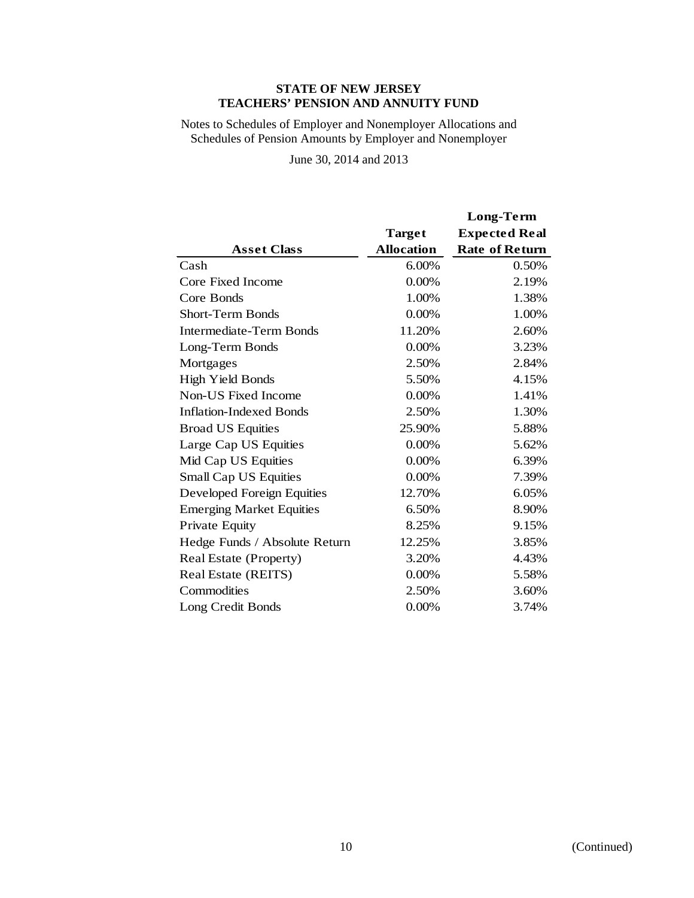**STATE OF NEW JERSEY**
**TEACHERS' PENSION AND ANNUITY FUND**

Notes to Schedules of Employer and Nonemployer Allocations and Schedules of Pension Amounts by Employer and Nonemployer

June 30, 2014 and 2013

| Asset Class | Target Allocation | Long-Term Expected Real Rate of Return |
|---|---|---|
| Cash | 6.00% | 0.50% |
| Core Fixed Income | 0.00% | 2.19% |
| Core Bonds | 1.00% | 1.38% |
| Short-Term Bonds | 0.00% | 1.00% |
| Intermediate-Term Bonds | 11.20% | 2.60% |
| Long-Term Bonds | 0.00% | 3.23% |
| Mortgages | 2.50% | 2.84% |
| High Yield Bonds | 5.50% | 4.15% |
| Non-US Fixed Income | 0.00% | 1.41% |
| Inflation-Indexed Bonds | 2.50% | 1.30% |
| Broad US Equities | 25.90% | 5.88% |
| Large Cap US Equities | 0.00% | 5.62% |
| Mid Cap US Equities | 0.00% | 6.39% |
| Small Cap US Equities | 0.00% | 7.39% |
| Developed Foreign Equities | 12.70% | 6.05% |
| Emerging Market Equities | 6.50% | 8.90% |
| Private Equity | 8.25% | 9.15% |
| Hedge Funds / Absolute Return | 12.25% | 3.85% |
| Real Estate (Property) | 3.20% | 4.43% |
| Real Estate (REITS) | 0.00% | 5.58% |
| Commodities | 2.50% | 3.60% |
| Long Credit Bonds | 0.00% | 3.74% |

(Continued)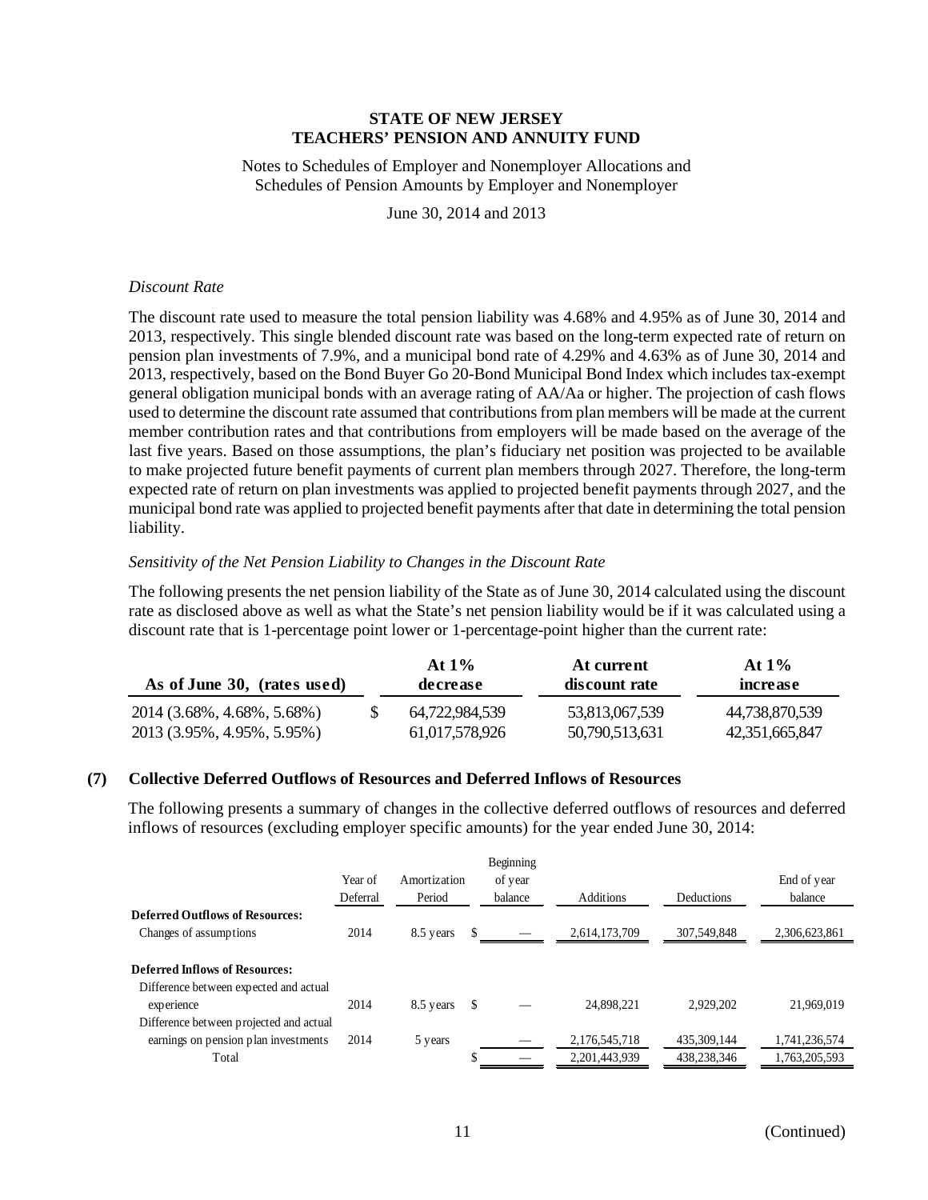# STATE OF NEW JERSEY
# TEACHERS' PENSION AND ANNUITY FUND

Notes to Schedules of Employer and Nonemployer Allocations and Schedules of Pension Amounts by Employer and Nonemployer

June 30, 2014 and 2013

*Discount Rate*

The discount rate used to measure the total pension liability was 4.68% and 4.95% as of June 30, 2014 and 2013, respectively. This single blended discount rate was based on the long-term expected rate of return on pension plan investments of 7.9%, and a municipal bond rate of 4.29% and 4.63% as of June 30, 2014 and 2013, respectively, based on the Bond Buyer Go 20-Bond Municipal Bond Index which includes tax-exempt general obligation municipal bonds with an average rating of AA/Aa or higher. The projection of cash flows used to determine the discount rate assumed that contributions from plan members will be made at the current member contribution rates and that contributions from employers will be made based on the average of the last five years. Based on those assumptions, the plan's fiduciary net position was projected to be available to make projected future benefit payments of current plan members through 2027. Therefore, the long-term expected rate of return on plan investments was applied to projected benefit payments through 2027, and the municipal bond rate was applied to projected benefit payments after that date in determining the total pension liability.

*Sensitivity of the Net Pension Liability to Changes in the Discount Rate*

The following presents the net pension liability of the State as of June 30, 2014 calculated using the discount rate as disclosed above as well as what the State's net pension liability would be if it was calculated using a discount rate that is 1-percentage point lower or 1-percentage-point higher than the current rate:

| As of June 30, (rates used) | At 1% decrease | At current discount rate | At 1% increase |
|---|---|---|---|
| 2014 (3.68%, 4.68%, 5.68%) | $ 64,722,984,539 | 53,813,067,539 | 44,738,870,539 |
| 2013 (3.95%, 4.95%, 5.95%) | 61,017,578,926 | 50,790,513,631 | 42,351,665,847 |

## (7) Collective Deferred Outflows of Resources and Deferred Inflows of Resources

The following presents a summary of changes in the collective deferred outflows of resources and deferred inflows of resources (excluding employer specific amounts) for the year ended June 30, 2014:

| | Year of Deferral | Amortization Period | Beginning of year balance | Additions | Deductions | End of year balance |
|---|---|---|---|---|---|---|
| **Deferred Outflows of Resources:** | | | | | | |
| Changes of assumptions | 2014 | 8.5 years | $ — | 2,614,173,709 | 307,549,848 | 2,306,623,861 |
| **Deferred Inflows of Resources:** | | | | | | |
| Difference between expected and actual experience | 2014 | 8.5 years | $ — | 24,898,221 | 2,929,202 | 21,969,019 |
| Difference between projected and actual earnings on pension plan investments | 2014 | 5 years | — | 2,176,545,718 | 435,309,144 | 1,741,236,574 |
| Total | | | $ — | 2,201,443,939 | 438,238,346 | 1,763,205,593 |

(Continued)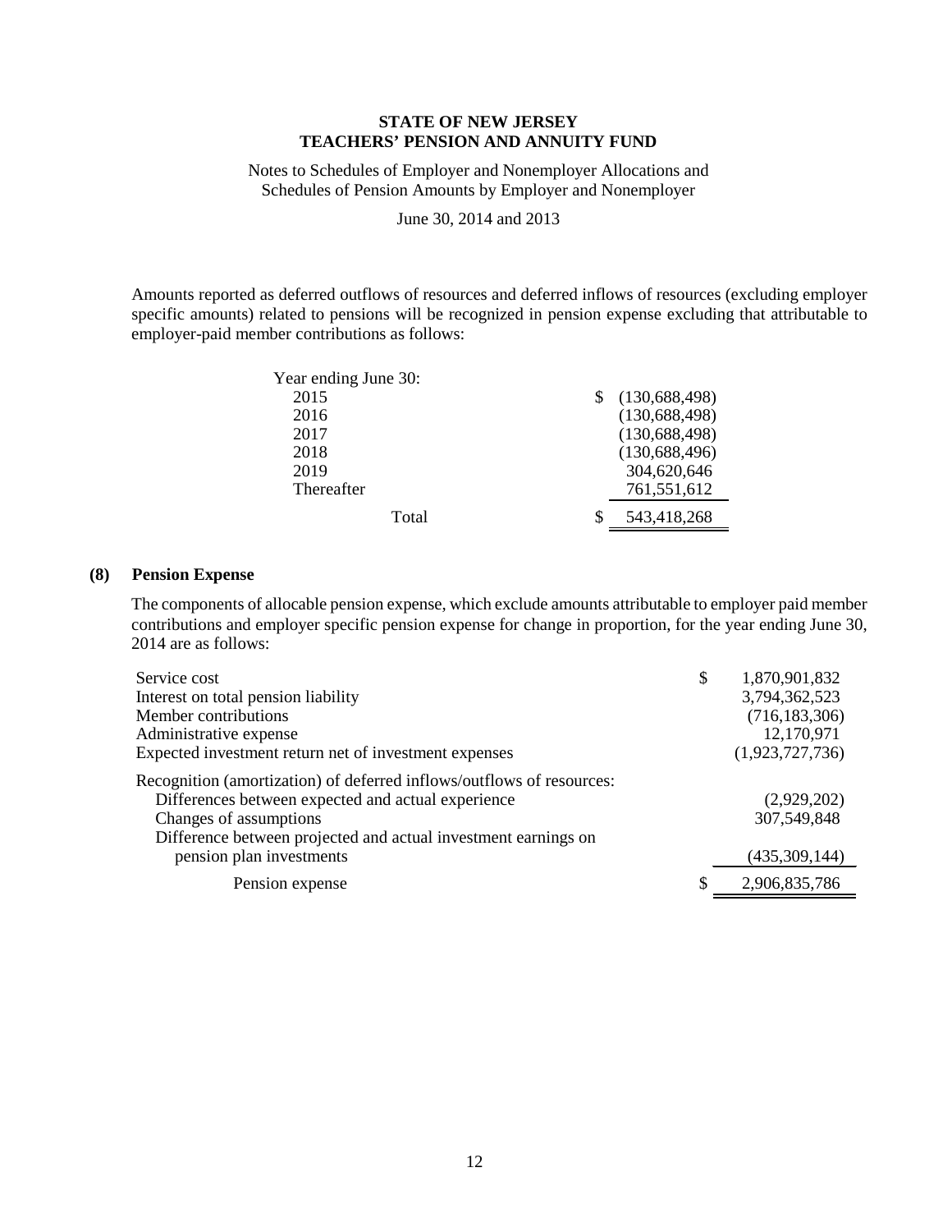**STATE OF NEW JERSEY**
**TEACHERS' PENSION AND ANNUITY FUND**

Notes to Schedules of Employer and Nonemployer Allocations and Schedules of Pension Amounts by Employer and Nonemployer

June 30, 2014 and 2013

Amounts reported as deferred outflows of resources and deferred inflows of resources (excluding employer specific amounts) related to pensions will be recognized in pension expense excluding that attributable to employer-paid member contributions as follows:

| Year ending June 30: | |
|---|---|
| 2015 | $ (130,688,498) |
| 2016 | (130,688,498) |
| 2017 | (130,688,498) |
| 2018 | (130,688,496) |
| 2019 | 304,620,646 |
| Thereafter | 761,551,612 |
| Total | $ 543,418,268 |

## (8) Pension Expense

The components of allocable pension expense, which exclude amounts attributable to employer paid member contributions and employer specific pension expense for change in proportion, for the year ending June 30, 2014 are as follows:

| | |
|---|---|
| Service cost | $ 1,870,901,832 |
| Interest on total pension liability | 3,794,362,523 |
| Member contributions | (716,183,306) |
| Administrative expense | 12,170,971 |
| Expected investment return net of investment expenses | (1,923,727,736) |
| Recognition (amortization) of deferred inflows/outflows of resources: | |
| Differences between expected and actual experience | (2,929,202) |
| Changes of assumptions | 307,549,848 |
| Difference between projected and actual investment earnings on pension plan investments | (435,309,144) |
| Pension expense | $ 2,906,835,786 |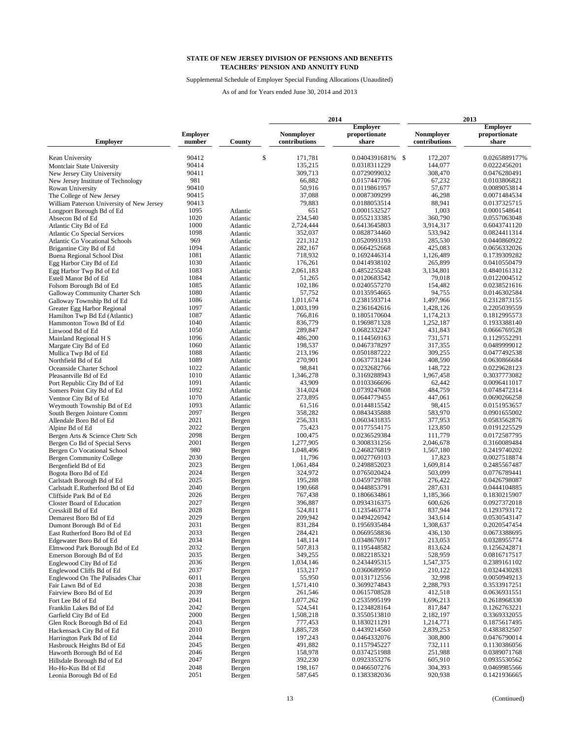**STATE OF NEW JERSEY DIVISION OF PENSIONS AND BENEFITS**
**TEACHERS' PENSION AND ANNUITY FUND**

Supplemental Schedule of Employer Special Funding Allocations (Unaudited)

As of and for Years ended June 30, 2014 and 2013

| Employer | Employer number | County | 2014 Nonmployer contributions | 2014 Employer proportionate share | 2013 Nonmployer contributions | 2013 Employer proportionate share |
|---|---|---|---|---|---|---|
| Kean University | 90412 | | $ 171,781 | 0.0404391681% | $ 172,207 | 0.0265889177% |
| Montclair State University | 90414 | | 135,215 | 0.0318311229 | 144,077 | 0.0222456201 |
| New Jersey City University | 90411 | | 309,713 | 0.0729099032 | 308,470 | 0.0476280491 |
| New Jersey Institute of Technology | 981 | | 66,882 | 0.0157447706 | 67,232 | 0.0103806821 |
| Rowan University | 90410 | | 50,916 | 0.0119861957 | 57,677 | 0.0089053814 |
| The College of New Jersey | 90415 | | 37,088 | 0.0087309299 | 46,298 | 0.0071484534 |
| William Paterson University of New Jersey | 90413 | | 79,883 | 0.0188053514 | 88,941 | 0.0137325715 |
| Longport Borough Bd of Ed | 1095 | Atlantic | 651 | 0.0001532527 | 1,003 | 0.0001548641 |
| Absecon Bd of Ed | 1020 | Atlantic | 234,540 | 0.0552133385 | 360,790 | 0.0557063048 |
| Atlantic City Bd of Ed | 1000 | Atlantic | 2,724,444 | 0.6413645803 | 3,914,317 | 0.6043741120 |
| Atlantic Co Special Services | 1098 | Atlantic | 352,037 | 0.0828734460 | 533,942 | 0.0824411314 |
| Atlantic Co Vocational Schools | 969 | Atlantic | 221,312 | 0.0520993193 | 285,530 | 0.0440860922 |
| Brigantine City Bd of Ed | 1094 | Atlantic | 282,167 | 0.0664252668 | 425,083 | 0.0656332026 |
| Buena Regional School Dist | 1081 | Atlantic | 718,932 | 0.1692446314 | 1,126,489 | 0.1739309282 |
| Egg Harbor City Bd of Ed | 1030 | Atlantic | 176,261 | 0.0414938102 | 265,899 | 0.0410550479 |
| Egg Harbor Twp Bd of Ed | 1083 | Atlantic | 2,061,183 | 0.4852255248 | 3,134,801 | 0.4840161312 |
| Estell Manor Bd of Ed | 1084 | Atlantic | 51,265 | 0.0120683542 | 79,018 | 0.0122004512 |
| Folsom Borough Bd of Ed | 1085 | Atlantic | 102,186 | 0.0240557270 | 154,482 | 0.0238521616 |
| Galloway Community Charter Sch | 1080 | Atlantic | 57,752 | 0.0135954665 | 94,755 | 0.0146302584 |
| Galloway Township Bd of Ed | 1086 | Atlantic | 1,011,674 | 0.2381593714 | 1,497,966 | 0.2312873155 |
| Greater Egg Harbor Regional | 1097 | Atlantic | 1,003,199 | 0.2361642616 | 1,428,126 | 0.2205039559 |
| Hamilton Twp Bd Ed (Atlantic) | 1087 | Atlantic | 766,816 | 0.1805170604 | 1,174,213 | 0.1812995573 |
| Hammonton Town Bd of Ed | 1040 | Atlantic | 836,779 | 0.1969871328 | 1,252,187 | 0.1933388140 |
| Linwood Bd of Ed | 1050 | Atlantic | 289,847 | 0.0682332247 | 431,843 | 0.0666769528 |
| Mainland Regional H S | 1096 | Atlantic | 486,200 | 0.1144569163 | 731,571 | 0.1129552291 |
| Margate City Bd of Ed | 1060 | Atlantic | 198,537 | 0.0467378297 | 317,355 | 0.0489999012 |
| Mullica Twp Bd of Ed | 1088 | Atlantic | 213,196 | 0.0501887222 | 309,255 | 0.0477492538 |
| Northfield Bd of Ed | 1089 | Atlantic | 270,901 | 0.0637731244 | 408,590 | 0.0630866684 |
| Oceanside Charter School | 1022 | Atlantic | 98,841 | 0.0232682766 | 148,722 | 0.0229628123 |
| Pleasantville Bd of Ed | 1010 | Atlantic | 1,346,278 | 0.3169288943 | 1,967,458 | 0.3037773082 |
| Port Republic City Bd of Ed | 1091 | Atlantic | 43,909 | 0.0103366696 | 62,442 | 0.0096411017 |
| Somers Point City Bd of Ed | 1092 | Atlantic | 314,024 | 0.0739247608 | 484,759 | 0.0748472314 |
| Ventnor City Bd of Ed | 1070 | Atlantic | 273,895 | 0.0644779455 | 447,061 | 0.0690266258 |
| Weymouth Township Bd of Ed | 1093 | Atlantic | 61,516 | 0.0144815542 | 98,415 | 0.0151953657 |
| South Bergen Jointure Comm | 2097 | Bergen | 358,282 | 0.0843435888 | 583,970 | 0.0901655002 |
| Allendale Boro Bd of Ed | 2021 | Bergen | 256,331 | 0.0603431835 | 377,953 | 0.0583562876 |
| Alpine Bd of Ed | 2022 | Bergen | 75,423 | 0.0177554175 | 123,850 | 0.0191225529 |
| Bergen Arts & Science Chrtr Sch | 2098 | Bergen | 100,475 | 0.0236529384 | 111,779 | 0.0172587795 |
| Bergen Co Bd of Special Servs | 2001 | Bergen | 1,277,905 | 0.3008331256 | 2,046,678 | 0.3160089484 |
| Bergen Co Vocational School | 980 | Bergen | 1,048,496 | 0.2468276819 | 1,567,180 | 0.2419740202 |
| Bergen Community College | 2030 | Bergen | 11,796 | 0.0027769103 | 17,823 | 0.0027518874 |
| Bergenfield Bd of Ed | 2023 | Bergen | 1,061,484 | 0.2498852023 | 1,609,814 | 0.2485567487 |
| Bogota Boro Bd of Ed | 2024 | Bergen | 324,972 | 0.0765020424 | 503,099 | 0.0776789441 |
| Carlstadt Borough Bd of Ed | 2025 | Bergen | 195,288 | 0.0459729788 | 276,422 | 0.0426798087 |
| Carlstadt E.Rutherford Bd of Ed | 2040 | Bergen | 190,668 | 0.0448853791 | 287,631 | 0.0444104885 |
| Cliffside Park Bd of Ed | 2026 | Bergen | 767,438 | 0.1806634861 | 1,185,366 | 0.1830215907 |
| Closter Board of Education | 2027 | Bergen | 396,887 | 0.0934316375 | 600,626 | 0.0927372018 |
| Cresskill Bd of Ed | 2028 | Bergen | 524,811 | 0.1235463774 | 837,944 | 0.1293793172 |
| Demarest Boro Bd of Ed | 2029 | Bergen | 209,942 | 0.0494226942 | 343,614 | 0.0530543147 |
| Dumont Borough Bd of Ed | 2031 | Bergen | 831,284 | 0.1956935484 | 1,308,637 | 0.2020547454 |
| East Rutherford Boro Bd of Ed | 2033 | Bergen | 284,421 | 0.0669558836 | 436,130 | 0.0673388695 |
| Edgewater Boro Bd of Ed | 2034 | Bergen | 148,114 | 0.0348676917 | 213,053 | 0.0328955774 |
| Elmwood Park Borough Bd of Ed | 2032 | Bergen | 507,813 | 0.1195448582 | 813,624 | 0.1256242871 |
| Emerson Borough Bd of Ed | 2035 | Bergen | 349,255 | 0.0822185321 | 528,959 | 0.0816717517 |
| Englewood City Bd of Ed | 2036 | Bergen | 1,034,146 | 0.2434495315 | 1,547,375 | 0.2389161102 |
| Englewood Cliffs Bd of Ed | 2037 | Bergen | 153,217 | 0.0360689950 | 210,122 | 0.0324430283 |
| Englewood On The Palisades Char | 6011 | Bergen | 55,950 | 0.0131712556 | 32,998 | 0.0050949213 |
| Fair Lawn Bd of Ed | 2038 | Bergen | 1,571,410 | 0.3699274843 | 2,288,793 | 0.3533917251 |
| Fairview Boro Bd of Ed | 2039 | Bergen | 261,546 | 0.0615708528 | 412,518 | 0.0636931551 |
| Fort Lee Bd of Ed | 2041 | Bergen | 1,077,262 | 0.2535995199 | 1,696,213 | 0.2618968330 |
| Franklin Lakes Bd of Ed | 2042 | Bergen | 524,541 | 0.1234828164 | 817,847 | 0.1262763221 |
| Garfield City Bd of Ed | 2000 | Bergen | 1,508,218 | 0.3550513810 | 2,182,197 | 0.3369332055 |
| Glen Rock Borough Bd of Ed | 2043 | Bergen | 777,453 | 0.1830211291 | 1,214,771 | 0.1875617495 |
| Hackensack City Bd of Ed | 2010 | Bergen | 1,885,728 | 0.4439214560 | 2,839,253 | 0.4383832507 |
| Harrington Park Bd of Ed | 2044 | Bergen | 197,243 | 0.0464332076 | 308,800 | 0.0476790014 |
| Hasbrouck Heights Bd of Ed | 2045 | Bergen | 491,882 | 0.1157945227 | 732,111 | 0.1130386056 |
| Haworth Borough Bd of Ed | 2046 | Bergen | 158,978 | 0.0374251988 | 251,988 | 0.0389071768 |
| Hillsdale Borough Bd of Ed | 2047 | Bergen | 392,230 | 0.0923353276 | 605,910 | 0.0935530562 |
| Ho-Ho-Kus Bd of Ed | 2048 | Bergen | 198,167 | 0.0466507276 | 304,393 | 0.0469985566 |
| Leonia Borough Bd of Ed | 2051 | Bergen | 587,645 | 0.1383382036 | 920,938 | 0.1421936665 |

(Continued)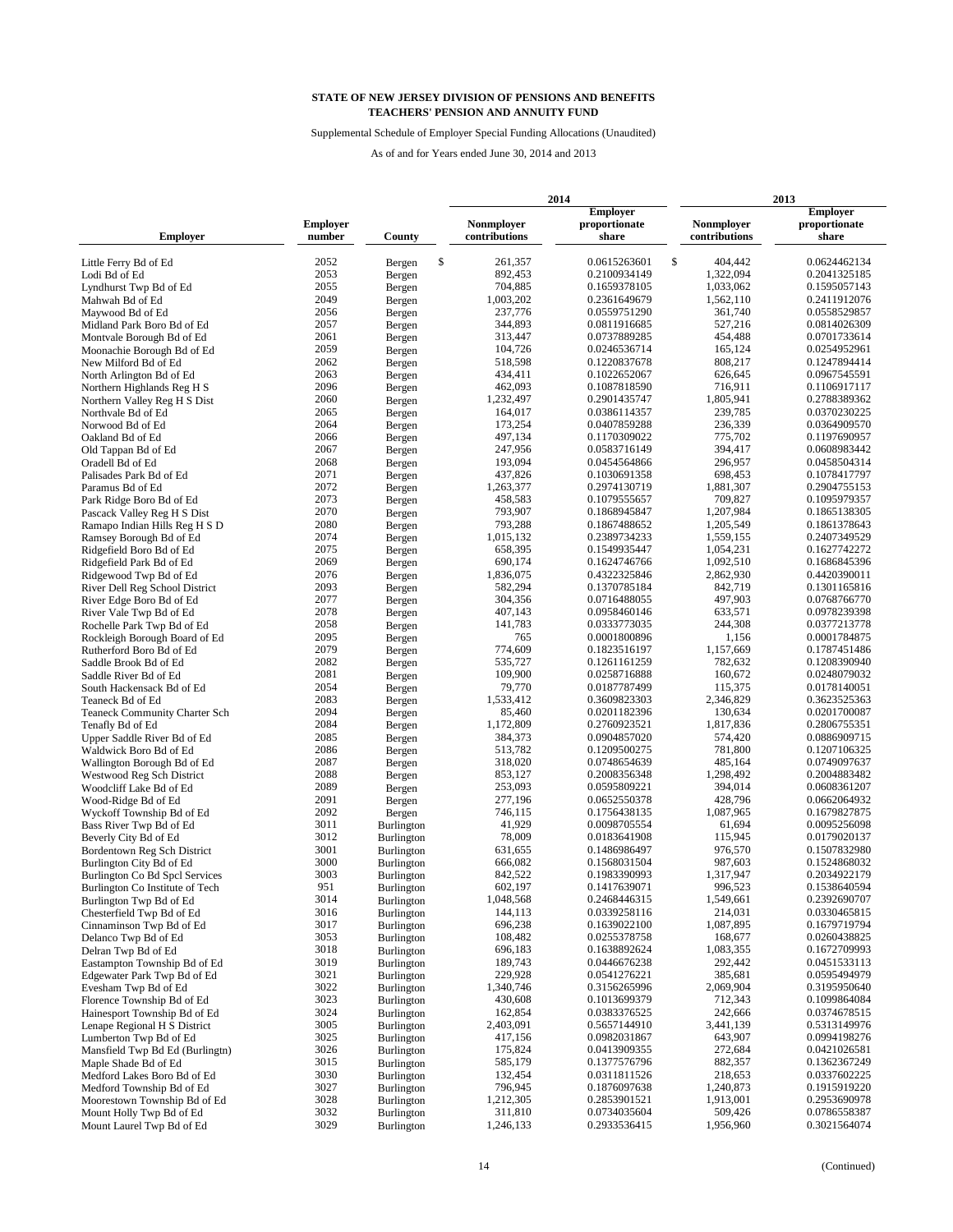**STATE OF NEW JERSEY DIVISION OF PENSIONS AND BENEFITS**
**TEACHERS' PENSION AND ANNUITY FUND**

Supplemental Schedule of Employer Special Funding Allocations (Unaudited)

As of and for Years ended June 30, 2014 and 2013

| Employer | Employer number | County | 2014 Nonmployer contributions | 2014 Employer proportionate share | 2013 Nonmployer contributions | 2013 Employer proportionate share |
|---|---|---|---|---|---|---|
| Little Ferry Bd of Ed | 2052 | Bergen | $ 261,357 | 0.0615263601 | $ 404,442 | 0.0624462134 |
| Lodi Bd of Ed | 2053 | Bergen | 892,453 | 0.2100934149 | 1,322,094 | 0.2041325185 |
| Lyndhurst Twp Bd of Ed | 2055 | Bergen | 704,885 | 0.1659378105 | 1,033,062 | 0.1595057143 |
| Mahwah Bd of Ed | 2049 | Bergen | 1,003,202 | 0.2361649679 | 1,562,110 | 0.2411912076 |
| Maywood Bd of Ed | 2056 | Bergen | 237,776 | 0.0559751290 | 361,740 | 0.0558529857 |
| Midland Park Boro Bd of Ed | 2057 | Bergen | 344,893 | 0.0811916685 | 527,216 | 0.0814026309 |
| Montvale Borough Bd of Ed | 2061 | Bergen | 313,447 | 0.0737889285 | 454,488 | 0.0701733614 |
| Moonachie Borough Bd of Ed | 2059 | Bergen | 104,726 | 0.0246536714 | 165,124 | 0.0254952961 |
| New Milford Bd of Ed | 2062 | Bergen | 518,598 | 0.1220837678 | 808,217 | 0.1247894414 |
| North Arlington Bd of Ed | 2063 | Bergen | 434,411 | 0.1022652067 | 626,645 | 0.0967545591 |
| Northern Highlands Reg H S | 2096 | Bergen | 462,093 | 0.1087818590 | 716,911 | 0.1106917117 |
| Northern Valley Reg H S Dist | 2060 | Bergen | 1,232,497 | 0.2901435747 | 1,805,941 | 0.2788389362 |
| Northvale Bd of Ed | 2065 | Bergen | 164,017 | 0.0386114357 | 239,785 | 0.0370230225 |
| Norwood Bd of Ed | 2064 | Bergen | 173,254 | 0.0407859288 | 236,339 | 0.0364909570 |
| Oakland Bd of Ed | 2066 | Bergen | 497,134 | 0.1170309022 | 775,702 | 0.1197690957 |
| Old Tappan Bd of Ed | 2067 | Bergen | 247,956 | 0.0583716149 | 394,417 | 0.0608983442 |
| Oradell Bd of Ed | 2068 | Bergen | 193,094 | 0.0454564866 | 296,957 | 0.0458504314 |
| Palisades Park Bd of Ed | 2071 | Bergen | 437,826 | 0.1030691358 | 698,453 | 0.1078417797 |
| Paramus Bd of Ed | 2072 | Bergen | 1,263,377 | 0.2974130719 | 1,881,307 | 0.2904755153 |
| Park Ridge Boro Bd of Ed | 2073 | Bergen | 458,583 | 0.1079555657 | 709,827 | 0.1095979357 |
| Pascack Valley Reg H S Dist | 2070 | Bergen | 793,907 | 0.1868945847 | 1,207,984 | 0.1865138305 |
| Ramapo Indian Hills Reg H S D | 2080 | Bergen | 793,288 | 0.1867488652 | 1,205,549 | 0.1861378643 |
| Ramsey Borough Bd of Ed | 2074 | Bergen | 1,015,132 | 0.2389734233 | 1,559,155 | 0.2407349529 |
| Ridgefield Boro Bd of Ed | 2075 | Bergen | 658,395 | 0.1549935447 | 1,054,231 | 0.1627742272 |
| Ridgefield Park Bd of Ed | 2069 | Bergen | 690,174 | 0.1624746766 | 1,092,510 | 0.1686845396 |
| Ridgewood Twp Bd of Ed | 2076 | Bergen | 1,836,075 | 0.4322325846 | 2,862,930 | 0.4420390011 |
| River Dell Reg School District | 2093 | Bergen | 582,294 | 0.1370785184 | 842,719 | 0.1301165816 |
| River Edge Boro Bd of Ed | 2077 | Bergen | 304,356 | 0.0716488055 | 497,903 | 0.0768766770 |
| River Vale Twp Bd of Ed | 2078 | Bergen | 407,143 | 0.0958460146 | 633,571 | 0.0978239398 |
| Rochelle Park Twp Bd of Ed | 2058 | Bergen | 141,783 | 0.0333773035 | 244,308 | 0.0377213778 |
| Rockleigh Borough Board of Ed | 2095 | Bergen | 765 | 0.0001800896 | 1,156 | 0.0001784875 |
| Rutherford Boro Bd of Ed | 2079 | Bergen | 774,609 | 0.1823516197 | 1,157,669 | 0.1787451486 |
| Saddle Brook Bd of Ed | 2082 | Bergen | 535,727 | 0.1261161259 | 782,632 | 0.1208390940 |
| Saddle River Bd of Ed | 2081 | Bergen | 109,900 | 0.0258716888 | 160,672 | 0.0248079032 |
| South Hackensack Bd of Ed | 2054 | Bergen | 79,770 | 0.0187787499 | 115,375 | 0.0178140051 |
| Teaneck Bd of Ed | 2083 | Bergen | 1,533,412 | 0.3609823303 | 2,346,829 | 0.3623525363 |
| Teaneck Community Charter Sch | 2094 | Bergen | 85,460 | 0.0201182396 | 130,634 | 0.0201700087 |
| Tenafly Bd of Ed | 2084 | Bergen | 1,172,809 | 0.2760923521 | 1,817,836 | 0.2806755351 |
| Upper Saddle River Bd of Ed | 2085 | Bergen | 384,373 | 0.0904857020 | 574,420 | 0.0886909715 |
| Waldwick Boro Bd of Ed | 2086 | Bergen | 513,782 | 0.1209500275 | 781,800 | 0.1207106325 |
| Wallington Borough Bd of Ed | 2087 | Bergen | 318,020 | 0.0748654639 | 485,164 | 0.0749097637 |
| Westwood Reg Sch District | 2088 | Bergen | 853,127 | 0.2008356348 | 1,298,492 | 0.2004883482 |
| Woodcliff Lake Bd of Ed | 2089 | Bergen | 253,093 | 0.0595809221 | 394,014 | 0.0608361207 |
| Wood-Ridge Bd of Ed | 2091 | Bergen | 277,196 | 0.0652550378 | 428,796 | 0.0662064932 |
| Wyckoff Township Bd of Ed | 2092 | Bergen | 746,115 | 0.1756438135 | 1,087,965 | 0.1679827875 |
| Bass River Twp Bd of Ed | 3011 | Burlington | 41,929 | 0.0098705554 | 61,694 | 0.0095256098 |
| Beverly City Bd of Ed | 3012 | Burlington | 78,009 | 0.0183641908 | 115,945 | 0.0179020137 |
| Bordentown Reg Sch District | 3001 | Burlington | 631,655 | 0.1486986497 | 976,570 | 0.1507832980 |
| Burlington City Bd of Ed | 3000 | Burlington | 666,082 | 0.1568031504 | 987,603 | 0.1524868032 |
| Burlington Co Bd Spcl Services | 3003 | Burlington | 842,522 | 0.1983390993 | 1,317,947 | 0.2034922179 |
| Burlington Co Institute of Tech | 951 | Burlington | 602,197 | 0.1417639071 | 996,523 | 0.1538640594 |
| Burlington Twp Bd of Ed | 3014 | Burlington | 1,048,568 | 0.2468446315 | 1,549,661 | 0.2392690707 |
| Chesterfield Twp Bd of Ed | 3016 | Burlington | 144,113 | 0.0339258116 | 214,031 | 0.0330465815 |
| Cinnaminson Twp Bd of Ed | 3017 | Burlington | 696,238 | 0.1639022100 | 1,087,895 | 0.1679719794 |
| Delanco Twp Bd of Ed | 3053 | Burlington | 108,482 | 0.0255378758 | 168,677 | 0.0260438825 |
| Delran Twp Bd of Ed | 3018 | Burlington | 696,183 | 0.1638892624 | 1,083,355 | 0.1672709993 |
| Eastampton Township Bd of Ed | 3019 | Burlington | 189,743 | 0.0446676238 | 292,442 | 0.0451533113 |
| Edgewater Park Twp Bd of Ed | 3021 | Burlington | 229,928 | 0.0541276221 | 385,681 | 0.0595494979 |
| Evesham Twp Bd of Ed | 3022 | Burlington | 1,340,746 | 0.3156265996 | 2,069,904 | 0.3195950640 |
| Florence Township Bd of Ed | 3023 | Burlington | 430,608 | 0.1013699379 | 712,343 | 0.1099864084 |
| Hainesport Township Bd of Ed | 3024 | Burlington | 162,854 | 0.0383376525 | 242,666 | 0.0374678515 |
| Lenape Regional H S District | 3005 | Burlington | 2,403,091 | 0.5657144910 | 3,441,139 | 0.5313149976 |
| Lumberton Twp Bd of Ed | 3025 | Burlington | 417,156 | 0.0982031867 | 643,907 | 0.0994198276 |
| Mansfield Twp Bd Ed (Burlingtn) | 3026 | Burlington | 175,824 | 0.0413909355 | 272,684 | 0.0421026581 |
| Maple Shade Bd of Ed | 3015 | Burlington | 585,179 | 0.1377576796 | 882,357 | 0.1362367249 |
| Medford Lakes Boro Bd of Ed | 3030 | Burlington | 132,454 | 0.0311811526 | 218,653 | 0.0337602225 |
| Medford Township Bd of Ed | 3027 | Burlington | 796,945 | 0.1876097638 | 1,240,873 | 0.1915919220 |
| Moorestown Township Bd of Ed | 3028 | Burlington | 1,212,305 | 0.2853901521 | 1,913,001 | 0.2953690978 |
| Mount Holly Twp Bd of Ed | 3032 | Burlington | 311,810 | 0.0734035604 | 509,426 | 0.0786558387 |
| Mount Laurel Twp Bd of Ed | 3029 | Burlington | 1,246,133 | 0.2933536415 | 1,956,960 | 0.3021564074 |

(Continued)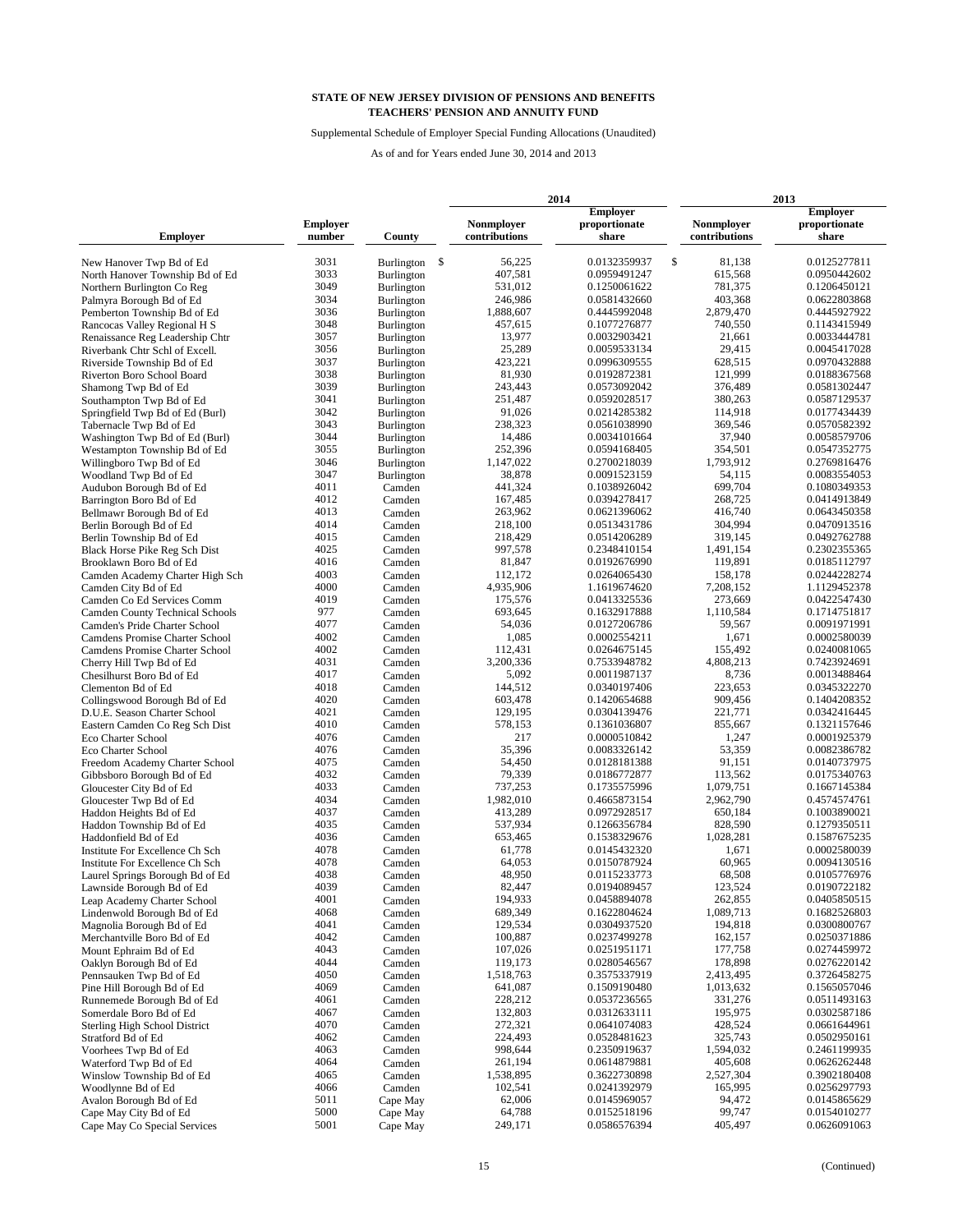**STATE OF NEW JERSEY DIVISION OF PENSIONS AND BENEFITS**
**TEACHERS' PENSION AND ANNUITY FUND**

Supplemental Schedule of Employer Special Funding Allocations (Unaudited)

As of and for Years ended June 30, 2014 and 2013

| | | | 2014 | | 2013 | |
|---|---|---|---|---|---|---|
| Employer | Employer number | County | Nonmployer contributions | Employer proportionate share | Nonmployer contributions | Employer proportionate share |
| New Hanover Twp Bd of Ed | 3031 | Burlington | $ 56,225 | 0.0132359937 | $ 81,138 | 0.0125277811 |
| North Hanover Township Bd of Ed | 3033 | Burlington | 407,581 | 0.0959491247 | 615,568 | 0.0950442602 |
| Northern Burlington Co Reg | 3049 | Burlington | 531,012 | 0.1250061622 | 781,375 | 0.1206450121 |
| Palmyra Borough Bd of Ed | 3034 | Burlington | 246,986 | 0.0581432660 | 403,368 | 0.0622803868 |
| Pemberton Township Bd of Ed | 3036 | Burlington | 1,888,607 | 0.4445992048 | 2,879,470 | 0.4445927922 |
| Rancocas Valley Regional H S | 3048 | Burlington | 457,615 | 0.1077276877 | 740,550 | 0.1143415949 |
| Renaissance Reg Leadership Chtr | 3057 | Burlington | 13,977 | 0.0032903421 | 21,661 | 0.0033444781 |
| Riverbank Chtr Schl of Excell. | 3056 | Burlington | 25,289 | 0.0059533134 | 29,415 | 0.0045417028 |
| Riverside Township Bd of Ed | 3037 | Burlington | 423,221 | 0.0996309555 | 628,515 | 0.0970432888 |
| Riverton Boro School Board | 3038 | Burlington | 81,930 | 0.0192872381 | 121,999 | 0.0188367568 |
| Shamong Twp Bd of Ed | 3039 | Burlington | 243,443 | 0.0573092042 | 376,489 | 0.0581302447 |
| Southampton Twp Bd of Ed | 3041 | Burlington | 251,487 | 0.0592028517 | 380,263 | 0.0587129537 |
| Springfield Twp Bd of Ed (Burl) | 3042 | Burlington | 91,026 | 0.0214285382 | 114,918 | 0.0177434439 |
| Tabernacle Twp Bd of Ed | 3043 | Burlington | 238,323 | 0.0561038990 | 369,546 | 0.0570582392 |
| Washington Twp Bd of Ed (Burl) | 3044 | Burlington | 14,486 | 0.0034101664 | 37,940 | 0.0058579706 |
| Westampton Township Bd of Ed | 3055 | Burlington | 252,396 | 0.0594168405 | 354,501 | 0.0547352775 |
| Willingboro Twp Bd of Ed | 3046 | Burlington | 1,147,022 | 0.2700218039 | 1,793,912 | 0.2769816476 |
| Woodland Twp Bd of Ed | 3047 | Burlington | 38,878 | 0.0091523159 | 54,115 | 0.0083554053 |
| Audubon Borough Bd of Ed | 4011 | Camden | 441,324 | 0.1038926042 | 699,704 | 0.1080349353 |
| Barrington Boro Bd of Ed | 4012 | Camden | 167,485 | 0.0394278417 | 268,725 | 0.0414913849 |
| Bellmawr Borough Bd of Ed | 4013 | Camden | 263,962 | 0.0621396062 | 416,740 | 0.0643450358 |
| Berlin Borough Bd of Ed | 4014 | Camden | 218,100 | 0.0513431786 | 304,994 | 0.0470913516 |
| Berlin Township Bd of Ed | 4015 | Camden | 218,429 | 0.0514206289 | 319,145 | 0.0492762788 |
| Black Horse Pike Reg Sch Dist | 4025 | Camden | 997,578 | 0.2348410154 | 1,491,154 | 0.2302355365 |
| Brooklawn Boro Bd of Ed | 4016 | Camden | 81,847 | 0.0192676990 | 119,891 | 0.0185112797 |
| Camden Academy Charter High Sch | 4003 | Camden | 112,172 | 0.0264065430 | 158,178 | 0.0244228274 |
| Camden City Bd of Ed | 4000 | Camden | 4,935,906 | 1.1619674620 | 7,208,152 | 1.1129452378 |
| Camden Co Ed Services Comm | 4019 | Camden | 175,576 | 0.0413325536 | 273,669 | 0.0422547430 |
| Camden County Technical Schools | 977 | Camden | 693,645 | 0.1632917888 | 1,110,584 | 0.1714751817 |
| Camden's Pride Charter School | 4077 | Camden | 54,036 | 0.0127206786 | 59,567 | 0.0091971991 |
| Camdens Promise Charter School | 4002 | Camden | 1,085 | 0.0002554211 | 1,671 | 0.0002580039 |
| Camdens Promise Charter School | 4002 | Camden | 112,431 | 0.0264675145 | 155,492 | 0.0240081065 |
| Cherry Hill Twp Bd of Ed | 4031 | Camden | 3,200,336 | 0.7533948782 | 4,808,213 | 0.7423924691 |
| Chesilhurst Boro Bd of Ed | 4017 | Camden | 5,092 | 0.0011987137 | 8,736 | 0.0013488464 |
| Clementon Bd of Ed | 4018 | Camden | 144,512 | 0.0340197406 | 223,653 | 0.0345322270 |
| Collingswood Borough Bd of Ed | 4020 | Camden | 603,478 | 0.1420654688 | 909,456 | 0.1404208352 |
| D.U.E. Season Charter School | 4021 | Camden | 129,195 | 0.0304139476 | 221,771 | 0.0342416445 |
| Eastern Camden Co Reg Sch Dist | 4010 | Camden | 578,153 | 0.1361036807 | 855,667 | 0.1321157646 |
| Eco Charter School | 4076 | Camden | 217 | 0.0000510842 | 1,247 | 0.0001925379 |
| Eco Charter School | 4076 | Camden | 35,396 | 0.0083326142 | 53,359 | 0.0082386782 |
| Freedom Academy Charter School | 4075 | Camden | 54,450 | 0.0128181388 | 91,151 | 0.0140737975 |
| Gibbsboro Borough Bd of Ed | 4032 | Camden | 79,339 | 0.0186772877 | 113,562 | 0.0175340763 |
| Gloucester City Bd of Ed | 4033 | Camden | 737,253 | 0.1735575996 | 1,079,751 | 0.1667145384 |
| Gloucester Twp Bd of Ed | 4034 | Camden | 1,982,010 | 0.4665873154 | 2,962,790 | 0.4574574761 |
| Haddon Heights Bd of Ed | 4037 | Camden | 413,289 | 0.0972928517 | 650,184 | 0.1003890021 |
| Haddon Township Bd of Ed | 4035 | Camden | 537,934 | 0.1266356784 | 828,590 | 0.1279350511 |
| Haddonfield Bd of Ed | 4036 | Camden | 653,465 | 0.1538329676 | 1,028,281 | 0.1587675235 |
| Institute For Excellence Ch Sch | 4078 | Camden | 61,778 | 0.0145432320 | 1,671 | 0.0002580039 |
| Institute For Excellence Ch Sch | 4078 | Camden | 64,053 | 0.0150787924 | 60,965 | 0.0094130516 |
| Laurel Springs Borough Bd of Ed | 4038 | Camden | 48,950 | 0.0115233773 | 68,508 | 0.0105776976 |
| Lawnside Borough Bd of Ed | 4039 | Camden | 82,447 | 0.0194089457 | 123,524 | 0.0190722182 |
| Leap Academy Charter School | 4001 | Camden | 194,933 | 0.0458894078 | 262,855 | 0.0405850515 |
| Lindenwold Borough Bd of Ed | 4068 | Camden | 689,349 | 0.1622804624 | 1,089,713 | 0.1682526803 |
| Magnolia Borough Bd of Ed | 4041 | Camden | 129,534 | 0.0304937520 | 194,818 | 0.0300800767 |
| Merchantville Boro Bd of Ed | 4042 | Camden | 100,887 | 0.0237499278 | 162,157 | 0.0250371886 |
| Mount Ephraim Bd of Ed | 4043 | Camden | 107,026 | 0.0251951171 | 177,758 | 0.0274459972 |
| Oaklyn Borough Bd of Ed | 4044 | Camden | 119,173 | 0.0280546567 | 178,898 | 0.0276220142 |
| Pennsauken Twp Bd of Ed | 4050 | Camden | 1,518,763 | 0.3575337919 | 2,413,495 | 0.3726458275 |
| Pine Hill Borough Bd of Ed | 4069 | Camden | 641,087 | 0.1509190480 | 1,013,632 | 0.1565057046 |
| Runnemede Borough Bd of Ed | 4061 | Camden | 228,212 | 0.0537236565 | 331,276 | 0.0511493163 |
| Somerdale Boro Bd of Ed | 4067 | Camden | 132,803 | 0.0312633111 | 195,975 | 0.0302587186 |
| Sterling High School District | 4070 | Camden | 272,321 | 0.0641074083 | 428,524 | 0.0661644961 |
| Stratford Bd of Ed | 4062 | Camden | 224,493 | 0.0528481623 | 325,743 | 0.0502950161 |
| Voorhees Twp Bd of Ed | 4063 | Camden | 998,644 | 0.2350919637 | 1,594,032 | 0.2461199935 |
| Waterford Twp Bd of Ed | 4064 | Camden | 261,194 | 0.0614879881 | 405,608 | 0.0626262448 |
| Winslow Township Bd of Ed | 4065 | Camden | 1,538,895 | 0.3622730898 | 2,527,304 | 0.3902180408 |
| Woodlynne Bd of Ed | 4066 | Camden | 102,541 | 0.0241392979 | 165,995 | 0.0256297793 |
| Avalon Borough Bd of Ed | 5011 | Cape May | 62,006 | 0.0145969057 | 94,472 | 0.0145865629 |
| Cape May City Bd of Ed | 5000 | Cape May | 64,788 | 0.0152518196 | 99,747 | 0.0154010277 |
| Cape May Co Special Services | 5001 | Cape May | 249,171 | 0.0586576394 | 405,497 | 0.0626091063 |

(Continued)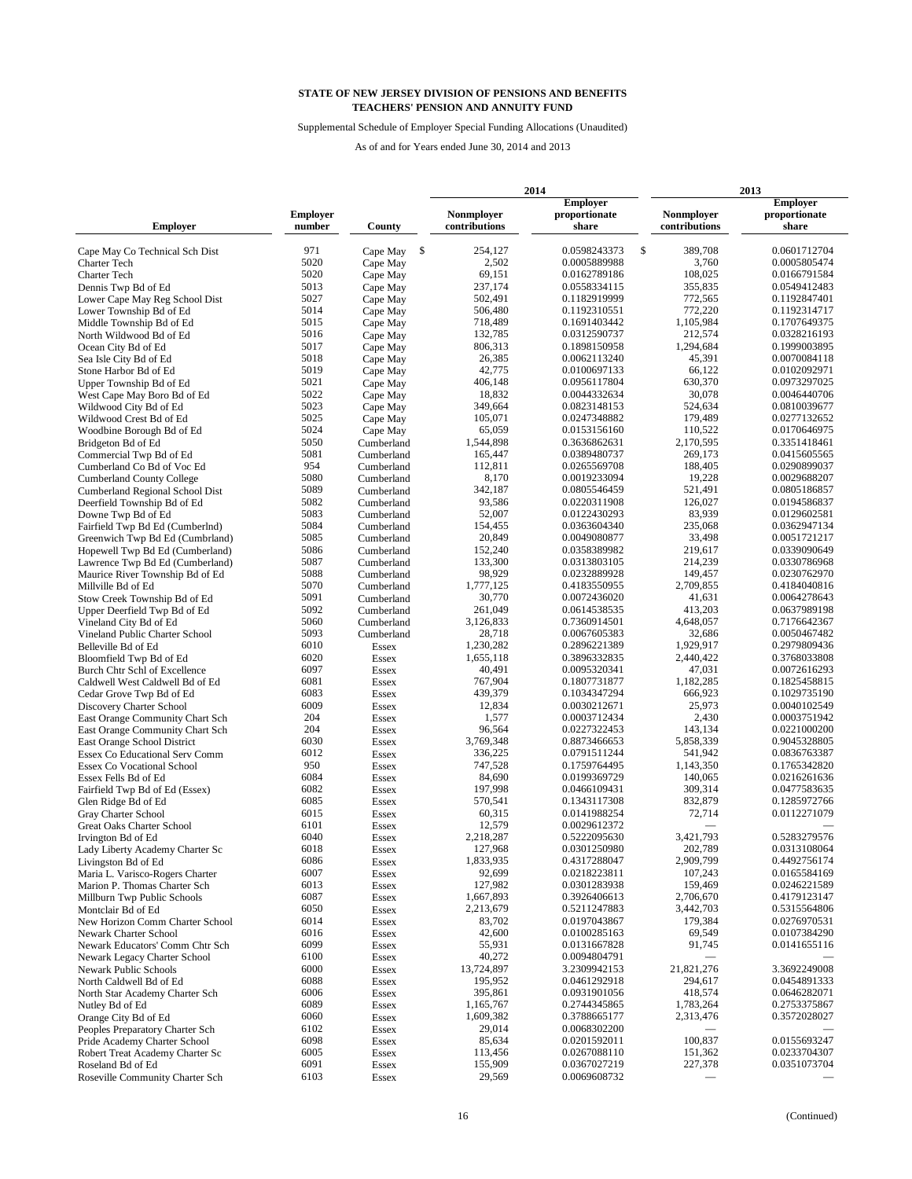**STATE OF NEW JERSEY DIVISION OF PENSIONS AND BENEFITS**
**TEACHERS' PENSION AND ANNUITY FUND**

Supplemental Schedule of Employer Special Funding Allocations (Unaudited)

As of and for Years ended June 30, 2014 and 2013

| Employer | Employer number | County | 2014 Nonmployer contributions | 2014 Employer proportionate share | 2013 Nonmployer contributions | 2013 Employer proportionate share |
|---|---|---|---|---|---|---|
| Cape May Co Technical Sch Dist | 971 | Cape May | $ 254,127 | 0.0598243373 | $ 389,708 | 0.0601712704 |
| Charter Tech | 5020 | Cape May | 2,502 | 0.0005889988 | 3,760 | 0.0005805474 |
| Charter Tech | 5020 | Cape May | 69,151 | 0.0162789186 | 108,025 | 0.0166791584 |
| Dennis Twp Bd of Ed | 5013 | Cape May | 237,174 | 0.0558334115 | 355,835 | 0.0549412483 |
| Lower Cape May Reg School Dist | 5027 | Cape May | 502,491 | 0.1182919999 | 772,565 | 0.1192847401 |
| Lower Township Bd of Ed | 5014 | Cape May | 506,480 | 0.1192310551 | 772,220 | 0.1192314717 |
| Middle Township Bd of Ed | 5015 | Cape May | 718,489 | 0.1691403442 | 1,105,984 | 0.1707649375 |
| North Wildwood Bd of Ed | 5016 | Cape May | 132,785 | 0.0312590737 | 212,574 | 0.0328216193 |
| Ocean City Bd of Ed | 5017 | Cape May | 806,313 | 0.1898150958 | 1,294,684 | 0.1999003895 |
| Sea Isle City Bd of Ed | 5018 | Cape May | 26,385 | 0.0062113240 | 45,391 | 0.0070084118 |
| Stone Harbor Bd of Ed | 5019 | Cape May | 42,775 | 0.0100697133 | 66,122 | 0.0102092971 |
| Upper Township Bd of Ed | 5021 | Cape May | 406,148 | 0.0956117804 | 630,370 | 0.0973297025 |
| West Cape May Boro Bd of Ed | 5022 | Cape May | 18,832 | 0.0044332634 | 30,078 | 0.0046440706 |
| Wildwood City Bd of Ed | 5023 | Cape May | 349,664 | 0.0823148153 | 524,634 | 0.0810039677 |
| Wildwood Crest Bd of Ed | 5025 | Cape May | 105,071 | 0.0247348882 | 179,489 | 0.0277132652 |
| Woodbine Borough Bd of Ed | 5024 | Cape May | 65,059 | 0.0153156160 | 110,522 | 0.0170646975 |
| Bridgeton Bd of Ed | 5050 | Cumberland | 1,544,898 | 0.3636862631 | 2,170,595 | 0.3351418461 |
| Commercial Twp Bd of Ed | 5081 | Cumberland | 165,447 | 0.0389480737 | 269,173 | 0.0415605565 |
| Cumberland Co Bd of Voc Ed | 954 | Cumberland | 112,811 | 0.0265569708 | 188,405 | 0.0290899037 |
| Cumberland County College | 5080 | Cumberland | 8,170 | 0.0019233094 | 19,228 | 0.0029688207 |
| Cumberland Regional School Dist | 5089 | Cumberland | 342,187 | 0.0805546459 | 521,491 | 0.0805186857 |
| Deerfield Township Bd of Ed | 5082 | Cumberland | 93,586 | 0.0220311908 | 126,027 | 0.0194586837 |
| Downe Twp Bd of Ed | 5083 | Cumberland | 52,007 | 0.0122430293 | 83,939 | 0.0129602581 |
| Fairfield Twp Bd Ed (Cumberlnd) | 5084 | Cumberland | 154,455 | 0.0363604340 | 235,068 | 0.0362947134 |
| Greenwich Twp Bd Ed (Cumbrland) | 5085 | Cumberland | 20,849 | 0.0049080877 | 33,498 | 0.0051721217 |
| Hopewell Twp Bd Ed (Cumberland) | 5086 | Cumberland | 152,240 | 0.0358389982 | 219,617 | 0.0339090649 |
| Lawrence Twp Bd Ed (Cumberland) | 5087 | Cumberland | 133,300 | 0.0313803105 | 214,239 | 0.0330786968 |
| Maurice River Township Bd of Ed | 5088 | Cumberland | 98,929 | 0.0232889928 | 149,457 | 0.0230762970 |
| Millville Bd of Ed | 5070 | Cumberland | 1,777,125 | 0.4183550955 | 2,709,855 | 0.4184040816 |
| Stow Creek Township Bd of Ed | 5091 | Cumberland | 30,770 | 0.0072436020 | 41,631 | 0.0064278643 |
| Upper Deerfield Twp Bd of Ed | 5092 | Cumberland | 261,049 | 0.0614538535 | 413,203 | 0.0637989198 |
| Vineland City Bd of Ed | 5060 | Cumberland | 3,126,833 | 0.7360914501 | 4,648,057 | 0.7176642367 |
| Vineland Public Charter School | 5093 | Cumberland | 28,718 | 0.0067605383 | 32,686 | 0.0050467482 |
| Belleville Bd of Ed | 6010 | Essex | 1,230,282 | 0.2896221389 | 1,929,917 | 0.2979809436 |
| Bloomfield Twp Bd of Ed | 6020 | Essex | 1,655,118 | 0.3896332835 | 2,440,422 | 0.3768033808 |
| Burch Chtr Schl of Excellence | 6097 | Essex | 40,491 | 0.0095320341 | 47,031 | 0.0072616293 |
| Caldwell West Caldwell Bd of Ed | 6081 | Essex | 767,904 | 0.1807731877 | 1,182,285 | 0.1825458815 |
| Cedar Grove Twp Bd of Ed | 6083 | Essex | 439,379 | 0.1034347294 | 666,923 | 0.1029735190 |
| Discovery Charter School | 6009 | Essex | 12,834 | 0.0030212671 | 25,973 | 0.0040102549 |
| East Orange Community Chart Sch | 204 | Essex | 1,577 | 0.0003712434 | 2,430 | 0.0003751942 |
| East Orange Community Chart Sch | 204 | Essex | 96,564 | 0.0227322453 | 143,134 | 0.0221000200 |
| East Orange School District | 6030 | Essex | 3,769,348 | 0.8873466653 | 5,858,339 | 0.9045328805 |
| Essex Co Educational Serv Comm | 6012 | Essex | 336,225 | 0.0791511244 | 541,942 | 0.0836763387 |
| Essex Co Vocational School | 950 | Essex | 747,528 | 0.1759764495 | 1,143,350 | 0.1765342820 |
| Essex Fells Bd of Ed | 6084 | Essex | 84,690 | 0.0199369729 | 140,065 | 0.0216261636 |
| Fairfield Twp Bd of Ed (Essex) | 6082 | Essex | 197,998 | 0.0466109431 | 309,314 | 0.0477583635 |
| Glen Ridge Bd of Ed | 6085 | Essex | 570,541 | 0.1343117308 | 832,879 | 0.1285972766 |
| Gray Charter School | 6015 | Essex | 60,315 | 0.0141988254 | 72,714 | 0.0112271079 |
| Great Oaks Charter School | 6101 | Essex | 12,579 | 0.0029612372 | — | — |
| Irvington Bd of Ed | 6040 | Essex | 2,218,287 | 0.5222095630 | 3,421,793 | 0.5283279576 |
| Lady Liberty Academy Charter Sc | 6018 | Essex | 127,968 | 0.0301250980 | 202,789 | 0.0313108064 |
| Livingston Bd of Ed | 6086 | Essex | 1,833,935 | 0.4317288047 | 2,909,799 | 0.4492756174 |
| Maria L. Varisco-Rogers Charter | 6007 | Essex | 92,699 | 0.0218223811 | 107,243 | 0.0165584169 |
| Marion P. Thomas Charter Sch | 6013 | Essex | 127,982 | 0.0301283938 | 159,469 | 0.0246221589 |
| Millburn Twp Public Schools | 6087 | Essex | 1,667,893 | 0.3926406613 | 2,706,670 | 0.4179123147 |
| Montclair Bd of Ed | 6050 | Essex | 2,213,679 | 0.5211247883 | 3,442,703 | 0.5315564806 |
| New Horizon Comm Charter School | 6014 | Essex | 83,702 | 0.0197043867 | 179,384 | 0.0276970531 |
| Newark Charter School | 6016 | Essex | 42,600 | 0.0100285163 | 69,549 | 0.0107384290 |
| Newark Educators' Comm Chtr Sch | 6099 | Essex | 55,931 | 0.0131667828 | 91,745 | 0.0141655116 |
| Newark Legacy Charter School | 6100 | Essex | 40,272 | 0.0094804791 | — | — |
| Newark Public Schools | 6000 | Essex | 13,724,897 | 3.2309942153 | 21,821,276 | 3.3692249008 |
| North Caldwell Bd of Ed | 6088 | Essex | 195,952 | 0.0461292918 | 294,617 | 0.0454891333 |
| North Star Academy Charter Sch | 6006 | Essex | 395,861 | 0.0931901056 | 418,574 | 0.0646282071 |
| Nutley Bd of Ed | 6089 | Essex | 1,165,767 | 0.2744345865 | 1,783,264 | 0.2753375867 |
| Orange City Bd of Ed | 6060 | Essex | 1,609,382 | 0.3788665177 | 2,313,476 | 0.3572028027 |
| Peoples Preparatory Charter Sch | 6102 | Essex | 29,014 | 0.0068302200 | — | — |
| Pride Academy Charter School | 6098 | Essex | 85,634 | 0.0201592011 | 100,837 | 0.0155693247 |
| Robert Treat Academy Charter Sc | 6005 | Essex | 113,456 | 0.0267088110 | 151,362 | 0.0233704307 |
| Roseland Bd of Ed | 6091 | Essex | 155,909 | 0.0367027219 | 227,378 | 0.0351073704 |
| Roseville Community Charter Sch | 6103 | Essex | 29,569 | 0.0069608732 | — | — |

(Continued)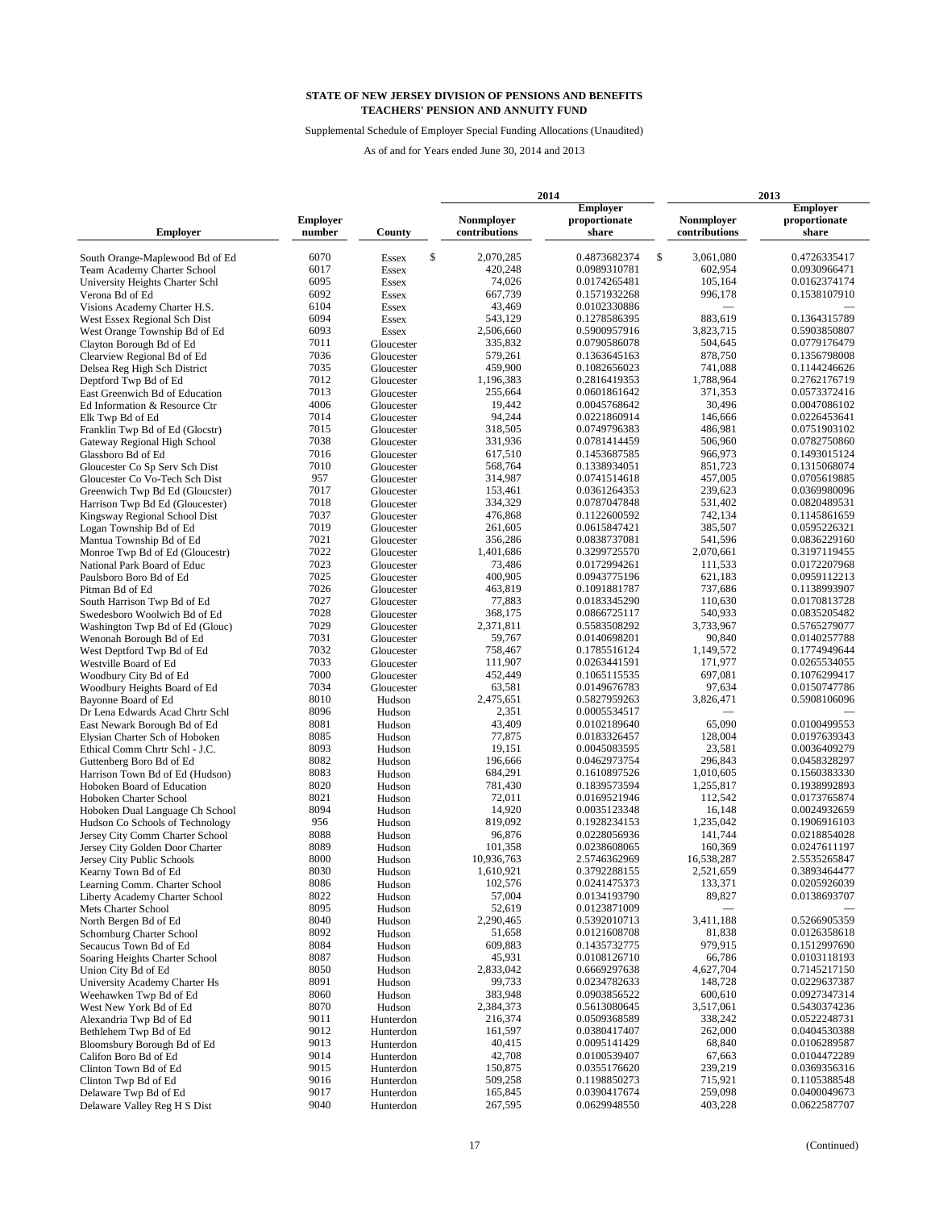**STATE OF NEW JERSEY DIVISION OF PENSIONS AND BENEFITS**
**TEACHERS' PENSION AND ANNUITY FUND**

Supplemental Schedule of Employer Special Funding Allocations (Unaudited)

As of and for Years ended June 30, 2014 and 2013

| Employer | Employer number | County | 2014 Nonmployer contributions | 2014 Employer proportionate share | 2013 Nonmployer contributions | 2013 Employer proportionate share |
|---|---|---|---|---|---|---|
| South Orange-Maplewood Bd of Ed | 6070 | Essex | $ 2,070,285 | 0.4873682374 | $ 3,061,080 | 0.4726335417 |
| Team Academy Charter School | 6017 | Essex | 420,248 | 0.0989310781 | 602,954 | 0.0930966471 |
| University Heights Charter Schl | 6095 | Essex | 74,026 | 0.0174265481 | 105,164 | 0.0162374174 |
| Verona Bd of Ed | 6092 | Essex | 667,739 | 0.1571932268 | 996,178 | 0.1538107910 |
| Visions Academy Charter H.S. | 6104 | Essex | 43,469 | 0.0102330886 | — | — |
| West Essex Regional Sch Dist | 6094 | Essex | 543,129 | 0.1278586395 | 883,619 | 0.1364315789 |
| West Orange Township Bd of Ed | 6093 | Essex | 2,506,660 | 0.5900957916 | 3,823,715 | 0.5903850807 |
| Clayton Borough Bd of Ed | 7011 | Gloucester | 335,832 | 0.0790586078 | 504,645 | 0.0779176479 |
| Clearview Regional Bd of Ed | 7036 | Gloucester | 579,261 | 0.1363645163 | 878,750 | 0.1356798008 |
| Delsea Reg High Sch District | 7035 | Gloucester | 459,900 | 0.1082656023 | 741,088 | 0.1144246626 |
| Deptford Twp Bd of Ed | 7012 | Gloucester | 1,196,383 | 0.2816419353 | 1,788,964 | 0.2762176719 |
| East Greenwich Bd of Education | 7013 | Gloucester | 255,664 | 0.0601861642 | 371,353 | 0.0573372416 |
| Ed Information & Resource Ctr | 4006 | Gloucester | 19,442 | 0.0045768642 | 30,496 | 0.0047086102 |
| Elk Twp Bd of Ed | 7014 | Gloucester | 94,244 | 0.0221860914 | 146,666 | 0.0226453641 |
| Franklin Twp Bd of Ed (Glocstr) | 7015 | Gloucester | 318,505 | 0.0749796383 | 486,981 | 0.0751903102 |
| Gateway Regional High School | 7038 | Gloucester | 331,936 | 0.0781414459 | 506,960 | 0.0782750860 |
| Glassboro Bd of Ed | 7016 | Gloucester | 617,510 | 0.1453687585 | 966,973 | 0.1493015124 |
| Gloucester Co Sp Serv Sch Dist | 7010 | Gloucester | 568,764 | 0.1338934051 | 851,723 | 0.1315068074 |
| Gloucester Co Vo-Tech Sch Dist | 957 | Gloucester | 314,987 | 0.0741514618 | 457,005 | 0.0705619885 |
| Greenwich Twp Bd Ed (Gloucster) | 7017 | Gloucester | 153,461 | 0.0361264353 | 239,623 | 0.0369980096 |
| Harrison Twp Bd Ed (Gloucester) | 7018 | Gloucester | 334,329 | 0.0787047848 | 531,402 | 0.0820489531 |
| Kingsway Regional School Dist | 7037 | Gloucester | 476,868 | 0.1122600592 | 742,134 | 0.1145861659 |
| Logan Township Bd of Ed | 7019 | Gloucester | 261,605 | 0.0615847421 | 385,507 | 0.0595226321 |
| Mantua Township Bd of Ed | 7021 | Gloucester | 356,286 | 0.0838737081 | 541,596 | 0.0836229160 |
| Monroe Twp Bd of Ed (Gloucestr) | 7022 | Gloucester | 1,401,686 | 0.3299725570 | 2,070,661 | 0.3197119455 |
| National Park Board of Educ | 7023 | Gloucester | 73,486 | 0.0172994261 | 111,533 | 0.0172207968 |
| Paulsboro Boro Bd of Ed | 7025 | Gloucester | 400,905 | 0.0943775196 | 621,183 | 0.0959112213 |
| Pitman Bd of Ed | 7026 | Gloucester | 463,819 | 0.1091881787 | 737,686 | 0.1138993907 |
| South Harrison Twp Bd of Ed | 7027 | Gloucester | 77,883 | 0.0183345290 | 110,630 | 0.0170813728 |
| Swedesboro Woolwich Bd of Ed | 7028 | Gloucester | 368,175 | 0.0866725117 | 540,933 | 0.0835205482 |
| Washington Twp Bd of Ed (Glouc) | 7029 | Gloucester | 2,371,811 | 0.5583508292 | 3,733,967 | 0.5765279077 |
| Wenonah Borough Bd of Ed | 7031 | Gloucester | 59,767 | 0.0140698201 | 90,840 | 0.0140257788 |
| West Deptford Twp Bd of Ed | 7032 | Gloucester | 758,467 | 0.1785516124 | 1,149,572 | 0.1774949644 |
| Westville Board of Ed | 7033 | Gloucester | 111,907 | 0.0263441591 | 171,977 | 0.0265534055 |
| Woodbury City Bd of Ed | 7000 | Gloucester | 452,449 | 0.1065115535 | 697,081 | 0.1076299417 |
| Woodbury Heights Board of Ed | 7034 | Gloucester | 63,581 | 0.0149676783 | 97,634 | 0.0150747786 |
| Bayonne Board of Ed | 8010 | Hudson | 2,475,651 | 0.5827959263 | 3,826,471 | 0.5908106096 |
| Dr Lena Edwards Acad Chrtr Schl | 8096 | Hudson | 2,351 | 0.0005534517 | — | — |
| East Newark Borough Bd of Ed | 8081 | Hudson | 43,409 | 0.0102189640 | 65,090 | 0.0100499553 |
| Elysian Charter Sch of Hoboken | 8085 | Hudson | 77,875 | 0.0183326457 | 128,004 | 0.0197639343 |
| Ethical Comm Chrtr Schl - J.C. | 8093 | Hudson | 19,151 | 0.0045083595 | 23,581 | 0.0036409279 |
| Guttenberg Boro Bd of Ed | 8082 | Hudson | 196,666 | 0.0462973754 | 296,843 | 0.0458328297 |
| Harrison Town Bd of Ed (Hudson) | 8083 | Hudson | 684,291 | 0.1610897526 | 1,010,605 | 0.1560383330 |
| Hoboken Board of Education | 8020 | Hudson | 781,430 | 0.1839573594 | 1,255,817 | 0.1938992893 |
| Hoboken Charter School | 8021 | Hudson | 72,011 | 0.0169521946 | 112,542 | 0.0173765874 |
| Hoboken Dual Language Ch School | 8094 | Hudson | 14,920 | 0.0035123348 | 16,148 | 0.0024932659 |
| Hudson Co Schools of Technology | 956 | Hudson | 819,092 | 0.1928234153 | 1,235,042 | 0.1906916103 |
| Jersey City Comm Charter School | 8088 | Hudson | 96,876 | 0.0228056936 | 141,744 | 0.0218854028 |
| Jersey City Golden Door Charter | 8089 | Hudson | 101,358 | 0.0238608065 | 160,369 | 0.0247611197 |
| Jersey City Public Schools | 8000 | Hudson | 10,936,763 | 2.5746362969 | 16,538,287 | 2.5535265847 |
| Kearny Town Bd of Ed | 8030 | Hudson | 1,610,921 | 0.3792288155 | 2,521,659 | 0.3893464477 |
| Learning Comm. Charter School | 8086 | Hudson | 102,576 | 0.0241475373 | 133,371 | 0.0205926039 |
| Liberty Academy Charter School | 8022 | Hudson | 57,004 | 0.0134193790 | 89,827 | 0.0138693707 |
| Mets Charter School | 8095 | Hudson | 52,619 | 0.0123871009 | — | — |
| North Bergen Bd of Ed | 8040 | Hudson | 2,290,465 | 0.5392010713 | 3,411,188 | 0.5266905359 |
| Schomburg Charter School | 8092 | Hudson | 51,658 | 0.0121608708 | 81,838 | 0.0126358618 |
| Secaucus Town Bd of Ed | 8084 | Hudson | 609,883 | 0.1435732775 | 979,915 | 0.1512997690 |
| Soaring Heights Charter School | 8087 | Hudson | 45,931 | 0.0108126710 | 66,786 | 0.0103118193 |
| Union City Bd of Ed | 8050 | Hudson | 2,833,042 | 0.6669297638 | 4,627,704 | 0.7145217150 |
| University Academy Charter Hs | 8091 | Hudson | 99,733 | 0.0234782633 | 148,728 | 0.0229637387 |
| Weehawken Twp Bd of Ed | 8060 | Hudson | 383,948 | 0.0903856522 | 600,610 | 0.0927347314 |
| West New York Bd of Ed | 8070 | Hudson | 2,384,373 | 0.5613080645 | 3,517,061 | 0.5430374236 |
| Alexandria Twp Bd of Ed | 9011 | Hunterdon | 216,374 | 0.0509368589 | 338,242 | 0.0522248731 |
| Bethlehem Twp Bd of Ed | 9012 | Hunterdon | 161,597 | 0.0380417407 | 262,000 | 0.0404530388 |
| Bloomsbury Borough Bd of Ed | 9013 | Hunterdon | 40,415 | 0.0095141429 | 68,840 | 0.0106289587 |
| Califon Boro Bd of Ed | 9014 | Hunterdon | 42,708 | 0.0100539407 | 67,663 | 0.0104472289 |
| Clinton Town Bd of Ed | 9015 | Hunterdon | 150,875 | 0.0355176620 | 239,219 | 0.0369356316 |
| Clinton Twp Bd of Ed | 9016 | Hunterdon | 509,258 | 0.1198850273 | 715,921 | 0.1105388548 |
| Delaware Twp Bd of Ed | 9017 | Hunterdon | 165,845 | 0.0390417674 | 259,098 | 0.0400049673 |
| Delaware Valley Reg H S Dist | 9040 | Hunterdon | 267,595 | 0.0629948550 | 403,228 | 0.0622587707 |

(Continued)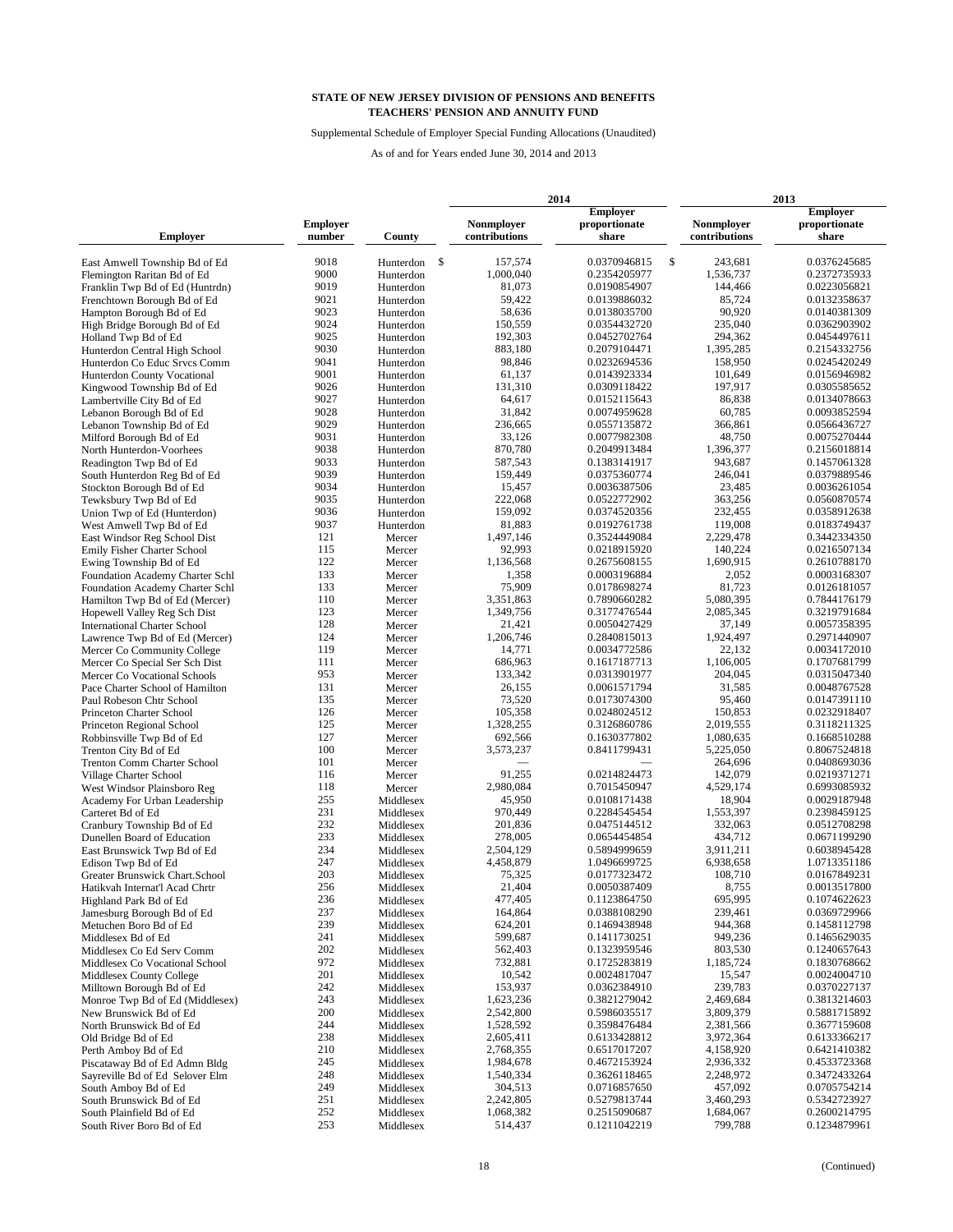**STATE OF NEW JERSEY DIVISION OF PENSIONS AND BENEFITS**
**TEACHERS' PENSION AND ANNUITY FUND**

Supplemental Schedule of Employer Special Funding Allocations (Unaudited)

As of and for Years ended June 30, 2014 and 2013

| | | | 2014 | | 2013 | |
|---|---|---|---|---|---|---|
| **Employer** | **Employer number** | **County** | **Nonmployer contributions** | **Employer proportionate share** | **Nonmployer contributions** | **Employer proportionate share** |
| East Amwell Township Bd of Ed | 9018 | Hunterdon | $ 157,574 | 0.0370946815 | $ 243,681 | 0.0376245685 |
| Flemington Raritan Bd of Ed | 9000 | Hunterdon | 1,000,040 | 0.2354205977 | 1,536,737 | 0.2372735933 |
| Franklin Twp Bd of Ed (Huntrdn) | 9019 | Hunterdon | 81,073 | 0.0190854907 | 144,466 | 0.0223056821 |
| Frenchtown Borough Bd of Ed | 9021 | Hunterdon | 59,422 | 0.0139886032 | 85,724 | 0.0132358637 |
| Hampton Borough Bd of Ed | 9023 | Hunterdon | 58,636 | 0.0138035700 | 90,920 | 0.0140381309 |
| High Bridge Borough Bd of Ed | 9024 | Hunterdon | 150,559 | 0.0354432720 | 235,040 | 0.0362903902 |
| Holland Twp Bd of Ed | 9025 | Hunterdon | 192,303 | 0.0452702764 | 294,362 | 0.0454497611 |
| Hunterdon Central High School | 9030 | Hunterdon | 883,180 | 0.2079104471 | 1,395,285 | 0.2154332756 |
| Hunterdon Co Educ Srvcs Comm | 9041 | Hunterdon | 98,846 | 0.0232694536 | 158,950 | 0.0245420249 |
| Hunterdon County Vocational | 9001 | Hunterdon | 61,137 | 0.0143923334 | 101,649 | 0.0156946982 |
| Kingwood Township Bd of Ed | 9026 | Hunterdon | 131,310 | 0.0309118422 | 197,917 | 0.0305585652 |
| Lambertville City Bd of Ed | 9027 | Hunterdon | 64,617 | 0.0152115643 | 86,838 | 0.0134078663 |
| Lebanon Borough Bd of Ed | 9028 | Hunterdon | 31,842 | 0.0074959628 | 60,785 | 0.0093852594 |
| Lebanon Township Bd of Ed | 9029 | Hunterdon | 236,665 | 0.0557135872 | 366,861 | 0.0566436727 |
| Milford Borough Bd of Ed | 9031 | Hunterdon | 33,126 | 0.0077982308 | 48,750 | 0.0075270444 |
| North Hunterdon-Voorhees | 9038 | Hunterdon | 870,780 | 0.2049913484 | 1,396,377 | 0.2156018814 |
| Readington Twp Bd of Ed | 9033 | Hunterdon | 587,543 | 0.1383141917 | 943,687 | 0.1457061328 |
| South Hunterdon Reg Bd of Ed | 9039 | Hunterdon | 159,449 | 0.0375360774 | 246,041 | 0.0379889546 |
| Stockton Borough Bd of Ed | 9034 | Hunterdon | 15,457 | 0.0036387506 | 23,485 | 0.0036261054 |
| Tewksbury Twp Bd of Ed | 9035 | Hunterdon | 222,068 | 0.0522772902 | 363,256 | 0.0560870574 |
| Union Twp of Ed (Hunterdon) | 9036 | Hunterdon | 159,092 | 0.0374520356 | 232,455 | 0.0358912638 |
| West Amwell Twp Bd of Ed | 9037 | Hunterdon | 81,883 | 0.0192761738 | 119,008 | 0.0183749437 |
| East Windsor Reg School Dist | 121 | Mercer | 1,497,146 | 0.3524449084 | 2,229,478 | 0.3442334350 |
| Emily Fisher Charter School | 115 | Mercer | 92,993 | 0.0218915920 | 140,224 | 0.0216507134 |
| Ewing Township Bd of Ed | 122 | Mercer | 1,136,568 | 0.2675608155 | 1,690,915 | 0.2610788170 |
| Foundation Academy Charter Schl | 133 | Mercer | 1,358 | 0.0003196884 | 2,052 | 0.0003168307 |
| Foundation Academy Charter Schl | 133 | Mercer | 75,909 | 0.0178698274 | 81,723 | 0.0126181057 |
| Hamilton Twp Bd of Ed (Mercer) | 110 | Mercer | 3,351,863 | 0.7890660282 | 5,080,395 | 0.7844176179 |
| Hopewell Valley Reg Sch Dist | 123 | Mercer | 1,349,756 | 0.3177476544 | 2,085,345 | 0.3219791684 |
| International Charter School | 128 | Mercer | 21,421 | 0.0050427429 | 37,149 | 0.0057358395 |
| Lawrence Twp Bd of Ed (Mercer) | 124 | Mercer | 1,206,746 | 0.2840815013 | 1,924,497 | 0.2971440907 |
| Mercer Co Community College | 119 | Mercer | 14,771 | 0.0034772586 | 22,132 | 0.0034172010 |
| Mercer Co Special Ser Sch Dist | 111 | Mercer | 686,963 | 0.1617187713 | 1,106,005 | 0.1707681799 |
| Mercer Co Vocational Schools | 953 | Mercer | 133,342 | 0.0313901977 | 204,045 | 0.0315047340 |
| Pace Charter School of Hamilton | 131 | Mercer | 26,155 | 0.0061571794 | 31,585 | 0.0048767528 |
| Paul Robeson Chtr School | 135 | Mercer | 73,520 | 0.0173074300 | 95,460 | 0.0147391110 |
| Princeton Charter School | 126 | Mercer | 105,358 | 0.0248024512 | 150,853 | 0.0232918407 |
| Princeton Regional School | 125 | Mercer | 1,328,255 | 0.3126860786 | 2,019,555 | 0.3118211325 |
| Robbinsville Twp Bd of Ed | 127 | Mercer | 692,566 | 0.1630377802 | 1,080,635 | 0.1668510288 |
| Trenton City Bd of Ed | 100 | Mercer | 3,573,237 | 0.8411799431 | 5,225,050 | 0.8067524818 |
| Trenton Comm Charter School | 101 | Mercer | — | — | 264,696 | 0.0408693036 |
| Village Charter School | 116 | Mercer | 91,255 | 0.0214824473 | 142,079 | 0.0219371271 |
| West Windsor Plainsboro Reg | 118 | Mercer | 2,980,084 | 0.7015450947 | 4,529,174 | 0.6993085932 |
| Academy For Urban Leadership | 255 | Middlesex | 45,950 | 0.0108171438 | 18,904 | 0.0029187948 |
| Carteret Bd of Ed | 231 | Middlesex | 970,449 | 0.2284545454 | 1,553,397 | 0.2398459125 |
| Cranbury Township Bd of Ed | 232 | Middlesex | 201,836 | 0.0475144512 | 332,063 | 0.0512708298 |
| Dunellen Board of Education | 233 | Middlesex | 278,005 | 0.0654454854 | 434,712 | 0.0671199290 |
| East Brunswick Twp Bd of Ed | 234 | Middlesex | 2,504,129 | 0.5894999659 | 3,911,211 | 0.6038945428 |
| Edison Twp Bd of Ed | 247 | Middlesex | 4,458,879 | 1.0496699725 | 6,938,658 | 1.0713351186 |
| Greater Brunswick Chart.School | 203 | Middlesex | 75,325 | 0.0177323472 | 108,710 | 0.0167849231 |
| Hatikvah Internat'l Acad Chrtr | 256 | Middlesex | 21,404 | 0.0050387409 | 8,755 | 0.0013517800 |
| Highland Park Bd of Ed | 236 | Middlesex | 477,405 | 0.1123864750 | 695,995 | 0.1074622623 |
| Jamesburg Borough Bd of Ed | 237 | Middlesex | 164,864 | 0.0388108290 | 239,461 | 0.0369729966 |
| Metuchen Boro Bd of Ed | 239 | Middlesex | 624,201 | 0.1469438948 | 944,368 | 0.1458112798 |
| Middlesex Bd of Ed | 241 | Middlesex | 599,687 | 0.1411730251 | 949,236 | 0.1465629035 |
| Middlesex Co Ed Serv Comm | 202 | Middlesex | 562,403 | 0.1323959546 | 803,530 | 0.1240657643 |
| Middlesex Co Vocational School | 972 | Middlesex | 732,881 | 0.1725283819 | 1,185,724 | 0.1830768662 |
| Middlesex County College | 201 | Middlesex | 10,542 | 0.0024817047 | 15,547 | 0.0024004710 |
| Milltown Borough Bd of Ed | 242 | Middlesex | 153,937 | 0.0362384910 | 239,783 | 0.0370227137 |
| Monroe Twp Bd of Ed (Middlesex) | 243 | Middlesex | 1,623,236 | 0.3821279042 | 2,469,684 | 0.3813214603 |
| New Brunswick Bd of Ed | 200 | Middlesex | 2,542,800 | 0.5986035517 | 3,809,379 | 0.5881715892 |
| North Brunswick Bd of Ed | 244 | Middlesex | 1,528,592 | 0.3598476484 | 2,381,566 | 0.3677159608 |
| Old Bridge Bd of Ed | 238 | Middlesex | 2,605,411 | 0.6133428812 | 3,972,364 | 0.6133366217 |
| Perth Amboy Bd of Ed | 210 | Middlesex | 2,768,355 | 0.6517017207 | 4,158,920 | 0.6421410382 |
| Piscataway Bd of Ed Admn Bldg | 245 | Middlesex | 1,984,678 | 0.4672153924 | 2,936,332 | 0.4533723368 |
| Sayreville Bd of Ed Selover Elm | 248 | Middlesex | 1,540,334 | 0.3626118465 | 2,248,972 | 0.3472433264 |
| South Amboy Bd of Ed | 249 | Middlesex | 304,513 | 0.0716857650 | 457,092 | 0.0705754214 |
| South Brunswick Bd of Ed | 251 | Middlesex | 2,242,805 | 0.5279813744 | 3,460,293 | 0.5342723927 |
| South Plainfield Bd of Ed | 252 | Middlesex | 1,068,382 | 0.2515090687 | 1,684,067 | 0.2600214795 |
| South River Boro Bd of Ed | 253 | Middlesex | 514,437 | 0.1211042219 | 799,788 | 0.1234879961 |

(Continued)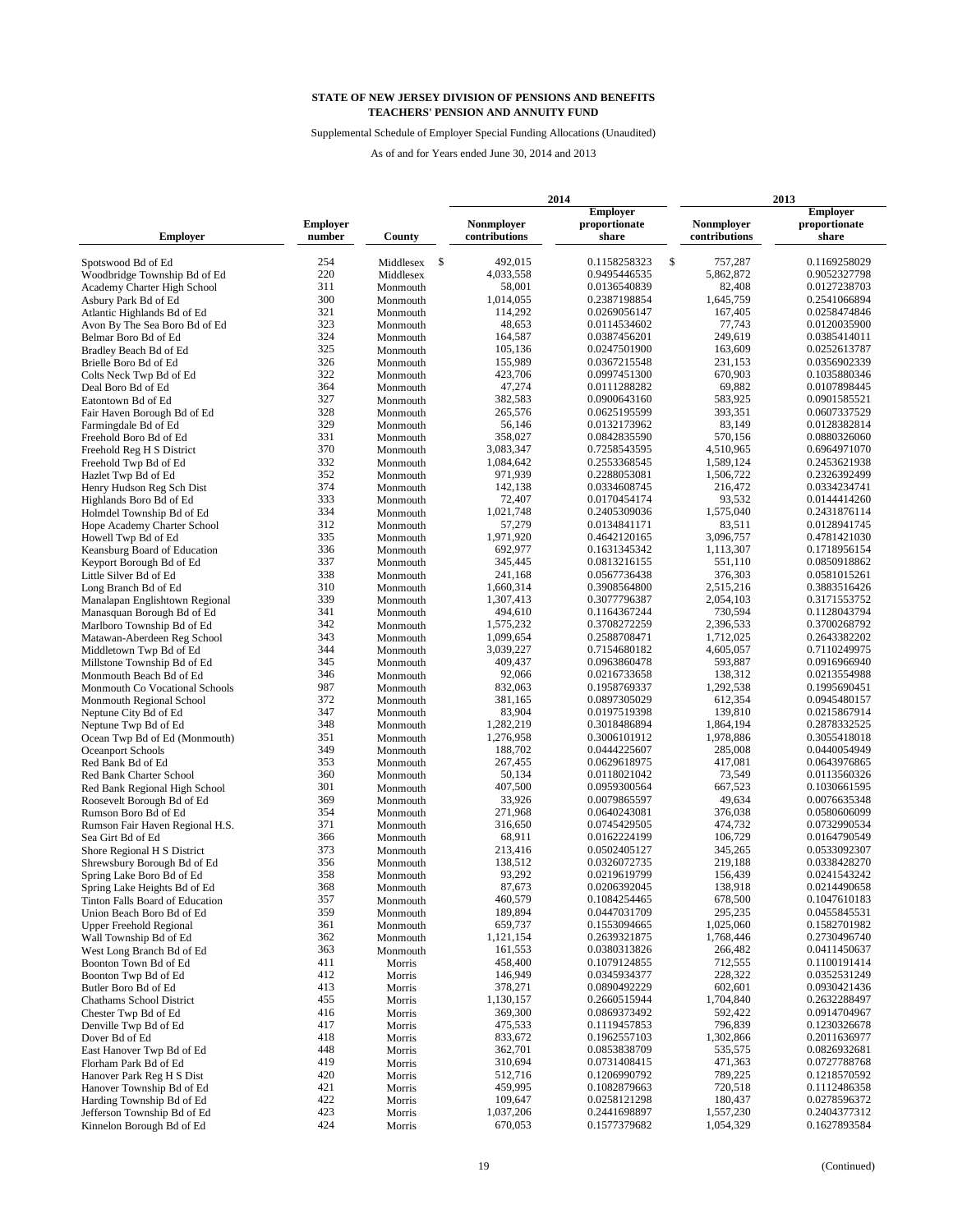**STATE OF NEW JERSEY DIVISION OF PENSIONS AND BENEFITS**
**TEACHERS' PENSION AND ANNUITY FUND**

Supplemental Schedule of Employer Special Funding Allocations (Unaudited)

As of and for Years ended June 30, 2014 and 2013

| Employer | Employer number | County | 2014 Nonmployer contributions | 2014 Employer proportionate share | 2013 Nonmployer contributions | 2013 Employer proportionate share |
|---|---|---|---|---|---|---|
| Spotswood Bd of Ed | 254 | Middlesex | $ 492,015 | 0.1158258323 | $ 757,287 | 0.1169258029 |
| Woodbridge Township Bd of Ed | 220 | Middlesex | 4,033,558 | 0.9495446535 | 5,862,872 | 0.9052327798 |
| Academy Charter High School | 311 | Monmouth | 58,001 | 0.0136540839 | 82,408 | 0.0127238703 |
| Asbury Park Bd of Ed | 300 | Monmouth | 1,014,055 | 0.2387198854 | 1,645,759 | 0.2541066894 |
| Atlantic Highlands Bd of Ed | 321 | Monmouth | 114,292 | 0.0269056147 | 167,405 | 0.0258478846 |
| Avon By The Sea Boro Bd of Ed | 323 | Monmouth | 48,653 | 0.0114534602 | 77,743 | 0.0120035900 |
| Belmar Boro Bd of Ed | 324 | Monmouth | 164,587 | 0.0387456201 | 249,619 | 0.0385414011 |
| Bradley Beach Bd of Ed | 325 | Monmouth | 105,136 | 0.0247501900 | 163,609 | 0.0252613787 |
| Brielle Boro Bd of Ed | 326 | Monmouth | 155,989 | 0.0367215548 | 231,153 | 0.0356902339 |
| Colts Neck Twp Bd of Ed | 322 | Monmouth | 423,706 | 0.0997451300 | 670,903 | 0.1035880346 |
| Deal Boro Bd of Ed | 364 | Monmouth | 47,274 | 0.0111288282 | 69,882 | 0.0107898445 |
| Eatontown Bd of Ed | 327 | Monmouth | 382,583 | 0.0900643160 | 583,925 | 0.0901585521 |
| Fair Haven Borough Bd of Ed | 328 | Monmouth | 265,576 | 0.0625195599 | 393,351 | 0.0607337529 |
| Farmingdale Bd of Ed | 329 | Monmouth | 56,146 | 0.0132173962 | 83,149 | 0.0128382814 |
| Freehold Boro Bd of Ed | 331 | Monmouth | 358,027 | 0.0842835590 | 570,156 | 0.0880326060 |
| Freehold Reg H S District | 370 | Monmouth | 3,083,347 | 0.7258543595 | 4,510,965 | 0.6964971070 |
| Freehold Twp Bd of Ed | 332 | Monmouth | 1,084,642 | 0.2553368545 | 1,589,124 | 0.2453621938 |
| Hazlet Twp Bd of Ed | 352 | Monmouth | 971,939 | 0.2288053081 | 1,506,722 | 0.2326392499 |
| Henry Hudson Reg Sch Dist | 374 | Monmouth | 142,138 | 0.0334608745 | 216,472 | 0.0334234741 |
| Highlands Boro Bd of Ed | 333 | Monmouth | 72,407 | 0.0170454174 | 93,532 | 0.0144414260 |
| Holmdel Township Bd of Ed | 334 | Monmouth | 1,021,748 | 0.2405309036 | 1,575,040 | 0.2431876114 |
| Hope Academy Charter School | 312 | Monmouth | 57,279 | 0.0134841171 | 83,511 | 0.0128941745 |
| Howell Twp Bd of Ed | 335 | Monmouth | 1,971,920 | 0.4642120165 | 3,096,757 | 0.4781421030 |
| Keansburg Board of Education | 336 | Monmouth | 692,977 | 0.1631345342 | 1,113,307 | 0.1718956154 |
| Keyport Borough Bd of Ed | 337 | Monmouth | 345,445 | 0.0813216155 | 551,110 | 0.0850918862 |
| Little Silver Bd of Ed | 338 | Monmouth | 241,168 | 0.0567736438 | 376,303 | 0.0581015261 |
| Long Branch Bd of Ed | 310 | Monmouth | 1,660,314 | 0.3908564800 | 2,515,216 | 0.3883516426 |
| Manalapan Englishtown Regional | 339 | Monmouth | 1,307,413 | 0.3077796387 | 2,054,103 | 0.3171553752 |
| Manasquan Borough Bd of Ed | 341 | Monmouth | 494,610 | 0.1164367244 | 730,594 | 0.1128043794 |
| Marlboro Township Bd of Ed | 342 | Monmouth | 1,575,232 | 0.3708272259 | 2,396,533 | 0.3700268792 |
| Matawan-Aberdeen Reg School | 343 | Monmouth | 1,099,654 | 0.2588708471 | 1,712,025 | 0.2643382202 |
| Middletown Twp Bd of Ed | 344 | Monmouth | 3,039,227 | 0.7154680182 | 4,605,057 | 0.7110249975 |
| Millstone Township Bd of Ed | 345 | Monmouth | 409,437 | 0.0963860478 | 593,887 | 0.0916966940 |
| Monmouth Beach Bd of Ed | 346 | Monmouth | 92,066 | 0.0216733658 | 138,312 | 0.0213554988 |
| Monmouth Co Vocational Schools | 987 | Monmouth | 832,063 | 0.1958769337 | 1,292,538 | 0.1995690451 |
| Monmouth Regional School | 372 | Monmouth | 381,165 | 0.0897305029 | 612,354 | 0.0945480157 |
| Neptune City Bd of Ed | 347 | Monmouth | 83,904 | 0.0197519398 | 139,810 | 0.0215867914 |
| Neptune Twp Bd of Ed | 348 | Monmouth | 1,282,219 | 0.3018486894 | 1,864,194 | 0.2878332525 |
| Ocean Twp Bd of Ed (Monmouth) | 351 | Monmouth | 1,276,958 | 0.3006101912 | 1,978,886 | 0.3055418018 |
| Oceanport Schools | 349 | Monmouth | 188,702 | 0.0444225607 | 285,008 | 0.0440054949 |
| Red Bank Bd of Ed | 353 | Monmouth | 267,455 | 0.0629618975 | 417,081 | 0.0643976865 |
| Red Bank Charter School | 360 | Monmouth | 50,134 | 0.0118021042 | 73,549 | 0.0113560326 |
| Red Bank Regional High School | 301 | Monmouth | 407,500 | 0.0959300564 | 667,523 | 0.1030661595 |
| Roosevelt Borough Bd of Ed | 369 | Monmouth | 33,926 | 0.0079865597 | 49,634 | 0.0076635348 |
| Rumson Boro Bd of Ed | 354 | Monmouth | 271,968 | 0.0640243081 | 376,038 | 0.0580606099 |
| Rumson Fair Haven Regional H.S. | 371 | Monmouth | 316,650 | 0.0745429505 | 474,732 | 0.0732990534 |
| Sea Girt Bd of Ed | 366 | Monmouth | 68,911 | 0.0162224199 | 106,729 | 0.0164790549 |
| Shore Regional H S District | 373 | Monmouth | 213,416 | 0.0502405127 | 345,265 | 0.0533092307 |
| Shrewsbury Borough Bd of Ed | 356 | Monmouth | 138,512 | 0.0326072735 | 219,188 | 0.0338428270 |
| Spring Lake Boro Bd of Ed | 358 | Monmouth | 93,292 | 0.0219619799 | 156,439 | 0.0241543242 |
| Spring Lake Heights Bd of Ed | 368 | Monmouth | 87,673 | 0.0206392045 | 138,918 | 0.0214490658 |
| Tinton Falls Board of Education | 357 | Monmouth | 460,579 | 0.1084254465 | 678,500 | 0.1047610183 |
| Union Beach Boro Bd of Ed | 359 | Monmouth | 189,894 | 0.0447031709 | 295,235 | 0.0455845531 |
| Upper Freehold Regional | 361 | Monmouth | 659,737 | 0.1553094665 | 1,025,060 | 0.1582701982 |
| Wall Township Bd of Ed | 362 | Monmouth | 1,121,154 | 0.2639321875 | 1,768,446 | 0.2730496740 |
| West Long Branch Bd of Ed | 363 | Monmouth | 161,553 | 0.0380313826 | 266,482 | 0.0411450637 |
| Boonton Town Bd of Ed | 411 | Morris | 458,400 | 0.1079124855 | 712,555 | 0.1100191414 |
| Boonton Twp Bd of Ed | 412 | Morris | 146,949 | 0.0345934377 | 228,322 | 0.0352531249 |
| Butler Boro Bd of Ed | 413 | Morris | 378,271 | 0.0890492229 | 602,601 | 0.0930421436 |
| Chathams School District | 455 | Morris | 1,130,157 | 0.2660515944 | 1,704,840 | 0.2632288497 |
| Chester Twp Bd of Ed | 416 | Morris | 369,300 | 0.0869373492 | 592,422 | 0.0914704967 |
| Denville Twp Bd of Ed | 417 | Morris | 475,533 | 0.1119457853 | 796,839 | 0.1230326678 |
| Dover Bd of Ed | 418 | Morris | 833,672 | 0.1962557103 | 1,302,866 | 0.2011636977 |
| East Hanover Twp Bd of Ed | 448 | Morris | 362,701 | 0.0853838709 | 535,575 | 0.0826932681 |
| Florham Park Bd of Ed | 419 | Morris | 310,694 | 0.0731408415 | 471,363 | 0.0727788768 |
| Hanover Park Reg H S Dist | 420 | Morris | 512,716 | 0.1206990792 | 789,225 | 0.1218570592 |
| Hanover Township Bd of Ed | 421 | Morris | 459,995 | 0.1082879663 | 720,518 | 0.1112486358 |
| Harding Township Bd of Ed | 422 | Morris | 109,647 | 0.0258121298 | 180,437 | 0.0278596372 |
| Jefferson Township Bd of Ed | 423 | Morris | 1,037,206 | 0.2441698897 | 1,557,230 | 0.2404377312 |
| Kinnelon Borough Bd of Ed | 424 | Morris | 670,053 | 0.1577379682 | 1,054,329 | 0.1627893584 |

(Continued)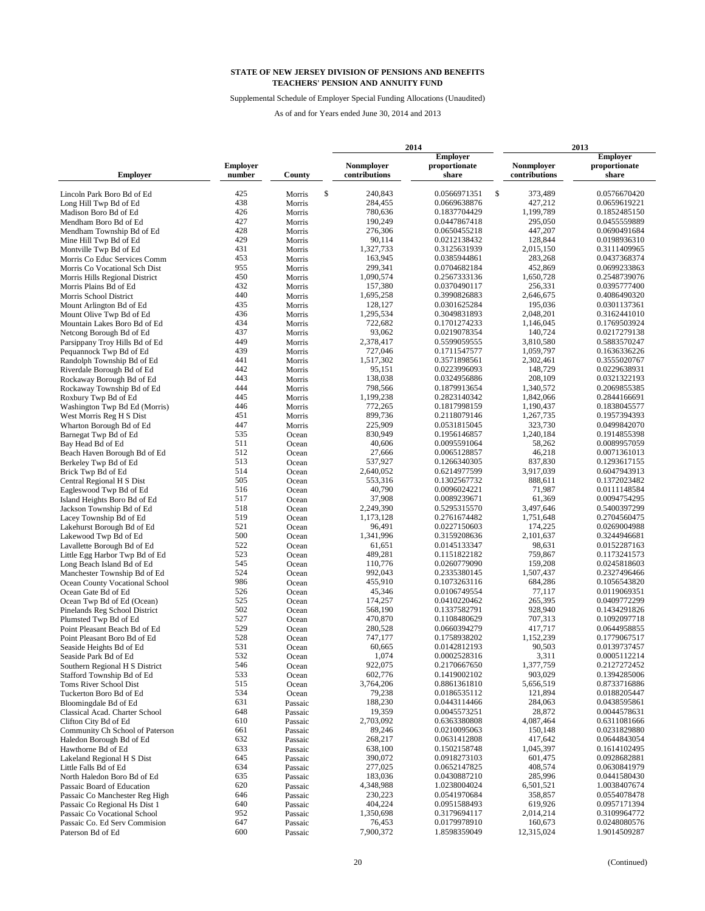**STATE OF NEW JERSEY DIVISION OF PENSIONS AND BENEFITS**
**TEACHERS' PENSION AND ANNUITY FUND**

Supplemental Schedule of Employer Special Funding Allocations (Unaudited)

As of and for Years ended June 30, 2014 and 2013

| Employer | Employer number | County | 2014 Nonmployer contributions | 2014 Employer proportionate share | 2013 Nonmployer contributions | 2013 Employer proportionate share |
|---|---|---|---|---|---|---|
| Lincoln Park Boro Bd of Ed | 425 | Morris | $ 240,843 | 0.0566971351 | $ 373,489 | 0.0576670420 |
| Long Hill Twp Bd of Ed | 438 | Morris | 284,455 | 0.0669638876 | 427,212 | 0.0659619221 |
| Madison Boro Bd of Ed | 426 | Morris | 780,636 | 0.1837704429 | 1,199,789 | 0.1852485150 |
| Mendham Boro Bd of Ed | 427 | Morris | 190,249 | 0.0447867418 | 295,050 | 0.0455559889 |
| Mendham Township Bd of Ed | 428 | Morris | 276,306 | 0.0650455218 | 447,207 | 0.0690491684 |
| Mine Hill Twp Bd of Ed | 429 | Morris | 90,114 | 0.0212138432 | 128,844 | 0.0198936310 |
| Montville Twp Bd of Ed | 431 | Morris | 1,327,733 | 0.3125631939 | 2,015,150 | 0.3111409965 |
| Morris Co Educ Services Comm | 453 | Morris | 163,945 | 0.0385944861 | 283,268 | 0.0437368374 |
| Morris Co Vocational Sch Dist | 955 | Morris | 299,341 | 0.0704682184 | 452,869 | 0.0699233863 |
| Morris Hills Regional District | 450 | Morris | 1,090,574 | 0.2567333136 | 1,650,728 | 0.2548739076 |
| Morris Plains Bd of Ed | 432 | Morris | 157,380 | 0.0370490117 | 256,331 | 0.0395777400 |
| Morris School District | 440 | Morris | 1,695,258 | 0.3990826883 | 2,646,675 | 0.4086490320 |
| Mount Arlington Bd of Ed | 435 | Morris | 128,127 | 0.0301625284 | 195,036 | 0.0301137361 |
| Mount Olive Twp Bd of Ed | 436 | Morris | 1,295,534 | 0.3049831893 | 2,048,201 | 0.3162441010 |
| Mountain Lakes Boro Bd of Ed | 434 | Morris | 722,682 | 0.1701274233 | 1,146,045 | 0.1769503924 |
| Netcong Borough Bd of Ed | 437 | Morris | 93,062 | 0.0219078354 | 140,724 | 0.0217279138 |
| Parsippany Troy Hills Bd of Ed | 449 | Morris | 2,378,417 | 0.5599059555 | 3,810,580 | 0.5883570247 |
| Pequannock Twp Bd of Ed | 439 | Morris | 727,046 | 0.1711547577 | 1,059,797 | 0.1636336226 |
| Randolph Township Bd of Ed | 441 | Morris | 1,517,302 | 0.3571898561 | 2,302,461 | 0.3555020767 |
| Riverdale Borough Bd of Ed | 442 | Morris | 95,151 | 0.0223996093 | 148,729 | 0.0229638931 |
| Rockaway Borough Bd of Ed | 443 | Morris | 138,038 | 0.0324956886 | 208,109 | 0.0321322193 |
| Rockaway Township Bd of Ed | 444 | Morris | 798,566 | 0.1879913654 | 1,340,572 | 0.2069855385 |
| Roxbury Twp Bd of Ed | 445 | Morris | 1,199,238 | 0.2823140342 | 1,842,066 | 0.2844166691 |
| Washington Twp Bd Ed (Morris) | 446 | Morris | 772,265 | 0.1817998159 | 1,190,437 | 0.1838045577 |
| West Morris Reg H S Dist | 451 | Morris | 899,736 | 0.2118079146 | 1,267,735 | 0.1957394393 |
| Wharton Borough Bd of Ed | 447 | Morris | 225,909 | 0.0531815045 | 323,730 | 0.0499842070 |
| Barnegat Twp Bd of Ed | 535 | Ocean | 830,949 | 0.1956146857 | 1,240,184 | 0.1914855398 |
| Bay Head Bd of Ed | 511 | Ocean | 40,606 | 0.0095591064 | 58,262 | 0.0089957059 |
| Beach Haven Borough Bd of Ed | 512 | Ocean | 27,666 | 0.0065128857 | 46,218 | 0.0071361013 |
| Berkeley Twp Bd of Ed | 513 | Ocean | 537,927 | 0.1266340305 | 837,830 | 0.1293617155 |
| Brick Twp Bd of Ed | 514 | Ocean | 2,640,052 | 0.6214977599 | 3,917,039 | 0.6047943913 |
| Central Regional H S Dist | 505 | Ocean | 553,316 | 0.1302567732 | 888,611 | 0.1372023482 |
| Eagleswood Twp Bd of Ed | 516 | Ocean | 40,790 | 0.0096024221 | 71,987 | 0.0111148584 |
| Island Heights Boro Bd of Ed | 517 | Ocean | 37,908 | 0.0089239671 | 61,369 | 0.0094754295 |
| Jackson Township Bd of Ed | 518 | Ocean | 2,249,390 | 0.5295315570 | 3,497,646 | 0.5400397299 |
| Lacey Township Bd of Ed | 519 | Ocean | 1,173,128 | 0.2761674482 | 1,751,648 | 0.2704560475 |
| Lakehurst Borough Bd of Ed | 521 | Ocean | 96,491 | 0.0227150603 | 174,225 | 0.0269004988 |
| Lakewood Twp Bd of Ed | 500 | Ocean | 1,341,996 | 0.3159208636 | 2,101,637 | 0.3244946681 |
| Lavallette Borough Bd of Ed | 522 | Ocean | 61,651 | 0.0145133347 | 98,631 | 0.0152287163 |
| Little Egg Harbor Twp Bd of Ed | 523 | Ocean | 489,281 | 0.1151822182 | 759,867 | 0.1173241573 |
| Long Beach Island Bd of Ed | 545 | Ocean | 110,776 | 0.0260779090 | 159,208 | 0.0245818603 |
| Manchester Township Bd of Ed | 524 | Ocean | 992,043 | 0.2335380145 | 1,507,437 | 0.2327496466 |
| Ocean County Vocational School | 986 | Ocean | 455,910 | 0.1073263116 | 684,286 | 0.1056543820 |
| Ocean Gate Bd of Ed | 526 | Ocean | 45,346 | 0.0106749554 | 77,117 | 0.0119069351 |
| Ocean Twp Bd of Ed (Ocean) | 525 | Ocean | 174,257 | 0.0410220462 | 265,395 | 0.0409772299 |
| Pinelands Reg School District | 502 | Ocean | 568,190 | 0.1337582791 | 928,940 | 0.1434291826 |
| Plumsted Twp Bd of Ed | 527 | Ocean | 470,870 | 0.1108480629 | 707,313 | 0.1092097718 |
| Point Pleasant Beach Bd of Ed | 529 | Ocean | 280,528 | 0.0660394279 | 417,717 | 0.0644958855 |
| Point Pleasant Boro Bd of Ed | 528 | Ocean | 747,177 | 0.1758938202 | 1,152,239 | 0.1779067517 |
| Seaside Heights Bd of Ed | 531 | Ocean | 60,665 | 0.0142812193 | 90,503 | 0.0139737457 |
| Seaside Park Bd of Ed | 532 | Ocean | 1,074 | 0.0002528316 | 3,311 | 0.0005112214 |
| Southern Regional H S District | 546 | Ocean | 922,075 | 0.2170667650 | 1,377,759 | 0.2127272452 |
| Stafford Township Bd of Ed | 533 | Ocean | 602,776 | 0.1419002102 | 903,029 | 0.1394285006 |
| Toms River School Dist | 515 | Ocean | 3,764,206 | 0.8861361810 | 5,656,519 | 0.8733716886 |
| Tuckerton Boro Bd of Ed | 534 | Ocean | 79,238 | 0.0186535112 | 121,894 | 0.0188205447 |
| Bloomingdale Bd of Ed | 631 | Passaic | 188,230 | 0.0443114466 | 284,063 | 0.0438595861 |
| Classical Acad. Charter School | 648 | Passaic | 19,359 | 0.0045573251 | 28,872 | 0.0044578631 |
| Clifton City Bd of Ed | 610 | Passaic | 2,703,092 | 0.6363380808 | 4,087,464 | 0.6311081666 |
| Community Ch School of Paterson | 661 | Passaic | 89,246 | 0.0210095063 | 150,148 | 0.0231829880 |
| Haledon Borough Bd of Ed | 632 | Passaic | 268,217 | 0.0631412808 | 417,642 | 0.0644843054 |
| Hawthorne Bd of Ed | 633 | Passaic | 638,100 | 0.1502158748 | 1,045,397 | 0.1614102495 |
| Lakeland Regional H S Dist | 645 | Passaic | 390,072 | 0.0918273103 | 601,475 | 0.0928682881 |
| Little Falls Bd of Ed | 634 | Passaic | 277,025 | 0.0652147825 | 408,574 | 0.0630841979 |
| North Haledon Boro Bd of Ed | 635 | Passaic | 183,036 | 0.0430887210 | 285,996 | 0.0441580430 |
| Passaic Board of Education | 620 | Passaic | 4,348,988 | 1.0238004024 | 6,501,521 | 1.0038407674 |
| Passaic Co Manchester Reg High | 646 | Passaic | 230,223 | 0.0541970684 | 358,857 | 0.0554078478 |
| Passaic Co Regional Hs Dist 1 | 640 | Passaic | 404,224 | 0.0951588493 | 619,926 | 0.0957171394 |
| Passaic Co Vocational School | 952 | Passaic | 1,350,698 | 0.3179694117 | 2,014,214 | 0.3109964772 |
| Passaic Co. Ed Serv Commision | 647 | Passaic | 76,453 | 0.0179978910 | 160,673 | 0.0248080576 |
| Paterson Bd of Ed | 600 | Passaic | 7,900,372 | 1.8598359049 | 12,315,024 | 1.9014509287 |

(Continued)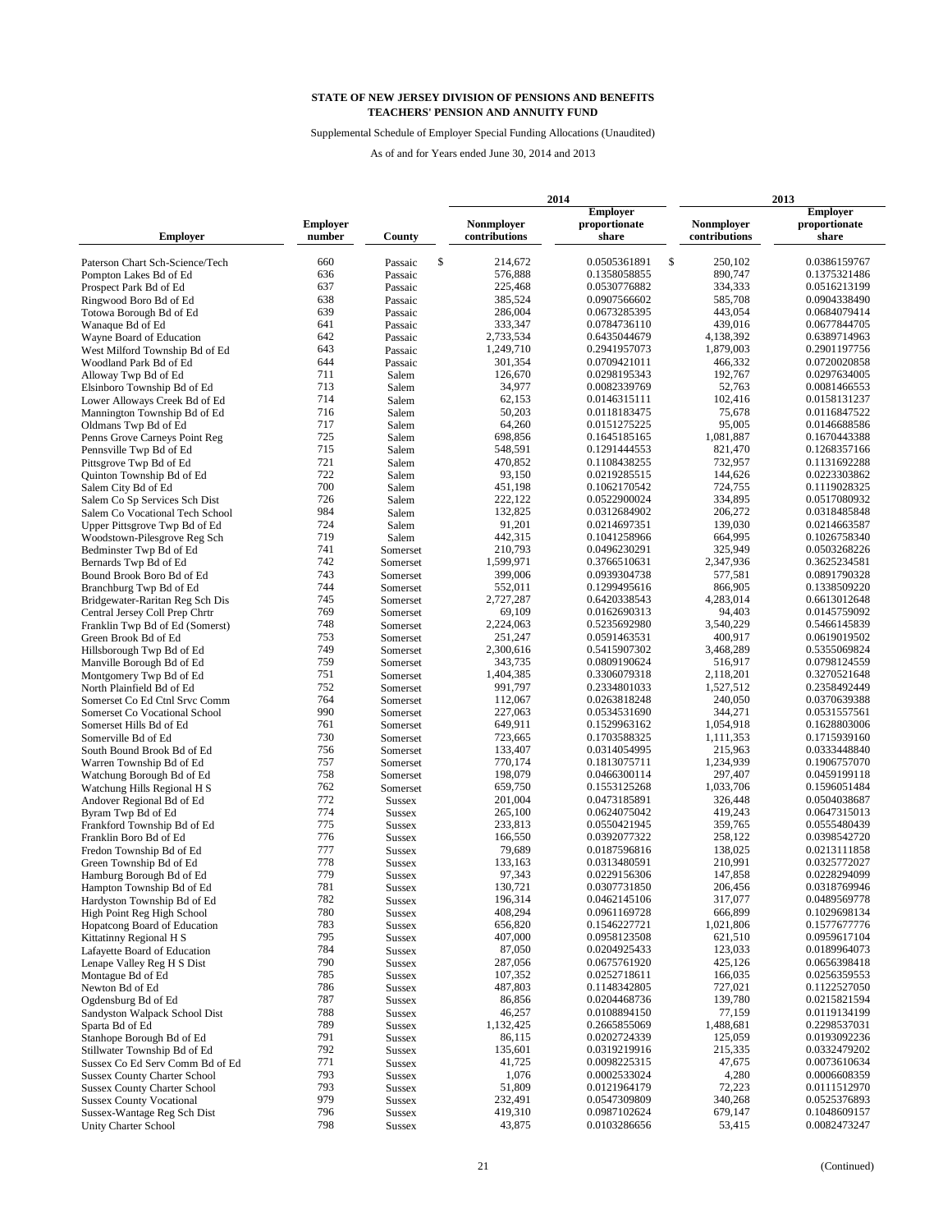# STATE OF NEW JERSEY DIVISION OF PENSIONS AND BENEFITS
## TEACHERS' PENSION AND ANNUITY FUND

Supplemental Schedule of Employer Special Funding Allocations (Unaudited)

As of and for Years ended June 30, 2014 and 2013

| | | | 2014 | | 2013 | |
|---|---|---|---|---|---|---|
| Employer | Employer number | County | Nonmployer contributions | Employer proportionate share | Nonmployer contributions | Employer proportionate share |
| Paterson Chart Sch-Science/Tech | 660 | Passaic | $ 214,672 | 0.0505361891 | $ 250,102 | 0.0386159767 |
| Pompton Lakes Bd of Ed | 636 | Passaic | 576,888 | 0.1358058855 | 890,747 | 0.1375321486 |
| Prospect Park Bd of Ed | 637 | Passaic | 225,468 | 0.0530776882 | 334,333 | 0.0516213199 |
| Ringwood Boro Bd of Ed | 638 | Passaic | 385,524 | 0.0907566602 | 585,708 | 0.0904338490 |
| Totowa Borough Bd of Ed | 639 | Passaic | 286,004 | 0.0673285395 | 443,054 | 0.0684079414 |
| Wanaque Bd of Ed | 641 | Passaic | 333,347 | 0.0784736110 | 439,016 | 0.0677844705 |
| Wayne Board of Education | 642 | Passaic | 2,733,534 | 0.6435044679 | 4,138,392 | 0.6389714963 |
| West Milford Township Bd of Ed | 643 | Passaic | 1,249,710 | 0.2941957073 | 1,879,003 | 0.2901197756 |
| Woodland Park Bd of Ed | 644 | Passaic | 301,354 | 0.0709421011 | 466,332 | 0.0720020858 |
| Alloway Twp Bd of Ed | 711 | Salem | 126,670 | 0.0298195343 | 192,767 | 0.0297634005 |
| Elsinboro Township Bd of Ed | 713 | Salem | 34,977 | 0.0082339769 | 52,763 | 0.0081466553 |
| Lower Alloways Creek Bd of Ed | 714 | Salem | 62,153 | 0.0146315111 | 102,416 | 0.0158131237 |
| Mannington Township Bd of Ed | 716 | Salem | 50,203 | 0.0118183475 | 75,678 | 0.0116847522 |
| Oldmans Twp Bd of Ed | 717 | Salem | 64,260 | 0.0151275225 | 95,005 | 0.0146688586 |
| Penns Grove Carneys Point Reg | 725 | Salem | 698,856 | 0.1645185165 | 1,081,887 | 0.1670443388 |
| Pennsville Twp Bd of Ed | 715 | Salem | 548,591 | 0.1291444553 | 821,470 | 0.1268357166 |
| Pittsgrove Twp Bd of Ed | 721 | Salem | 470,852 | 0.1108438255 | 732,957 | 0.1131692288 |
| Quinton Township Bd of Ed | 722 | Salem | 93,150 | 0.0219285515 | 144,626 | 0.0223303862 |
| Salem City Bd of Ed | 700 | Salem | 451,198 | 0.1062170542 | 724,755 | 0.1119028325 |
| Salem Co Sp Services Sch Dist | 726 | Salem | 222,122 | 0.0522900024 | 334,895 | 0.0517080932 |
| Salem Co Vocational Tech School | 984 | Salem | 132,825 | 0.0312684902 | 206,272 | 0.0318485848 |
| Upper Pittsgrove Twp Bd of Ed | 724 | Salem | 91,201 | 0.0214697351 | 139,030 | 0.0214663587 |
| Woodstown-Pilesgrove Reg Sch | 719 | Salem | 442,315 | 0.1041258966 | 664,995 | 0.1026758340 |
| Bedminster Twp Bd of Ed | 741 | Somerset | 210,793 | 0.0496230291 | 325,949 | 0.0503268226 |
| Bernards Twp Bd of Ed | 742 | Somerset | 1,599,971 | 0.3766510631 | 2,347,936 | 0.3625234581 |
| Bound Brook Boro Bd of Ed | 743 | Somerset | 399,006 | 0.0939304738 | 577,581 | 0.0891790328 |
| Branchburg Twp Bd of Ed | 744 | Somerset | 552,011 | 0.1299495616 | 866,905 | 0.1338509220 |
| Bridgewater-Raritan Reg Sch Dis | 745 | Somerset | 2,727,287 | 0.6420338543 | 4,283,014 | 0.6613012648 |
| Central Jersey Coll Prep Chrtr | 769 | Somerset | 69,109 | 0.0162690313 | 94,403 | 0.0145759092 |
| Franklin Twp Bd of Ed (Somerst) | 748 | Somerset | 2,224,063 | 0.5235692980 | 3,540,229 | 0.5466145839 |
| Green Brook Bd of Ed | 753 | Somerset | 251,247 | 0.0591463531 | 400,917 | 0.0619019502 |
| Hillsborough Twp Bd of Ed | 749 | Somerset | 2,300,616 | 0.5415907302 | 3,468,289 | 0.5355069824 |
| Manville Borough Bd of Ed | 759 | Somerset | 343,735 | 0.0809190624 | 516,917 | 0.0798124559 |
| Montgomery Twp Bd of Ed | 751 | Somerset | 1,404,385 | 0.3306079318 | 2,118,201 | 0.3270521648 |
| North Plainfield Bd of Ed | 752 | Somerset | 991,797 | 0.2334801033 | 1,527,512 | 0.2358492449 |
| Somerset Co Ed Ctnl Srvc Comm | 764 | Somerset | 112,067 | 0.0263818248 | 240,050 | 0.0370639388 |
| Somerset Co Vocational School | 990 | Somerset | 227,063 | 0.0534531690 | 344,271 | 0.0531557561 |
| Somerset Hills Bd of Ed | 761 | Somerset | 649,911 | 0.1529963162 | 1,054,918 | 0.1628803006 |
| Somerville Bd of Ed | 730 | Somerset | 723,665 | 0.1703588325 | 1,111,353 | 0.1715939160 |
| South Bound Brook Bd of Ed | 756 | Somerset | 133,407 | 0.0314054995 | 215,963 | 0.0333448840 |
| Warren Township Bd of Ed | 757 | Somerset | 770,174 | 0.1813075711 | 1,234,939 | 0.1906757070 |
| Watchung Borough Bd of Ed | 758 | Somerset | 198,079 | 0.0466300114 | 297,407 | 0.0459199118 |
| Watchung Hills Regional H S | 762 | Somerset | 659,750 | 0.1553125268 | 1,033,706 | 0.1596051484 |
| Andover Regional Bd of Ed | 772 | Sussex | 201,004 | 0.0473185891 | 326,448 | 0.0504038687 |
| Byram Twp Bd of Ed | 774 | Sussex | 265,100 | 0.0624075042 | 419,243 | 0.0647315013 |
| Frankford Township Bd of Ed | 775 | Sussex | 233,813 | 0.0550421945 | 359,765 | 0.0555480439 |
| Franklin Boro Bd of Ed | 776 | Sussex | 166,550 | 0.0392077322 | 258,122 | 0.0398542720 |
| Fredon Township Bd of Ed | 777 | Sussex | 79,689 | 0.0187596816 | 138,025 | 0.0213111858 |
| Green Township Bd of Ed | 778 | Sussex | 133,163 | 0.0313480591 | 210,991 | 0.0325772027 |
| Hamburg Borough Bd of Ed | 779 | Sussex | 97,343 | 0.0229156306 | 147,858 | 0.0228294099 |
| Hampton Township Bd of Ed | 781 | Sussex | 130,721 | 0.0307731850 | 206,456 | 0.0318769946 |
| Hardyston Township Bd of Ed | 782 | Sussex | 196,314 | 0.0462145106 | 317,077 | 0.0489569778 |
| High Point Reg High School | 780 | Sussex | 408,294 | 0.0961169728 | 666,899 | 0.1029698134 |
| Hopatcong Board of Education | 783 | Sussex | 656,820 | 0.1546227721 | 1,021,806 | 0.1577677776 |
| Kittatinny Regional H S | 795 | Sussex | 407,000 | 0.0958123508 | 621,510 | 0.0959617104 |
| Lafayette Board of Education | 784 | Sussex | 87,050 | 0.0204925433 | 123,033 | 0.0189964073 |
| Lenape Valley Reg H S Dist | 790 | Sussex | 287,056 | 0.0675761920 | 425,126 | 0.0656398418 |
| Montague Bd of Ed | 785 | Sussex | 107,352 | 0.0252718611 | 166,035 | 0.0256359553 |
| Newton Bd of Ed | 786 | Sussex | 487,803 | 0.1148342805 | 727,021 | 0.1122527050 |
| Ogdensburg Bd of Ed | 787 | Sussex | 86,856 | 0.0204468736 | 139,780 | 0.0215821594 |
| Sandyston Walpack School Dist | 788 | Sussex | 46,257 | 0.0108894150 | 77,159 | 0.0119134199 |
| Sparta Bd of Ed | 789 | Sussex | 1,132,425 | 0.2665855069 | 1,488,681 | 0.2298537031 |
| Stanhope Borough Bd of Ed | 791 | Sussex | 86,115 | 0.0202724339 | 125,059 | 0.0193092236 |
| Stillwater Township Bd of Ed | 792 | Sussex | 135,601 | 0.0319219916 | 215,335 | 0.0332479202 |
| Sussex Co Ed Serv Comm Bd of Ed | 771 | Sussex | 41,725 | 0.0098225315 | 47,675 | 0.0073610634 |
| Sussex County Charter School | 793 | Sussex | 1,076 | 0.0002533024 | 4,280 | 0.0006608359 |
| Sussex County Charter School | 793 | Sussex | 51,809 | 0.0121964179 | 72,223 | 0.0111512970 |
| Sussex County Vocational | 979 | Sussex | 232,491 | 0.0547309809 | 340,268 | 0.0525376893 |
| Sussex-Wantage Reg Sch Dist | 796 | Sussex | 419,310 | 0.0987102624 | 679,147 | 0.1048609157 |
| Unity Charter School | 798 | Sussex | 43,875 | 0.0103286656 | 53,415 | 0.0082473247 |

(Continued)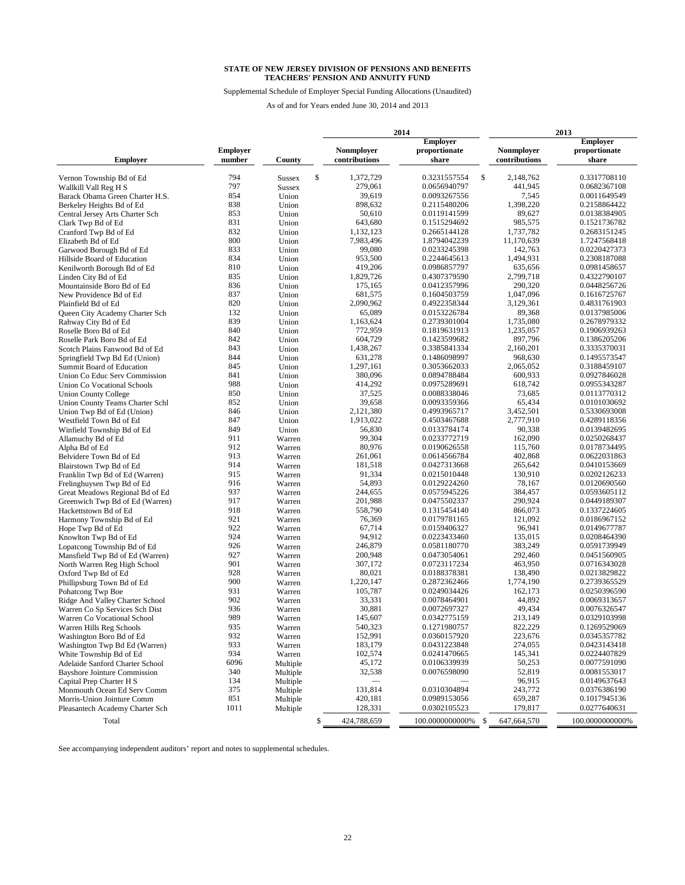**STATE OF NEW JERSEY DIVISION OF PENSIONS AND BENEFITS**
**TEACHERS' PENSION AND ANNUITY FUND**

Supplemental Schedule of Employer Special Funding Allocations (Unaudited)

As of and for Years ended June 30, 2014 and 2013

| | | | 2014 | | 2013 | |
|---|---|---|---|---|---|---|
| **Employer** | **Employer number** | **County** | **Nonmployer contributions** | **Employer proportionate share** | **Nonmployer contributions** | **Employer proportionate share** |
| Vernon Township Bd of Ed | 794 | Sussex | $ 1,372,729 | 0.3231557554 | $ 2,148,762 | 0.3317708110 |
| Wallkill Vall Reg H S | 797 | Sussex | 279,061 | 0.0656940797 | 441,945 | 0.0682367108 |
| Barack Obama Green Charter H.S. | 854 | Union | 39,619 | 0.0093267556 | 7,545 | 0.0011649549 |
| Berkeley Heights Bd of Ed | 838 | Union | 898,632 | 0.2115480206 | 1,398,220 | 0.2158864422 |
| Central Jersey Arts Charter Sch | 853 | Union | 50,610 | 0.0119141599 | 89,627 | 0.0138384905 |
| Clark Twp Bd of Ed | 831 | Union | 643,680 | 0.1515294692 | 985,575 | 0.1521736782 |
| Cranford Twp Bd of Ed | 832 | Union | 1,132,123 | 0.2665144128 | 1,737,782 | 0.2683151245 |
| Elizabeth Bd of Ed | 800 | Union | 7,983,496 | 1.8794042239 | 11,170,639 | 1.7247568418 |
| Garwood Borough Bd of Ed | 833 | Union | 99,080 | 0.0233245398 | 142,763 | 0.0220427373 |
| Hillside Board of Education | 834 | Union | 953,500 | 0.2244645613 | 1,494,931 | 0.2308187088 |
| Kenilworth Borough Bd of Ed | 810 | Union | 419,206 | 0.0986857797 | 635,656 | 0.0981458657 |
| Linden City Bd of Ed | 835 | Union | 1,829,726 | 0.4307379590 | 2,799,718 | 0.4322790107 |
| Mountainside Boro Bd of Ed | 836 | Union | 175,165 | 0.0412357996 | 290,320 | 0.0448256726 |
| New Providence Bd of Ed | 837 | Union | 681,575 | 0.1604503759 | 1,047,096 | 0.1616725767 |
| Plainfield Bd of Ed | 820 | Union | 2,090,962 | 0.4922358344 | 3,129,361 | 0.4831761903 |
| Queen City Academy Charter Sch | 132 | Union | 65,089 | 0.0153226784 | 89,368 | 0.0137985006 |
| Rahway City Bd of Ed | 839 | Union | 1,163,624 | 0.2739301004 | 1,735,080 | 0.2678979332 |
| Roselle Boro Bd of Ed | 840 | Union | 772,959 | 0.1819631913 | 1,235,057 | 0.1906939263 |
| Roselle Park Boro Bd of Ed | 842 | Union | 604,729 | 0.1423599682 | 897,796 | 0.1386205206 |
| Scotch Plains Fanwood Bd of Ed | 843 | Union | 1,438,267 | 0.3385841334 | 2,160,201 | 0.3335370031 |
| Springfield Twp Bd Ed (Union) | 844 | Union | 631,278 | 0.1486098997 | 968,630 | 0.1495573547 |
| Summit Board of Education | 845 | Union | 1,297,161 | 0.3053662033 | 2,065,052 | 0.3188459107 |
| Union Co Educ Serv Commission | 841 | Union | 380,096 | 0.0894788484 | 600,933 | 0.0927846028 |
| Union Co Vocational Schools | 988 | Union | 414,292 | 0.0975289691 | 618,742 | 0.0955343287 |
| Union County College | 850 | Union | 37,525 | 0.0088338046 | 73,685 | 0.0113770312 |
| Union County Teams Charter Schl | 852 | Union | 39,658 | 0.0093359366 | 65,434 | 0.0101030692 |
| Union Twp Bd of Ed (Union) | 846 | Union | 2,121,380 | 0.4993965717 | 3,452,501 | 0.5330693008 |
| Westfield Town Bd of Ed | 847 | Union | 1,913,022 | 0.4503467688 | 2,777,910 | 0.4289118356 |
| Winfield Township Bd of Ed | 849 | Union | 56,830 | 0.0133784174 | 90,338 | 0.0139482695 |
| Allamuchy Bd of Ed | 911 | Warren | 99,304 | 0.0233772719 | 162,090 | 0.0250268437 |
| Alpha Bd of Ed | 912 | Warren | 80,976 | 0.0190626558 | 115,760 | 0.0178734495 |
| Belvidere Town Bd of Ed | 913 | Warren | 261,061 | 0.0614566784 | 402,868 | 0.0622031863 |
| Blairstown Twp Bd of Ed | 914 | Warren | 181,518 | 0.0427313668 | 265,642 | 0.0410153669 |
| Franklin Twp Bd of Ed (Warren) | 915 | Warren | 91,334 | 0.0215010448 | 130,910 | 0.0202126233 |
| Frelinghuysen Twp Bd of Ed | 916 | Warren | 54,893 | 0.0129224260 | 78,167 | 0.0120690560 |
| Great Meadows Regional Bd of Ed | 937 | Warren | 244,655 | 0.0575945226 | 384,457 | 0.0593605112 |
| Greenwich Twp Bd of Ed (Warren) | 917 | Warren | 201,988 | 0.0475502337 | 290,924 | 0.0449189307 |
| Hackettstown Bd of Ed | 918 | Warren | 558,790 | 0.1315454140 | 866,073 | 0.1337224605 |
| Harmony Township Bd of Ed | 921 | Warren | 76,369 | 0.0179781165 | 121,092 | 0.0186967152 |
| Hope Twp Bd of Ed | 922 | Warren | 67,714 | 0.0159406327 | 96,941 | 0.0149677787 |
| Knowlton Twp Bd of Ed | 924 | Warren | 94,912 | 0.0223433460 | 135,015 | 0.0208464390 |
| Lopatcong Township Bd of Ed | 926 | Warren | 246,879 | 0.0581180770 | 383,249 | 0.0591739949 |
| Mansfield Twp Bd of Ed (Warren) | 927 | Warren | 200,948 | 0.0473054061 | 292,460 | 0.0451560905 |
| North Warren Reg High School | 901 | Warren | 307,172 | 0.0723117234 | 463,950 | 0.0716343028 |
| Oxford Twp Bd of Ed | 928 | Warren | 80,021 | 0.0188378381 | 138,490 | 0.0213829822 |
| Phillipsburg Town Bd of Ed | 900 | Warren | 1,220,147 | 0.2872362466 | 1,774,190 | 0.2739365529 |
| Pohatcong Twp Boe | 931 | Warren | 105,787 | 0.0249034426 | 162,173 | 0.0250396590 |
| Ridge And Valley Charter School | 902 | Warren | 33,331 | 0.0078464901 | 44,892 | 0.0069313657 |
| Warren Co Sp Services Sch Dist | 936 | Warren | 30,881 | 0.0072697327 | 49,434 | 0.0076326547 |
| Warren Co Vocational School | 989 | Warren | 145,607 | 0.0342775159 | 213,149 | 0.0329103998 |
| Warren Hills Reg Schools | 935 | Warren | 540,323 | 0.1271980757 | 822,229 | 0.1269529069 |
| Washington Boro Bd of Ed | 932 | Warren | 152,991 | 0.0360157920 | 223,676 | 0.0345357782 |
| Washington Twp Bd Ed (Warren) | 933 | Warren | 183,179 | 0.0431223848 | 274,055 | 0.0423143418 |
| White Township Bd of Ed | 934 | Warren | 102,574 | 0.0241470665 | 145,341 | 0.0224407829 |
| Adelaide Sanford Charter School | 6096 | Multiple | 45,172 | 0.0106339939 | 50,253 | 0.0077591090 |
| Bayshore Jointure Commission | 340 | Multiple | 32,538 | 0.0076598090 | 52,819 | 0.0081553017 |
| Capital Prep Charter H S | 134 | Multiple | — | — | 96,915 | 0.0149637643 |
| Monmouth Ocean Ed Serv Comm | 375 | Multiple | 131,814 | 0.0310304894 | 243,772 | 0.0376386190 |
| Morris-Union Jointure Comm | 851 | Multiple | 420,181 | 0.0989153056 | 659,287 | 0.1017945136 |
| Pleasantech Academy Charter Sch | 1011 | Multiple | 128,331 | 0.0302105523 | 179,817 | 0.0277640631 |
| Total | | | $ 424,788,659 | 100.0000000000% | $ 647,664,570 | 100.0000000000% |

See accompanying independent auditors' report and notes to supplemental schedules.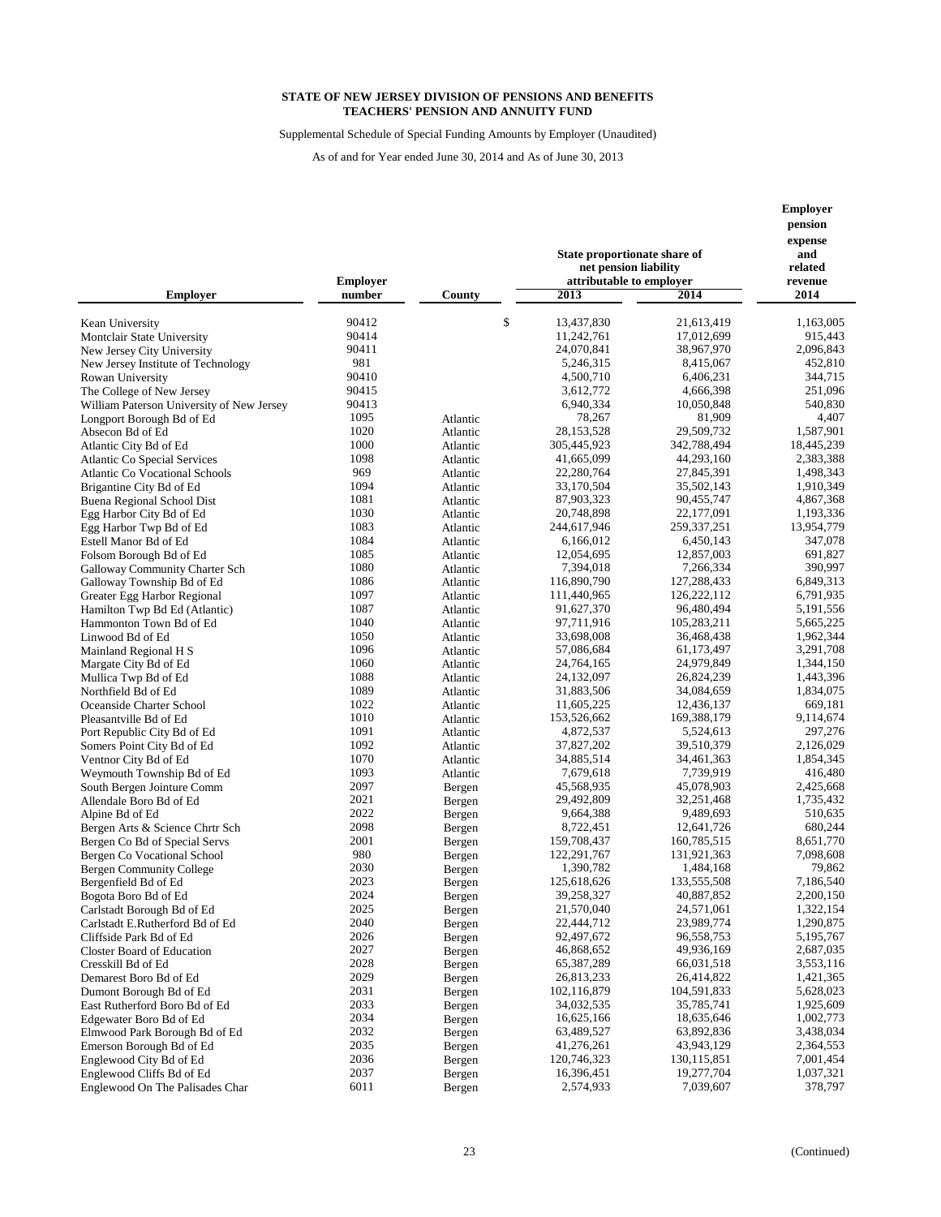**STATE OF NEW JERSEY DIVISION OF PENSIONS AND BENEFITS**
**TEACHERS' PENSION AND ANNUITY FUND**

Supplemental Schedule of Special Funding Amounts by Employer (Unaudited)

As of and for Year ended June 30, 2014 and As of June 30, 2013

| Employer | Employer number | County | State proportionate share of net pension liability attributable to employer 2013 | State proportionate share of net pension liability attributable to employer 2014 | Employer pension expense and related revenue 2014 |
|---|---|---|---|---|---|
| Kean University | 90412 | | $ 13,437,830 | 21,613,419 | 1,163,005 |
| Montclair State University | 90414 | | 11,242,761 | 17,012,699 | 915,443 |
| New Jersey City University | 90411 | | 24,070,841 | 38,967,970 | 2,096,843 |
| New Jersey Institute of Technology | 981 | | 5,246,315 | 8,415,067 | 452,810 |
| Rowan University | 90410 | | 4,500,710 | 6,406,231 | 344,715 |
| The College of New Jersey | 90415 | | 3,612,772 | 4,666,398 | 251,096 |
| William Paterson University of New Jersey | 90413 | | 6,940,334 | 10,050,848 | 540,830 |
| Longport Borough Bd of Ed | 1095 | Atlantic | 78,267 | 81,909 | 4,407 |
| Absecon Bd of Ed | 1020 | Atlantic | 28,153,528 | 29,509,732 | 1,587,901 |
| Atlantic City Bd of Ed | 1000 | Atlantic | 305,445,923 | 342,788,494 | 18,445,239 |
| Atlantic Co Special Services | 1098 | Atlantic | 41,665,099 | 44,293,160 | 2,383,388 |
| Atlantic Co Vocational Schools | 969 | Atlantic | 22,280,764 | 27,845,391 | 1,498,343 |
| Brigantine City Bd of Ed | 1094 | Atlantic | 33,170,504 | 35,502,143 | 1,910,349 |
| Buena Regional School Dist | 1081 | Atlantic | 87,903,323 | 90,455,747 | 4,867,368 |
| Egg Harbor City Bd of Ed | 1030 | Atlantic | 20,748,898 | 22,177,091 | 1,193,336 |
| Egg Harbor Twp Bd of Ed | 1083 | Atlantic | 244,617,946 | 259,337,251 | 13,954,779 |
| Estell Manor Bd of Ed | 1084 | Atlantic | 6,166,012 | 6,450,143 | 347,078 |
| Folsom Borough Bd of Ed | 1085 | Atlantic | 12,054,695 | 12,857,003 | 691,827 |
| Galloway Community Charter Sch | 1080 | Atlantic | 7,394,018 | 7,266,334 | 390,997 |
| Galloway Township Bd of Ed | 1086 | Atlantic | 116,890,790 | 127,288,433 | 6,849,313 |
| Greater Egg Harbor Regional | 1097 | Atlantic | 111,440,965 | 126,222,112 | 6,791,935 |
| Hamilton Twp Bd Ed (Atlantic) | 1087 | Atlantic | 91,627,370 | 96,480,494 | 5,191,556 |
| Hammonton Town Bd of Ed | 1040 | Atlantic | 97,711,916 | 105,283,211 | 5,665,225 |
| Linwood Bd of Ed | 1050 | Atlantic | 33,698,008 | 36,468,438 | 1,962,344 |
| Mainland Regional H S | 1096 | Atlantic | 57,086,684 | 61,173,497 | 3,291,708 |
| Margate City Bd of Ed | 1060 | Atlantic | 24,764,165 | 24,979,849 | 1,344,150 |
| Mullica Twp Bd of Ed | 1088 | Atlantic | 24,132,097 | 26,824,239 | 1,443,396 |
| Northfield Bd of Ed | 1089 | Atlantic | 31,883,506 | 34,084,659 | 1,834,075 |
| Oceanside Charter School | 1022 | Atlantic | 11,605,225 | 12,436,137 | 669,181 |
| Pleasantville Bd of Ed | 1010 | Atlantic | 153,526,662 | 169,388,179 | 9,114,674 |
| Port Republic City Bd of Ed | 1091 | Atlantic | 4,872,537 | 5,524,613 | 297,276 |
| Somers Point City Bd of Ed | 1092 | Atlantic | 37,827,202 | 39,510,379 | 2,126,029 |
| Ventnor City Bd of Ed | 1070 | Atlantic | 34,885,514 | 34,461,363 | 1,854,345 |
| Weymouth Township Bd of Ed | 1093 | Atlantic | 7,679,618 | 7,739,919 | 416,480 |
| South Bergen Jointure Comm | 2097 | Bergen | 45,568,935 | 45,078,903 | 2,425,668 |
| Allendale Boro Bd of Ed | 2021 | Bergen | 29,492,809 | 32,251,468 | 1,735,432 |
| Alpine Bd of Ed | 2022 | Bergen | 9,664,388 | 9,489,693 | 510,635 |
| Bergen Arts & Science Chrtr Sch | 2098 | Bergen | 8,722,451 | 12,641,726 | 680,244 |
| Bergen Co Bd of Special Servs | 2001 | Bergen | 159,708,437 | 160,785,515 | 8,651,770 |
| Bergen Co Vocational School | 980 | Bergen | 122,291,767 | 131,921,363 | 7,098,608 |
| Bergen Community College | 2030 | Bergen | 1,390,782 | 1,484,168 | 79,862 |
| Bergenfield Bd of Ed | 2023 | Bergen | 125,618,626 | 133,555,508 | 7,186,540 |
| Bogota Boro Bd of Ed | 2024 | Bergen | 39,258,327 | 40,887,852 | 2,200,150 |
| Carlstadt Borough Bd of Ed | 2025 | Bergen | 21,570,040 | 24,571,061 | 1,322,154 |
| Carlstadt E.Rutherford Bd of Ed | 2040 | Bergen | 22,444,712 | 23,989,774 | 1,290,875 |
| Cliffside Park Bd of Ed | 2026 | Bergen | 92,497,672 | 96,558,753 | 5,195,767 |
| Closter Board of Education | 2027 | Bergen | 46,868,652 | 49,936,169 | 2,687,035 |
| Cresskill Bd of Ed | 2028 | Bergen | 65,387,289 | 66,031,518 | 3,553,116 |
| Demarest Boro Bd of Ed | 2029 | Bergen | 26,813,233 | 26,414,822 | 1,421,365 |
| Dumont Borough Bd of Ed | 2031 | Bergen | 102,116,879 | 104,591,833 | 5,628,023 |
| East Rutherford Boro Bd of Ed | 2033 | Bergen | 34,032,535 | 35,785,741 | 1,925,609 |
| Edgewater Boro Bd of Ed | 2034 | Bergen | 16,625,166 | 18,635,646 | 1,002,773 |
| Elmwood Park Borough Bd of Ed | 2032 | Bergen | 63,489,527 | 63,892,836 | 3,438,034 |
| Emerson Borough Bd of Ed | 2035 | Bergen | 41,276,261 | 43,943,129 | 2,364,553 |
| Englewood City Bd of Ed | 2036 | Bergen | 120,746,323 | 130,115,851 | 7,001,454 |
| Englewood Cliffs Bd of Ed | 2037 | Bergen | 16,396,451 | 19,277,704 | 1,037,321 |
| Englewood On The Palisades Char | 6011 | Bergen | 2,574,933 | 7,039,607 | 378,797 |

(Continued)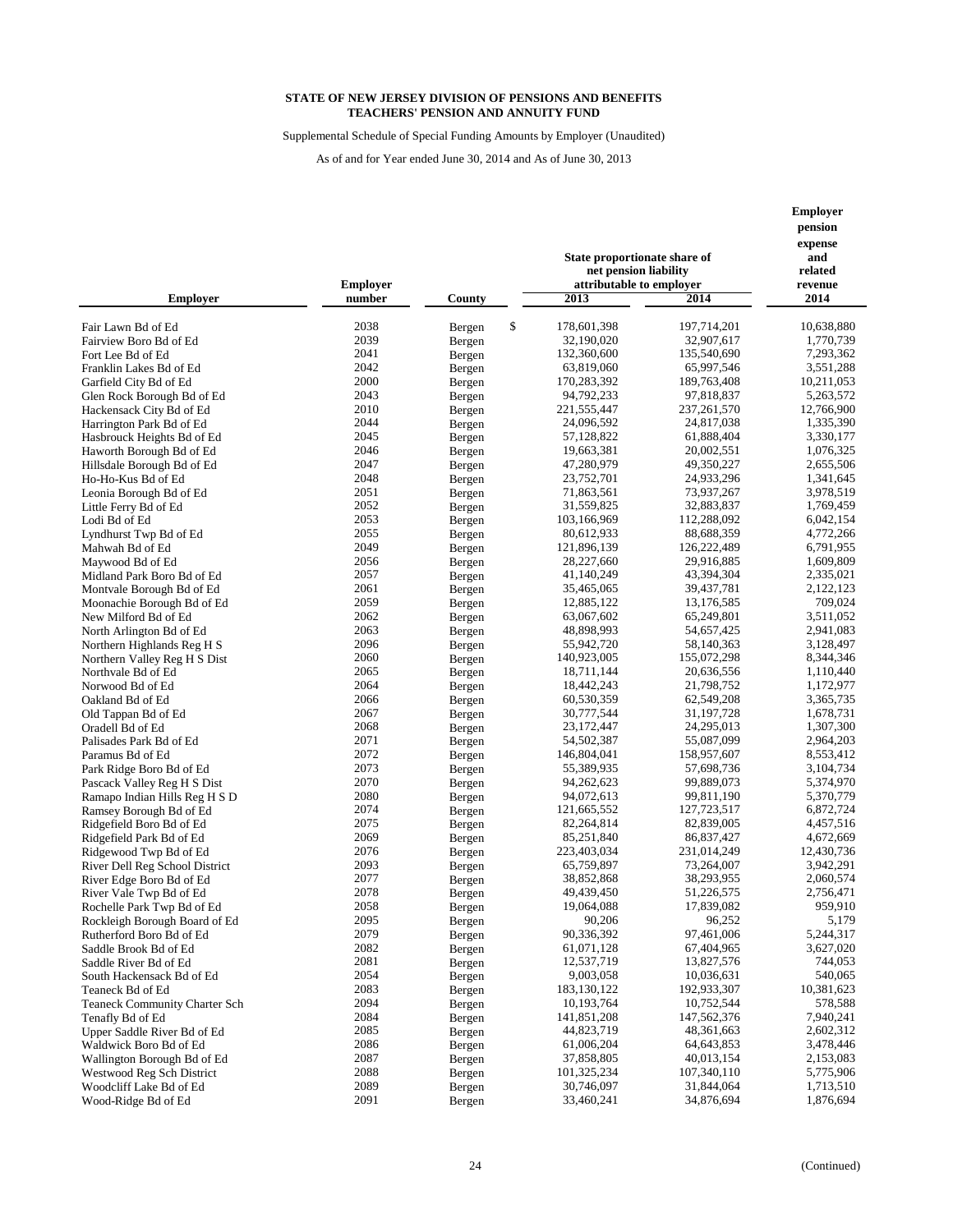**STATE OF NEW JERSEY DIVISION OF PENSIONS AND BENEFITS**
**TEACHERS' PENSION AND ANNUITY FUND**

Supplemental Schedule of Special Funding Amounts by Employer (Unaudited)

As of and for Year ended June 30, 2014 and As of June 30, 2013

| Employer | Employer number | County | State proportionate share of net pension liability attributable to employer 2013 | 2014 | Employer pension expense and related revenue 2014 |
|---|---|---|---|---|---|
| Fair Lawn Bd of Ed | 2038 | Bergen | $ 178,601,398 | 197,714,201 | 10,638,880 |
| Fairview Boro Bd of Ed | 2039 | Bergen | 32,190,020 | 32,907,617 | 1,770,739 |
| Fort Lee Bd of Ed | 2041 | Bergen | 132,360,600 | 135,540,690 | 7,293,362 |
| Franklin Lakes Bd of Ed | 2042 | Bergen | 63,819,060 | 65,997,546 | 3,551,288 |
| Garfield City Bd of Ed | 2000 | Bergen | 170,283,392 | 189,763,408 | 10,211,053 |
| Glen Rock Borough Bd of Ed | 2043 | Bergen | 94,792,233 | 97,818,837 | 5,263,572 |
| Hackensack City Bd of Ed | 2010 | Bergen | 221,555,447 | 237,261,570 | 12,766,900 |
| Harrington Park Bd of Ed | 2044 | Bergen | 24,096,592 | 24,817,038 | 1,335,390 |
| Hasbrouck Heights Bd of Ed | 2045 | Bergen | 57,128,822 | 61,888,404 | 3,330,177 |
| Haworth Borough Bd of Ed | 2046 | Bergen | 19,663,381 | 20,002,551 | 1,076,325 |
| Hillsdale Borough Bd of Ed | 2047 | Bergen | 47,280,979 | 49,350,227 | 2,655,506 |
| Ho-Ho-Kus Bd of Ed | 2048 | Bergen | 23,752,701 | 24,933,296 | 1,341,645 |
| Leonia Borough Bd of Ed | 2051 | Bergen | 71,863,561 | 73,937,267 | 3,978,519 |
| Little Ferry Bd of Ed | 2052 | Bergen | 31,559,825 | 32,883,837 | 1,769,459 |
| Lodi Bd of Ed | 2053 | Bergen | 103,166,969 | 112,288,092 | 6,042,154 |
| Lyndhurst Twp Bd of Ed | 2055 | Bergen | 80,612,933 | 88,688,359 | 4,772,266 |
| Mahwah Bd of Ed | 2049 | Bergen | 121,896,139 | 126,222,489 | 6,791,955 |
| Maywood Bd of Ed | 2056 | Bergen | 28,227,660 | 29,916,885 | 1,609,809 |
| Midland Park Boro Bd of Ed | 2057 | Bergen | 41,140,249 | 43,394,304 | 2,335,021 |
| Montvale Borough Bd of Ed | 2061 | Bergen | 35,465,065 | 39,437,781 | 2,122,123 |
| Moonachie Borough Bd of Ed | 2059 | Bergen | 12,885,122 | 13,176,585 | 709,024 |
| New Milford Bd of Ed | 2062 | Bergen | 63,067,602 | 65,249,801 | 3,511,052 |
| North Arlington Bd of Ed | 2063 | Bergen | 48,898,993 | 54,657,425 | 2,941,083 |
| Northern Highlands Reg H S | 2096 | Bergen | 55,942,720 | 58,140,363 | 3,128,497 |
| Northern Valley Reg H S Dist | 2060 | Bergen | 140,923,005 | 155,072,298 | 8,344,346 |
| Northvale Bd of Ed | 2065 | Bergen | 18,711,144 | 20,636,556 | 1,110,440 |
| Norwood Bd of Ed | 2064 | Bergen | 18,442,243 | 21,798,752 | 1,172,977 |
| Oakland Bd of Ed | 2066 | Bergen | 60,530,359 | 62,549,208 | 3,365,735 |
| Old Tappan Bd of Ed | 2067 | Bergen | 30,777,544 | 31,197,728 | 1,678,731 |
| Oradell Bd of Ed | 2068 | Bergen | 23,172,447 | 24,295,013 | 1,307,300 |
| Palisades Park Bd of Ed | 2071 | Bergen | 54,502,387 | 55,087,099 | 2,964,203 |
| Paramus Bd of Ed | 2072 | Bergen | 146,804,041 | 158,957,607 | 8,553,412 |
| Park Ridge Boro Bd of Ed | 2073 | Bergen | 55,389,935 | 57,698,736 | 3,104,734 |
| Pascack Valley Reg H S Dist | 2070 | Bergen | 94,262,623 | 99,889,073 | 5,374,970 |
| Ramapo Indian Hills Reg H S D | 2080 | Bergen | 94,072,613 | 99,811,190 | 5,370,779 |
| Ramsey Borough Bd of Ed | 2074 | Bergen | 121,665,552 | 127,723,517 | 6,872,724 |
| Ridgefield Boro Bd of Ed | 2075 | Bergen | 82,264,814 | 82,839,005 | 4,457,516 |
| Ridgefield Park Bd of Ed | 2069 | Bergen | 85,251,840 | 86,837,427 | 4,672,669 |
| Ridgewood Twp Bd of Ed | 2076 | Bergen | 223,403,034 | 231,014,249 | 12,430,736 |
| River Dell Reg School District | 2093 | Bergen | 65,759,897 | 73,264,007 | 3,942,291 |
| River Edge Boro Bd of Ed | 2077 | Bergen | 38,852,868 | 38,293,955 | 2,060,574 |
| River Vale Twp Bd of Ed | 2078 | Bergen | 49,439,450 | 51,226,575 | 2,756,471 |
| Rochelle Park Twp Bd of Ed | 2058 | Bergen | 19,064,088 | 17,839,082 | 959,910 |
| Rockleigh Borough Board of Ed | 2095 | Bergen | 90,206 | 96,252 | 5,179 |
| Rutherford Boro Bd of Ed | 2079 | Bergen | 90,336,392 | 97,461,006 | 5,244,317 |
| Saddle Brook Bd of Ed | 2082 | Bergen | 61,071,128 | 67,404,965 | 3,627,020 |
| Saddle River Bd of Ed | 2081 | Bergen | 12,537,719 | 13,827,576 | 744,053 |
| South Hackensack Bd of Ed | 2054 | Bergen | 9,003,058 | 10,036,631 | 540,065 |
| Teaneck Bd of Ed | 2083 | Bergen | 183,130,122 | 192,933,307 | 10,381,623 |
| Teaneck Community Charter Sch | 2094 | Bergen | 10,193,764 | 10,752,544 | 578,588 |
| Tenafly Bd of Ed | 2084 | Bergen | 141,851,208 | 147,562,376 | 7,940,241 |
| Upper Saddle River Bd of Ed | 2085 | Bergen | 44,823,719 | 48,361,663 | 2,602,312 |
| Waldwick Boro Bd of Ed | 2086 | Bergen | 61,006,204 | 64,643,853 | 3,478,446 |
| Wallington Borough Bd of Ed | 2087 | Bergen | 37,858,805 | 40,013,154 | 2,153,083 |
| Westwood Reg Sch District | 2088 | Bergen | 101,325,234 | 107,340,110 | 5,775,906 |
| Woodcliff Lake Bd of Ed | 2089 | Bergen | 30,746,097 | 31,844,064 | 1,713,510 |
| Wood-Ridge Bd of Ed | 2091 | Bergen | 33,460,241 | 34,876,694 | 1,876,694 |

(Continued)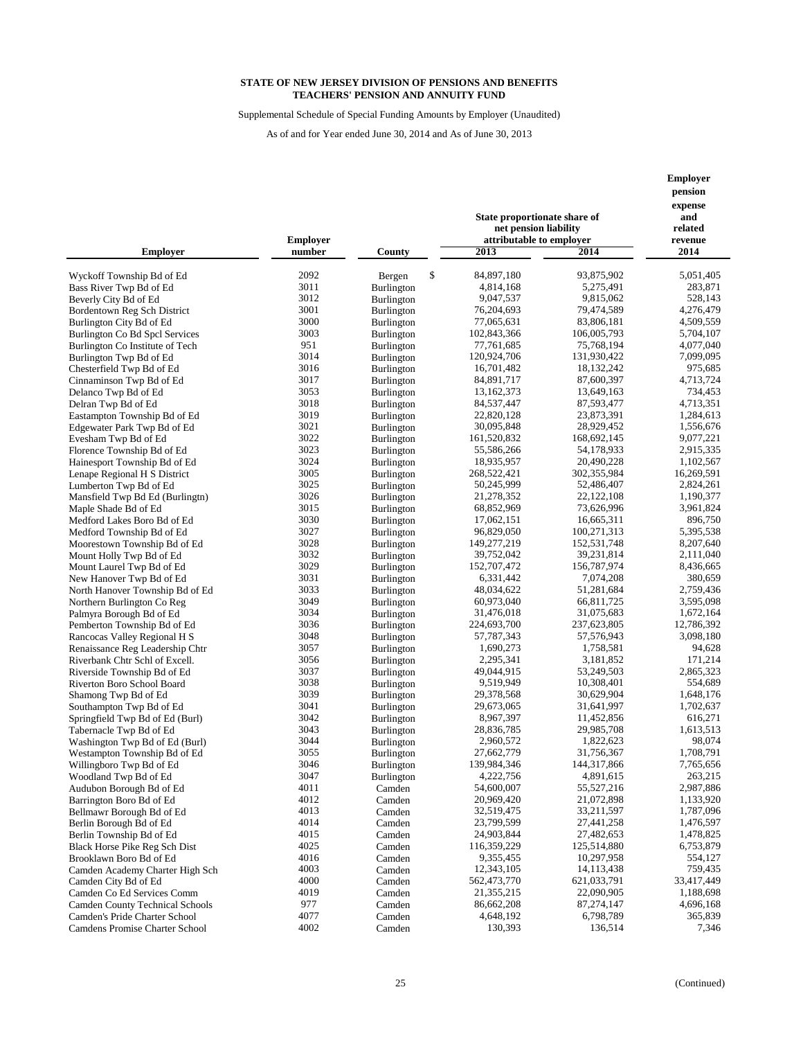**STATE OF NEW JERSEY DIVISION OF PENSIONS AND BENEFITS**
**TEACHERS' PENSION AND ANNUITY FUND**

Supplemental Schedule of Special Funding Amounts by Employer (Unaudited)

As of and for Year ended June 30, 2014 and As of June 30, 2013

| Employer | Employer number | County | State proportionate share of net pension liability attributable to employer 2013 | 2014 | Employer pension expense and related revenue 2014 |
|---|---|---|---|---|---|
| Wyckoff Township Bd of Ed | 2092 | Bergen | $ 84,897,180 | 93,875,902 | 5,051,405 |
| Bass River Twp Bd of Ed | 3011 | Burlington | 4,814,168 | 5,275,491 | 283,871 |
| Beverly City Bd of Ed | 3012 | Burlington | 9,047,537 | 9,815,062 | 528,143 |
| Bordentown Reg Sch District | 3001 | Burlington | 76,204,693 | 79,474,589 | 4,276,479 |
| Burlington City Bd of Ed | 3000 | Burlington | 77,065,631 | 83,806,181 | 4,509,559 |
| Burlington Co Bd Spcl Services | 3003 | Burlington | 102,843,366 | 106,005,793 | 5,704,107 |
| Burlington Co Institute of Tech | 951 | Burlington | 77,761,685 | 75,768,194 | 4,077,040 |
| Burlington Twp Bd of Ed | 3014 | Burlington | 120,924,706 | 131,930,422 | 7,099,095 |
| Chesterfield Twp Bd of Ed | 3016 | Burlington | 16,701,482 | 18,132,242 | 975,685 |
| Cinnaminson Twp Bd of Ed | 3017 | Burlington | 84,891,717 | 87,600,397 | 4,713,724 |
| Delanco Twp Bd of Ed | 3053 | Burlington | 13,162,373 | 13,649,163 | 734,453 |
| Delran Twp Bd of Ed | 3018 | Burlington | 84,537,447 | 87,593,477 | 4,713,351 |
| Eastampton Township Bd of Ed | 3019 | Burlington | 22,820,128 | 23,873,391 | 1,284,613 |
| Edgewater Park Twp Bd of Ed | 3021 | Burlington | 30,095,848 | 28,929,452 | 1,556,676 |
| Evesham Twp Bd of Ed | 3022 | Burlington | 161,520,832 | 168,692,145 | 9,077,221 |
| Florence Township Bd of Ed | 3023 | Burlington | 55,586,266 | 54,178,933 | 2,915,335 |
| Hainesport Township Bd of Ed | 3024 | Burlington | 18,935,957 | 20,490,228 | 1,102,567 |
| Lenape Regional H S District | 3005 | Burlington | 268,522,421 | 302,355,984 | 16,269,591 |
| Lumberton Twp Bd of Ed | 3025 | Burlington | 50,245,999 | 52,486,407 | 2,824,261 |
| Mansfield Twp Bd Ed (Burlingtn) | 3026 | Burlington | 21,278,352 | 22,122,108 | 1,190,377 |
| Maple Shade Bd of Ed | 3015 | Burlington | 68,852,969 | 73,626,996 | 3,961,824 |
| Medford Lakes Boro Bd of Ed | 3030 | Burlington | 17,062,151 | 16,665,311 | 896,750 |
| Medford Township Bd of Ed | 3027 | Burlington | 96,829,050 | 100,271,313 | 5,395,538 |
| Moorestown Township Bd of Ed | 3028 | Burlington | 149,277,219 | 152,531,748 | 8,207,640 |
| Mount Holly Twp Bd of Ed | 3032 | Burlington | 39,752,042 | 39,231,814 | 2,111,040 |
| Mount Laurel Twp Bd of Ed | 3029 | Burlington | 152,707,472 | 156,787,974 | 8,436,665 |
| New Hanover Twp Bd of Ed | 3031 | Burlington | 6,331,442 | 7,074,208 | 380,659 |
| North Hanover Township Bd of Ed | 3033 | Burlington | 48,034,622 | 51,281,684 | 2,759,436 |
| Northern Burlington Co Reg | 3049 | Burlington | 60,973,040 | 66,811,725 | 3,595,098 |
| Palmyra Borough Bd of Ed | 3034 | Burlington | 31,476,018 | 31,075,683 | 1,672,164 |
| Pemberton Township Bd of Ed | 3036 | Burlington | 224,693,700 | 237,623,805 | 12,786,392 |
| Rancocas Valley Regional H S | 3048 | Burlington | 57,787,343 | 57,576,943 | 3,098,180 |
| Renaissance Reg Leadership Chtr | 3057 | Burlington | 1,690,273 | 1,758,581 | 94,628 |
| Riverbank Chtr Schl of Excell. | 3056 | Burlington | 2,295,341 | 3,181,852 | 171,214 |
| Riverside Township Bd of Ed | 3037 | Burlington | 49,044,915 | 53,249,503 | 2,865,323 |
| Riverton Boro School Board | 3038 | Burlington | 9,519,949 | 10,308,401 | 554,689 |
| Shamong Twp Bd of Ed | 3039 | Burlington | 29,378,568 | 30,629,904 | 1,648,176 |
| Southampton Twp Bd of Ed | 3041 | Burlington | 29,673,065 | 31,641,997 | 1,702,637 |
| Springfield Twp Bd of Ed (Burl) | 3042 | Burlington | 8,967,397 | 11,452,856 | 616,271 |
| Tabernacle Twp Bd of Ed | 3043 | Burlington | 28,836,785 | 29,985,708 | 1,613,513 |
| Washington Twp Bd of Ed (Burl) | 3044 | Burlington | 2,960,572 | 1,822,623 | 98,074 |
| Westampton Township Bd of Ed | 3055 | Burlington | 27,662,779 | 31,756,367 | 1,708,791 |
| Willingboro Twp Bd of Ed | 3046 | Burlington | 139,984,346 | 144,317,866 | 7,765,656 |
| Woodland Twp Bd of Ed | 3047 | Burlington | 4,222,756 | 4,891,615 | 263,215 |
| Audubon Borough Bd of Ed | 4011 | Camden | 54,600,007 | 55,527,216 | 2,987,886 |
| Barrington Boro Bd of Ed | 4012 | Camden | 20,969,420 | 21,072,898 | 1,133,920 |
| Bellmawr Borough Bd of Ed | 4013 | Camden | 32,519,475 | 33,211,597 | 1,787,096 |
| Berlin Borough Bd of Ed | 4014 | Camden | 23,799,599 | 27,441,258 | 1,476,597 |
| Berlin Township Bd of Ed | 4015 | Camden | 24,903,844 | 27,482,653 | 1,478,825 |
| Black Horse Pike Reg Sch Dist | 4025 | Camden | 116,359,229 | 125,514,880 | 6,753,879 |
| Brooklawn Boro Bd of Ed | 4016 | Camden | 9,355,455 | 10,297,958 | 554,127 |
| Camden Academy Charter High Sch | 4003 | Camden | 12,343,105 | 14,113,438 | 759,435 |
| Camden City Bd of Ed | 4000 | Camden | 562,473,770 | 621,033,791 | 33,417,449 |
| Camden Co Ed Services Comm | 4019 | Camden | 21,355,215 | 22,090,905 | 1,188,698 |
| Camden County Technical Schools | 977 | Camden | 86,662,208 | 87,274,147 | 4,696,168 |
| Camden's Pride Charter School | 4077 | Camden | 4,648,192 | 6,798,789 | 365,839 |
| Camdens Promise Charter School | 4002 | Camden | 130,393 | 136,514 | 7,346 |

(Continued)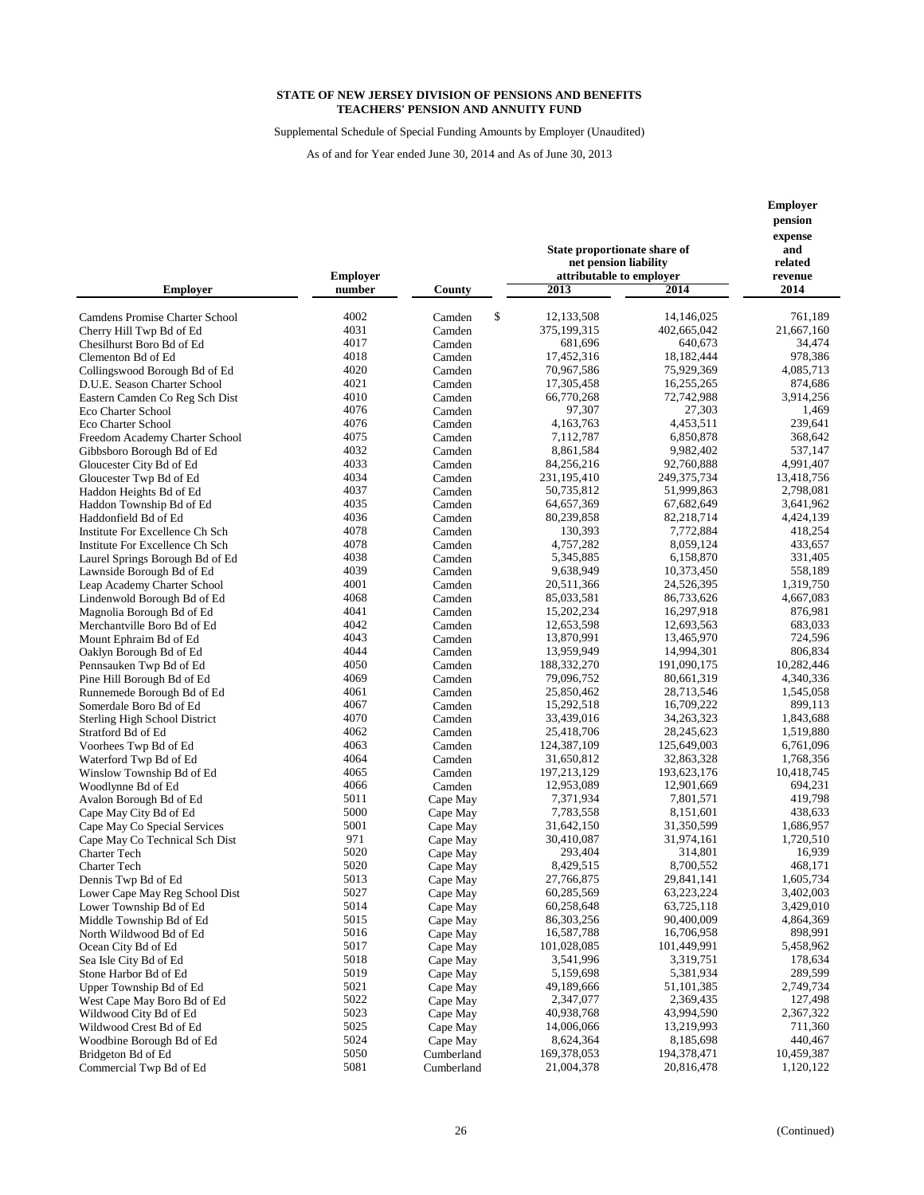**STATE OF NEW JERSEY DIVISION OF PENSIONS AND BENEFITS**
**TEACHERS' PENSION AND ANNUITY FUND**

Supplemental Schedule of Special Funding Amounts by Employer (Unaudited)

As of and for Year ended June 30, 2014 and As of June 30, 2013

| Employer | Employer number | County | State proportionate share of net pension liability attributable to employer 2013 | 2014 | Employer pension expense and related revenue 2014 |
|---|---|---|---|---|---|
| Camdens Promise Charter School | 4002 | Camden | $ 12,133,508 | 14,146,025 | 761,189 |
| Cherry Hill Twp Bd of Ed | 4031 | Camden | 375,199,315 | 402,665,042 | 21,667,160 |
| Chesilhurst Boro Bd of Ed | 4017 | Camden | 681,696 | 640,673 | 34,474 |
| Clementon Bd of Ed | 4018 | Camden | 17,452,316 | 18,182,444 | 978,386 |
| Collingswood Borough Bd of Ed | 4020 | Camden | 70,967,586 | 75,929,369 | 4,085,713 |
| D.U.E. Season Charter School | 4021 | Camden | 17,305,458 | 16,255,265 | 874,686 |
| Eastern Camden Co Reg Sch Dist | 4010 | Camden | 66,770,268 | 72,742,988 | 3,914,256 |
| Eco Charter School | 4076 | Camden | 97,307 | 27,303 | 1,469 |
| Eco Charter School | 4076 | Camden | 4,163,763 | 4,453,511 | 239,641 |
| Freedom Academy Charter School | 4075 | Camden | 7,112,787 | 6,850,878 | 368,642 |
| Gibbsboro Borough Bd of Ed | 4032 | Camden | 8,861,584 | 9,982,402 | 537,147 |
| Gloucester City Bd of Ed | 4033 | Camden | 84,256,216 | 92,760,888 | 4,991,407 |
| Gloucester Twp Bd of Ed | 4034 | Camden | 231,195,410 | 249,375,734 | 13,418,756 |
| Haddon Heights Bd of Ed | 4037 | Camden | 50,735,812 | 51,999,863 | 2,798,081 |
| Haddon Township Bd of Ed | 4035 | Camden | 64,657,369 | 67,682,649 | 3,641,962 |
| Haddonfield Bd of Ed | 4036 | Camden | 80,239,858 | 82,218,714 | 4,424,139 |
| Institute For Excellence Ch Sch | 4078 | Camden | 130,393 | 7,772,884 | 418,254 |
| Institute For Excellence Ch Sch | 4078 | Camden | 4,757,282 | 8,059,124 | 433,657 |
| Laurel Springs Borough Bd of Ed | 4038 | Camden | 5,345,885 | 6,158,870 | 331,405 |
| Lawnside Borough Bd of Ed | 4039 | Camden | 9,638,949 | 10,373,450 | 558,189 |
| Leap Academy Charter School | 4001 | Camden | 20,511,366 | 24,526,395 | 1,319,750 |
| Lindenwold Borough Bd of Ed | 4068 | Camden | 85,033,581 | 86,733,626 | 4,667,083 |
| Magnolia Borough Bd of Ed | 4041 | Camden | 15,202,234 | 16,297,918 | 876,981 |
| Merchantville Boro Bd of Ed | 4042 | Camden | 12,653,598 | 12,693,563 | 683,033 |
| Mount Ephraim Bd of Ed | 4043 | Camden | 13,870,991 | 13,465,970 | 724,596 |
| Oaklyn Borough Bd of Ed | 4044 | Camden | 13,959,949 | 14,994,301 | 806,834 |
| Pennsauken Twp Bd of Ed | 4050 | Camden | 188,332,270 | 191,090,175 | 10,282,446 |
| Pine Hill Borough Bd of Ed | 4069 | Camden | 79,096,752 | 80,661,319 | 4,340,336 |
| Runnemede Borough Bd of Ed | 4061 | Camden | 25,850,462 | 28,713,546 | 1,545,058 |
| Somerdale Boro Bd of Ed | 4067 | Camden | 15,292,518 | 16,709,222 | 899,113 |
| Sterling High School District | 4070 | Camden | 33,439,016 | 34,263,323 | 1,843,688 |
| Stratford Bd of Ed | 4062 | Camden | 25,418,706 | 28,245,623 | 1,519,880 |
| Voorhees Twp Bd of Ed | 4063 | Camden | 124,387,109 | 125,649,003 | 6,761,096 |
| Waterford Twp Bd of Ed | 4064 | Camden | 31,650,812 | 32,863,328 | 1,768,356 |
| Winslow Township Bd of Ed | 4065 | Camden | 197,213,129 | 193,623,176 | 10,418,745 |
| Woodlynne Bd of Ed | 4066 | Camden | 12,953,089 | 12,901,669 | 694,231 |
| Avalon Borough Bd of Ed | 5011 | Cape May | 7,371,934 | 7,801,571 | 419,798 |
| Cape May City Bd of Ed | 5000 | Cape May | 7,783,558 | 8,151,601 | 438,633 |
| Cape May Co Special Services | 5001 | Cape May | 31,642,150 | 31,350,599 | 1,686,957 |
| Cape May Co Technical Sch Dist | 971 | Cape May | 30,410,087 | 31,974,161 | 1,720,510 |
| Charter Tech | 5020 | Cape May | 293,404 | 314,801 | 16,939 |
| Charter Tech | 5020 | Cape May | 8,429,515 | 8,700,552 | 468,171 |
| Dennis Twp Bd of Ed | 5013 | Cape May | 27,766,875 | 29,841,141 | 1,605,734 |
| Lower Cape May Reg School Dist | 5027 | Cape May | 60,285,569 | 63,223,224 | 3,402,003 |
| Lower Township Bd of Ed | 5014 | Cape May | 60,258,648 | 63,725,118 | 3,429,010 |
| Middle Township Bd of Ed | 5015 | Cape May | 86,303,256 | 90,400,009 | 4,864,369 |
| North Wildwood Bd of Ed | 5016 | Cape May | 16,587,788 | 16,706,958 | 898,991 |
| Ocean City Bd of Ed | 5017 | Cape May | 101,028,085 | 101,449,991 | 5,458,962 |
| Sea Isle City Bd of Ed | 5018 | Cape May | 3,541,996 | 3,319,751 | 178,634 |
| Stone Harbor Bd of Ed | 5019 | Cape May | 5,159,698 | 5,381,934 | 289,599 |
| Upper Township Bd of Ed | 5021 | Cape May | 49,189,666 | 51,101,385 | 2,749,734 |
| West Cape May Boro Bd of Ed | 5022 | Cape May | 2,347,077 | 2,369,435 | 127,498 |
| Wildwood City Bd of Ed | 5023 | Cape May | 40,938,768 | 43,994,590 | 2,367,322 |
| Wildwood Crest Bd of Ed | 5025 | Cape May | 14,006,066 | 13,219,993 | 711,360 |
| Woodbine Borough Bd of Ed | 5024 | Cape May | 8,624,364 | 8,185,698 | 440,467 |
| Bridgeton Bd of Ed | 5050 | Cumberland | 169,378,053 | 194,378,471 | 10,459,387 |
| Commercial Twp Bd of Ed | 5081 | Cumberland | 21,004,378 | 20,816,478 | 1,120,122 |

(Continued)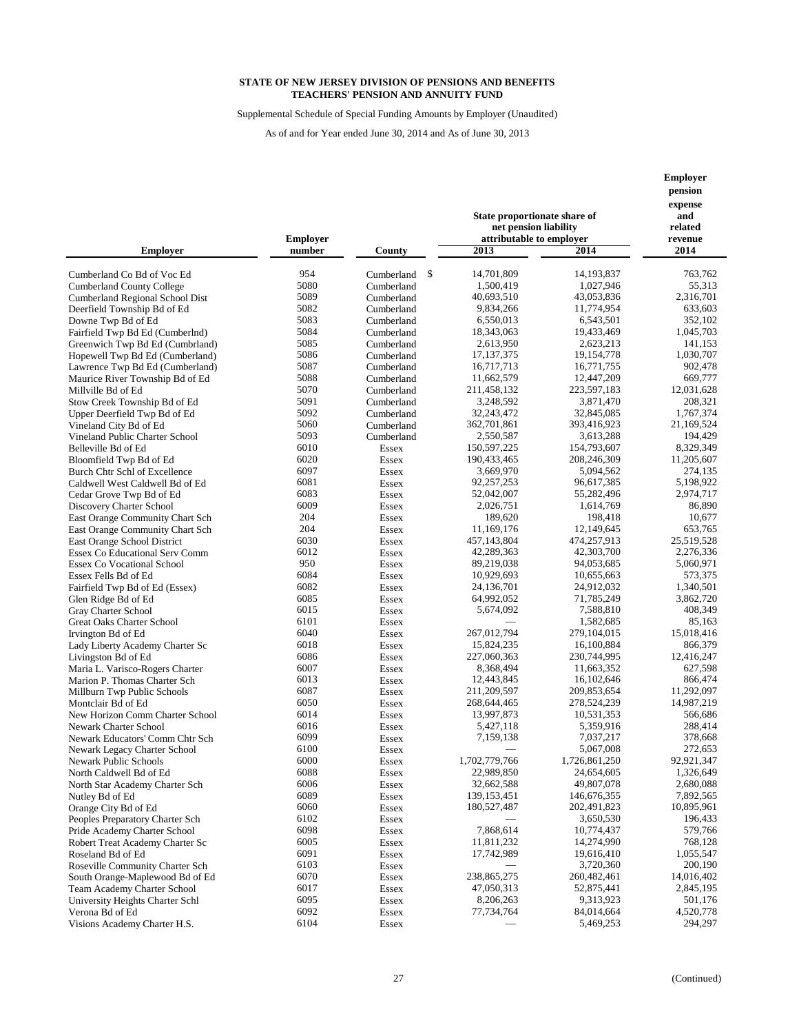**STATE OF NEW JERSEY DIVISION OF PENSIONS AND BENEFITS**
**TEACHERS' PENSION AND ANNUITY FUND**

Supplemental Schedule of Special Funding Amounts by Employer (Unaudited)

As of and for Year ended June 30, 2014 and As of June 30, 2013

| Employer | Employer number | County | State proportionate share of net pension liability attributable to employer 2013 | 2014 | Employer pension expense and related revenue 2014 |
|---|---|---|---|---|---|
| Cumberland Co Bd of Voc Ed | 954 | Cumberland | $ 14,701,809 | 14,193,837 | 763,762 |
| Cumberland County College | 5080 | Cumberland | 1,500,419 | 1,027,946 | 55,313 |
| Cumberland Regional School Dist | 5089 | Cumberland | 40,693,510 | 43,053,836 | 2,316,701 |
| Deerfield Township Bd of Ed | 5082 | Cumberland | 9,834,266 | 11,774,954 | 633,603 |
| Downe Twp Bd of Ed | 5083 | Cumberland | 6,550,013 | 6,543,501 | 352,102 |
| Fairfield Twp Bd Ed (Cumberlnd) | 5084 | Cumberland | 18,343,063 | 19,433,469 | 1,045,703 |
| Greenwich Twp Bd Ed (Cumbrland) | 5085 | Cumberland | 2,613,950 | 2,623,213 | 141,153 |
| Hopewell Twp Bd Ed (Cumberland) | 5086 | Cumberland | 17,137,375 | 19,154,778 | 1,030,707 |
| Lawrence Twp Bd Ed (Cumberland) | 5087 | Cumberland | 16,717,713 | 16,771,755 | 902,478 |
| Maurice River Township Bd of Ed | 5088 | Cumberland | 11,662,579 | 12,447,209 | 669,777 |
| Millville Bd of Ed | 5070 | Cumberland | 211,458,132 | 223,597,183 | 12,031,628 |
| Stow Creek Township Bd of Ed | 5091 | Cumberland | 3,248,592 | 3,871,470 | 208,321 |
| Upper Deerfield Twp Bd of Ed | 5092 | Cumberland | 32,243,472 | 32,845,085 | 1,767,374 |
| Vineland City Bd of Ed | 5060 | Cumberland | 362,701,861 | 393,416,923 | 21,169,524 |
| Vineland Public Charter School | 5093 | Cumberland | 2,550,587 | 3,613,288 | 194,429 |
| Belleville Bd of Ed | 6010 | Essex | 150,597,225 | 154,793,607 | 8,329,349 |
| Bloomfield Twp Bd of Ed | 6020 | Essex | 190,433,465 | 208,246,309 | 11,205,607 |
| Burch Chtr Schl of Excellence | 6097 | Essex | 3,669,970 | 5,094,562 | 274,135 |
| Caldwell West Caldwell Bd of Ed | 6081 | Essex | 92,257,253 | 96,617,385 | 5,198,922 |
| Cedar Grove Twp Bd of Ed | 6083 | Essex | 52,042,007 | 55,282,496 | 2,974,717 |
| Discovery Charter School | 6009 | Essex | 2,026,751 | 1,614,769 | 86,890 |
| East Orange Community Chart Sch | 204 | Essex | 189,620 | 198,418 | 10,677 |
| East Orange Community Chart Sch | 204 | Essex | 11,169,176 | 12,149,645 | 653,765 |
| East Orange School District | 6030 | Essex | 457,143,804 | 474,257,913 | 25,519,528 |
| Essex Co Educational Serv Comm | 6012 | Essex | 42,289,363 | 42,303,700 | 2,276,336 |
| Essex Co Vocational School | 950 | Essex | 89,219,038 | 94,053,685 | 5,060,971 |
| Essex Fells Bd of Ed | 6084 | Essex | 10,929,693 | 10,655,663 | 573,375 |
| Fairfield Twp Bd of Ed (Essex) | 6082 | Essex | 24,136,701 | 24,912,032 | 1,340,501 |
| Glen Ridge Bd of Ed | 6085 | Essex | 64,992,052 | 71,785,249 | 3,862,720 |
| Gray Charter School | 6015 | Essex | 5,674,092 | 7,588,810 | 408,349 |
| Great Oaks Charter School | 6101 | Essex | — | 1,582,685 | 85,163 |
| Irvington Bd of Ed | 6040 | Essex | 267,012,794 | 279,104,015 | 15,018,416 |
| Lady Liberty Academy Charter Sc | 6018 | Essex | 15,824,235 | 16,100,884 | 866,379 |
| Livingston Bd of Ed | 6086 | Essex | 227,060,363 | 230,744,995 | 12,416,247 |
| Maria L. Varisco-Rogers Charter | 6007 | Essex | 8,368,494 | 11,663,352 | 627,598 |
| Marion P. Thomas Charter Sch | 6013 | Essex | 12,443,845 | 16,102,646 | 866,474 |
| Millburn Twp Public Schools | 6087 | Essex | 211,209,597 | 209,853,654 | 11,292,097 |
| Montclair Bd of Ed | 6050 | Essex | 268,644,465 | 278,524,239 | 14,987,219 |
| New Horizon Comm Charter School | 6014 | Essex | 13,997,873 | 10,531,353 | 566,686 |
| Newark Charter School | 6016 | Essex | 5,427,118 | 5,359,916 | 288,414 |
| Newark Educators' Comm Chtr Sch | 6099 | Essex | 7,159,138 | 7,037,217 | 378,668 |
| Newark Legacy Charter School | 6100 | Essex | — | 5,067,008 | 272,653 |
| Newark Public Schools | 6000 | Essex | 1,702,779,766 | 1,726,861,250 | 92,921,347 |
| North Caldwell Bd of Ed | 6088 | Essex | 22,989,850 | 24,654,605 | 1,326,649 |
| North Star Academy Charter Sch | 6006 | Essex | 32,662,588 | 49,807,078 | 2,680,088 |
| Nutley Bd of Ed | 6089 | Essex | 139,153,451 | 146,676,355 | 7,892,565 |
| Orange City Bd of Ed | 6060 | Essex | 180,527,487 | 202,491,823 | 10,895,961 |
| Peoples Preparatory Charter Sch | 6102 | Essex | — | 3,650,530 | 196,433 |
| Pride Academy Charter School | 6098 | Essex | 7,868,614 | 10,774,437 | 579,766 |
| Robert Treat Academy Charter Sc | 6005 | Essex | 11,811,232 | 14,274,990 | 768,128 |
| Roseland Bd of Ed | 6091 | Essex | 17,742,989 | 19,616,410 | 1,055,547 |
| Roseville Community Charter Sch | 6103 | Essex | — | 3,720,360 | 200,190 |
| South Orange-Maplewood Bd of Ed | 6070 | Essex | 238,865,275 | 260,482,461 | 14,016,402 |
| Team Academy Charter School | 6017 | Essex | 47,050,313 | 52,875,441 | 2,845,195 |
| University Heights Charter Schl | 6095 | Essex | 8,206,263 | 9,313,923 | 501,176 |
| Verona Bd of Ed | 6092 | Essex | 77,734,764 | 84,014,664 | 4,520,778 |
| Visions Academy Charter H.S. | 6104 | Essex | — | 5,469,253 | 294,297 |

(Continued)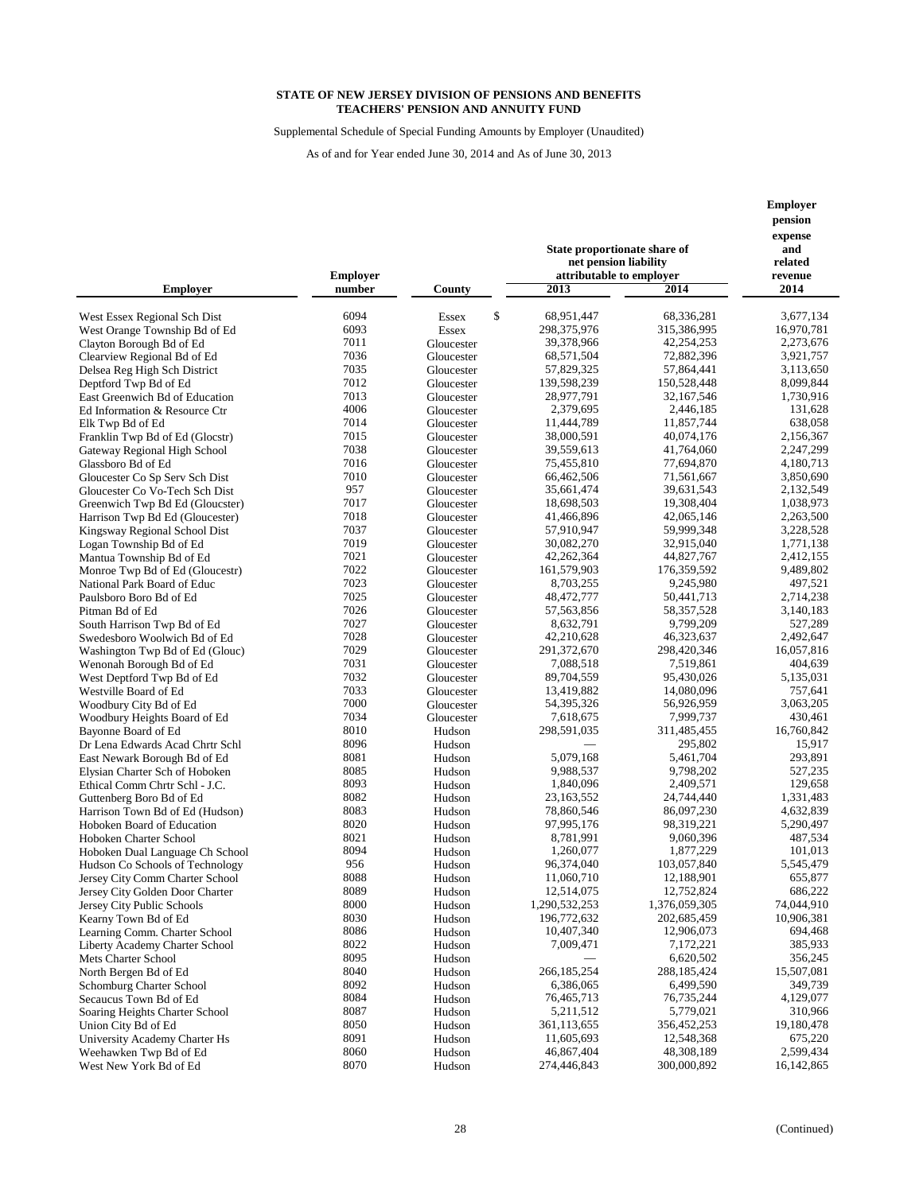**STATE OF NEW JERSEY DIVISION OF PENSIONS AND BENEFITS**
**TEACHERS' PENSION AND ANNUITY FUND**

Supplemental Schedule of Special Funding Amounts by Employer (Unaudited)

As of and for Year ended June 30, 2014 and As of June 30, 2013

| Employer | Employer number | County | State proportionate share of net pension liability attributable to employer 2013 | 2014 | Employer pension expense and related revenue 2014 |
|---|---|---|---|---|---|
| West Essex Regional Sch Dist | 6094 | Essex | $ 68,951,447 | 68,336,281 | 3,677,134 |
| West Orange Township Bd of Ed | 6093 | Essex | 298,375,976 | 315,386,995 | 16,970,781 |
| Clayton Borough Bd of Ed | 7011 | Gloucester | 39,378,966 | 42,254,253 | 2,273,676 |
| Clearview Regional Bd of Ed | 7036 | Gloucester | 68,571,504 | 72,882,396 | 3,921,757 |
| Delsea Reg High Sch District | 7035 | Gloucester | 57,829,325 | 57,864,441 | 3,113,650 |
| Deptford Twp Bd of Ed | 7012 | Gloucester | 139,598,239 | 150,528,448 | 8,099,844 |
| East Greenwich Bd of Education | 7013 | Gloucester | 28,977,791 | 32,167,546 | 1,730,916 |
| Ed Information & Resource Ctr | 4006 | Gloucester | 2,379,695 | 2,446,185 | 131,628 |
| Elk Twp Bd of Ed | 7014 | Gloucester | 11,444,789 | 11,857,744 | 638,058 |
| Franklin Twp Bd of Ed (Glocstr) | 7015 | Gloucester | 38,000,591 | 40,074,176 | 2,156,367 |
| Gateway Regional High School | 7038 | Gloucester | 39,559,613 | 41,764,060 | 2,247,299 |
| Glassboro Bd of Ed | 7016 | Gloucester | 75,455,810 | 77,694,870 | 4,180,713 |
| Gloucester Co Sp Serv Sch Dist | 7010 | Gloucester | 66,462,506 | 71,561,667 | 3,850,690 |
| Gloucester Co Vo-Tech Sch Dist | 957 | Gloucester | 35,661,474 | 39,631,543 | 2,132,549 |
| Greenwich Twp Bd Ed (Gloucster) | 7017 | Gloucester | 18,698,503 | 19,308,404 | 1,038,973 |
| Harrison Twp Bd Ed (Gloucester) | 7018 | Gloucester | 41,466,896 | 42,065,146 | 2,263,500 |
| Kingsway Regional School Dist | 7037 | Gloucester | 57,910,947 | 59,999,348 | 3,228,528 |
| Logan Township Bd of Ed | 7019 | Gloucester | 30,082,270 | 32,915,040 | 1,771,138 |
| Mantua Township Bd of Ed | 7021 | Gloucester | 42,262,364 | 44,827,767 | 2,412,155 |
| Monroe Twp Bd of Ed (Gloucestr) | 7022 | Gloucester | 161,579,903 | 176,359,592 | 9,489,802 |
| National Park Board of Educ | 7023 | Gloucester | 8,703,255 | 9,245,980 | 497,521 |
| Paulsboro Boro Bd of Ed | 7025 | Gloucester | 48,472,777 | 50,441,713 | 2,714,238 |
| Pitman Bd of Ed | 7026 | Gloucester | 57,563,856 | 58,357,528 | 3,140,183 |
| South Harrison Twp Bd of Ed | 7027 | Gloucester | 8,632,791 | 9,799,209 | 527,289 |
| Swedesboro Woolwich Bd of Ed | 7028 | Gloucester | 42,210,628 | 46,323,637 | 2,492,647 |
| Washington Twp Bd of Ed (Glouc) | 7029 | Gloucester | 291,372,670 | 298,420,346 | 16,057,816 |
| Wenonah Borough Bd of Ed | 7031 | Gloucester | 7,088,518 | 7,519,861 | 404,639 |
| West Deptford Twp Bd of Ed | 7032 | Gloucester | 89,704,559 | 95,430,026 | 5,135,031 |
| Westville Board of Ed | 7033 | Gloucester | 13,419,882 | 14,080,096 | 757,641 |
| Woodbury City Bd of Ed | 7000 | Gloucester | 54,395,326 | 56,926,959 | 3,063,205 |
| Woodbury Heights Board of Ed | 7034 | Gloucester | 7,618,675 | 7,999,737 | 430,461 |
| Bayonne Board of Ed | 8010 | Hudson | 298,591,035 | 311,485,455 | 16,760,842 |
| Dr Lena Edwards Acad Chrtr Schl | 8096 | Hudson | — | 295,802 | 15,917 |
| East Newark Borough Bd of Ed | 8081 | Hudson | 5,079,168 | 5,461,704 | 293,891 |
| Elysian Charter Sch of Hoboken | 8085 | Hudson | 9,988,537 | 9,798,202 | 527,235 |
| Ethical Comm Chrtr Schl - J.C. | 8093 | Hudson | 1,840,096 | 2,409,571 | 129,658 |
| Guttenberg Boro Bd of Ed | 8082 | Hudson | 23,163,552 | 24,744,440 | 1,331,483 |
| Harrison Town Bd of Ed (Hudson) | 8083 | Hudson | 78,860,546 | 86,097,230 | 4,632,839 |
| Hoboken Board of Education | 8020 | Hudson | 97,995,176 | 98,319,221 | 5,290,497 |
| Hoboken Charter School | 8021 | Hudson | 8,781,991 | 9,060,396 | 487,534 |
| Hoboken Dual Language Ch School | 8094 | Hudson | 1,260,077 | 1,877,229 | 101,013 |
| Hudson Co Schools of Technology | 956 | Hudson | 96,374,040 | 103,057,840 | 5,545,479 |
| Jersey City Comm Charter School | 8088 | Hudson | 11,060,710 | 12,188,901 | 655,877 |
| Jersey City Golden Door Charter | 8089 | Hudson | 12,514,075 | 12,752,824 | 686,222 |
| Jersey City Public Schools | 8000 | Hudson | 1,290,532,253 | 1,376,059,305 | 74,044,910 |
| Kearny Town Bd of Ed | 8030 | Hudson | 196,772,632 | 202,685,459 | 10,906,381 |
| Learning Comm. Charter School | 8086 | Hudson | 10,407,340 | 12,906,073 | 694,468 |
| Liberty Academy Charter School | 8022 | Hudson | 7,009,471 | 7,172,221 | 385,933 |
| Mets Charter School | 8095 | Hudson | — | 6,620,502 | 356,245 |
| North Bergen Bd of Ed | 8040 | Hudson | 266,185,254 | 288,185,424 | 15,507,081 |
| Schomburg Charter School | 8092 | Hudson | 6,386,065 | 6,499,590 | 349,739 |
| Secaucus Town Bd of Ed | 8084 | Hudson | 76,465,713 | 76,735,244 | 4,129,077 |
| Soaring Heights Charter School | 8087 | Hudson | 5,211,512 | 5,779,021 | 310,966 |
| Union City Bd of Ed | 8050 | Hudson | 361,113,655 | 356,452,253 | 19,180,478 |
| University Academy Charter Hs | 8091 | Hudson | 11,605,693 | 12,548,368 | 675,220 |
| Weehawken Twp Bd of Ed | 8060 | Hudson | 46,867,404 | 48,308,189 | 2,599,434 |
| West New York Bd of Ed | 8070 | Hudson | 274,446,843 | 300,000,892 | 16,142,865 |

(Continued)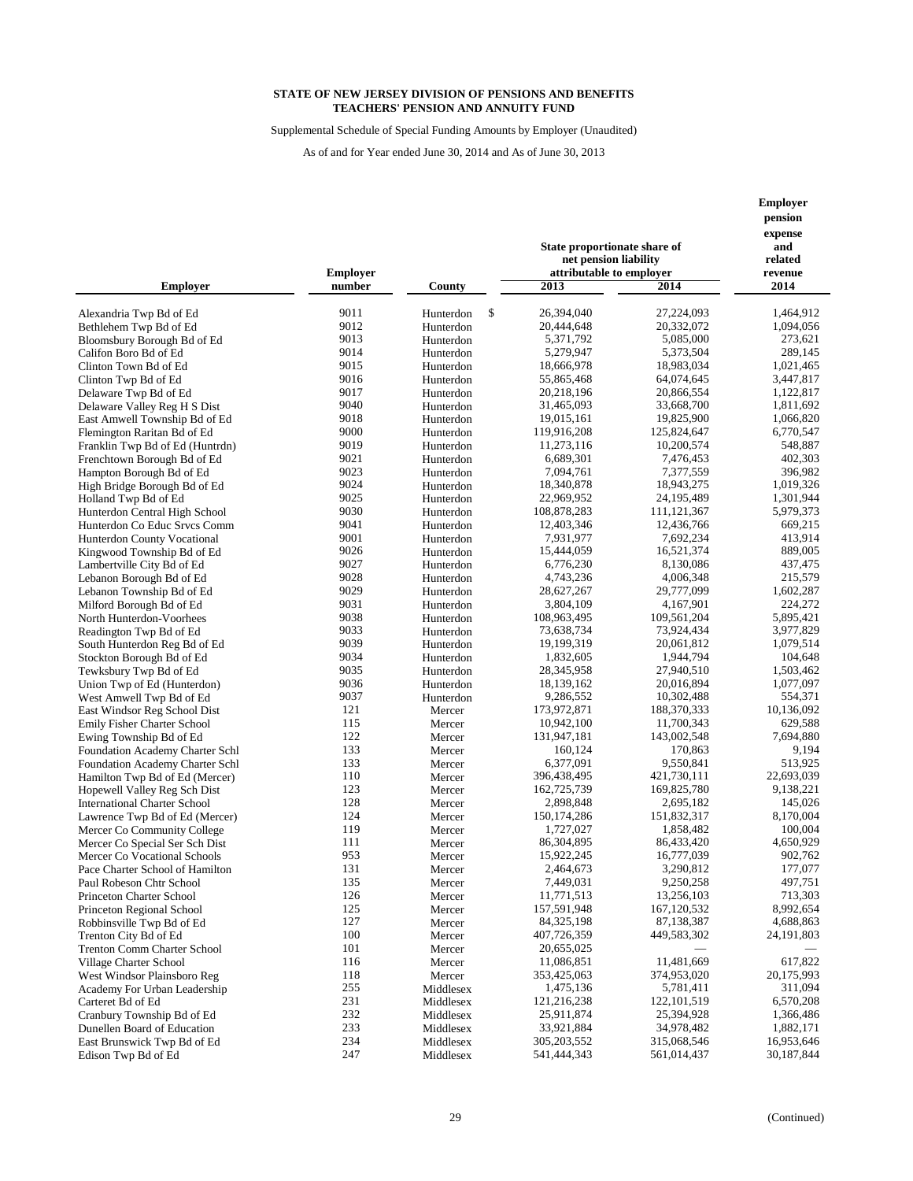**STATE OF NEW JERSEY DIVISION OF PENSIONS AND BENEFITS**
**TEACHERS' PENSION AND ANNUITY FUND**

Supplemental Schedule of Special Funding Amounts by Employer (Unaudited)

As of and for Year ended June 30, 2014 and As of June 30, 2013

| Employer | Employer number | County | State proportionate share of net pension liability attributable to employer 2013 | 2014 | Employer pension expense and related revenue 2014 |
|---|---|---|---|---|---|
| Alexandria Twp Bd of Ed | 9011 | Hunterdon | $ 26,394,040 | 27,224,093 | 1,464,912 |
| Bethlehem Twp Bd of Ed | 9012 | Hunterdon | 20,444,648 | 20,332,072 | 1,094,056 |
| Bloomsbury Borough Bd of Ed | 9013 | Hunterdon | 5,371,792 | 5,085,000 | 273,621 |
| Califon Boro Bd of Ed | 9014 | Hunterdon | 5,279,947 | 5,373,504 | 289,145 |
| Clinton Town Bd of Ed | 9015 | Hunterdon | 18,666,978 | 18,983,034 | 1,021,465 |
| Clinton Twp Bd of Ed | 9016 | Hunterdon | 55,865,468 | 64,074,645 | 3,447,817 |
| Delaware Twp Bd of Ed | 9017 | Hunterdon | 20,218,196 | 20,866,554 | 1,122,817 |
| Delaware Valley Reg H S Dist | 9040 | Hunterdon | 31,465,093 | 33,668,700 | 1,811,692 |
| East Amwell Township Bd of Ed | 9018 | Hunterdon | 19,015,161 | 19,825,900 | 1,066,820 |
| Flemington Raritan Bd of Ed | 9000 | Hunterdon | 119,916,208 | 125,824,647 | 6,770,547 |
| Franklin Twp Bd of Ed (Huntrdn) | 9019 | Hunterdon | 11,273,116 | 10,200,574 | 548,887 |
| Frenchtown Borough Bd of Ed | 9021 | Hunterdon | 6,689,301 | 7,476,453 | 402,303 |
| Hampton Borough Bd of Ed | 9023 | Hunterdon | 7,094,761 | 7,377,559 | 396,982 |
| High Bridge Borough Bd of Ed | 9024 | Hunterdon | 18,340,878 | 18,943,275 | 1,019,326 |
| Holland Twp Bd of Ed | 9025 | Hunterdon | 22,969,952 | 24,195,489 | 1,301,944 |
| Hunterdon Central High School | 9030 | Hunterdon | 108,878,283 | 111,121,367 | 5,979,373 |
| Hunterdon Co Educ Srvcs Comm | 9041 | Hunterdon | 12,403,346 | 12,436,766 | 669,215 |
| Hunterdon County Vocational | 9001 | Hunterdon | 7,931,977 | 7,692,234 | 413,914 |
| Kingwood Township Bd of Ed | 9026 | Hunterdon | 15,444,059 | 16,521,374 | 889,005 |
| Lambertville City Bd of Ed | 9027 | Hunterdon | 6,776,230 | 8,130,086 | 437,475 |
| Lebanon Borough Bd of Ed | 9028 | Hunterdon | 4,743,236 | 4,006,348 | 215,579 |
| Lebanon Township Bd of Ed | 9029 | Hunterdon | 28,627,267 | 29,777,099 | 1,602,287 |
| Milford Borough Bd of Ed | 9031 | Hunterdon | 3,804,109 | 4,167,901 | 224,272 |
| North Hunterdon-Voorhees | 9038 | Hunterdon | 108,963,495 | 109,561,204 | 5,895,421 |
| Readington Twp Bd of Ed | 9033 | Hunterdon | 73,638,734 | 73,924,434 | 3,977,829 |
| South Hunterdon Reg Bd of Ed | 9039 | Hunterdon | 19,199,319 | 20,061,812 | 1,079,514 |
| Stockton Borough Bd of Ed | 9034 | Hunterdon | 1,832,605 | 1,944,794 | 104,648 |
| Tewksbury Twp Bd of Ed | 9035 | Hunterdon | 28,345,958 | 27,940,510 | 1,503,462 |
| Union Twp of Ed (Hunterdon) | 9036 | Hunterdon | 18,139,162 | 20,016,894 | 1,077,097 |
| West Amwell Twp Bd of Ed | 9037 | Hunterdon | 9,286,552 | 10,302,488 | 554,371 |
| East Windsor Reg School Dist | 121 | Mercer | 173,972,871 | 188,370,333 | 10,136,092 |
| Emily Fisher Charter School | 115 | Mercer | 10,942,100 | 11,700,343 | 629,588 |
| Ewing Township Bd of Ed | 122 | Mercer | 131,947,181 | 143,002,548 | 7,694,880 |
| Foundation Academy Charter Schl | 133 | Mercer | 160,124 | 170,863 | 9,194 |
| Foundation Academy Charter Schl | 133 | Mercer | 6,377,091 | 9,550,841 | 513,925 |
| Hamilton Twp Bd of Ed (Mercer) | 110 | Mercer | 396,438,495 | 421,730,111 | 22,693,039 |
| Hopewell Valley Reg Sch Dist | 123 | Mercer | 162,725,739 | 169,825,780 | 9,138,221 |
| International Charter School | 128 | Mercer | 2,898,848 | 2,695,182 | 145,026 |
| Lawrence Twp Bd of Ed (Mercer) | 124 | Mercer | 150,174,286 | 151,832,317 | 8,170,004 |
| Mercer Co Community College | 119 | Mercer | 1,727,027 | 1,858,482 | 100,004 |
| Mercer Co Special Ser Sch Dist | 111 | Mercer | 86,304,895 | 86,433,420 | 4,650,929 |
| Mercer Co Vocational Schools | 953 | Mercer | 15,922,245 | 16,777,039 | 902,762 |
| Pace Charter School of Hamilton | 131 | Mercer | 2,464,673 | 3,290,812 | 177,077 |
| Paul Robeson Chtr School | 135 | Mercer | 7,449,031 | 9,250,258 | 497,751 |
| Princeton Charter School | 126 | Mercer | 11,771,513 | 13,256,103 | 713,303 |
| Princeton Regional School | 125 | Mercer | 157,591,948 | 167,120,532 | 8,992,654 |
| Robbinsville Twp Bd of Ed | 127 | Mercer | 84,325,198 | 87,138,387 | 4,688,863 |
| Trenton City Bd of Ed | 100 | Mercer | 407,726,359 | 449,583,302 | 24,191,803 |
| Trenton Comm Charter School | 101 | Mercer | 20,655,025 | — | — |
| Village Charter School | 116 | Mercer | 11,086,851 | 11,481,669 | 617,822 |
| West Windsor Plainsboro Reg | 118 | Mercer | 353,425,063 | 374,953,020 | 20,175,993 |
| Academy For Urban Leadership | 255 | Middlesex | 1,475,136 | 5,781,411 | 311,094 |
| Carteret Bd of Ed | 231 | Middlesex | 121,216,238 | 122,101,519 | 6,570,208 |
| Cranbury Township Bd of Ed | 232 | Middlesex | 25,911,874 | 25,394,928 | 1,366,486 |
| Dunellen Board of Education | 233 | Middlesex | 33,921,884 | 34,978,482 | 1,882,171 |
| East Brunswick Twp Bd of Ed | 234 | Middlesex | 305,203,552 | 315,068,546 | 16,953,646 |
| Edison Twp Bd of Ed | 247 | Middlesex | 541,444,343 | 561,014,437 | 30,187,844 |

(Continued)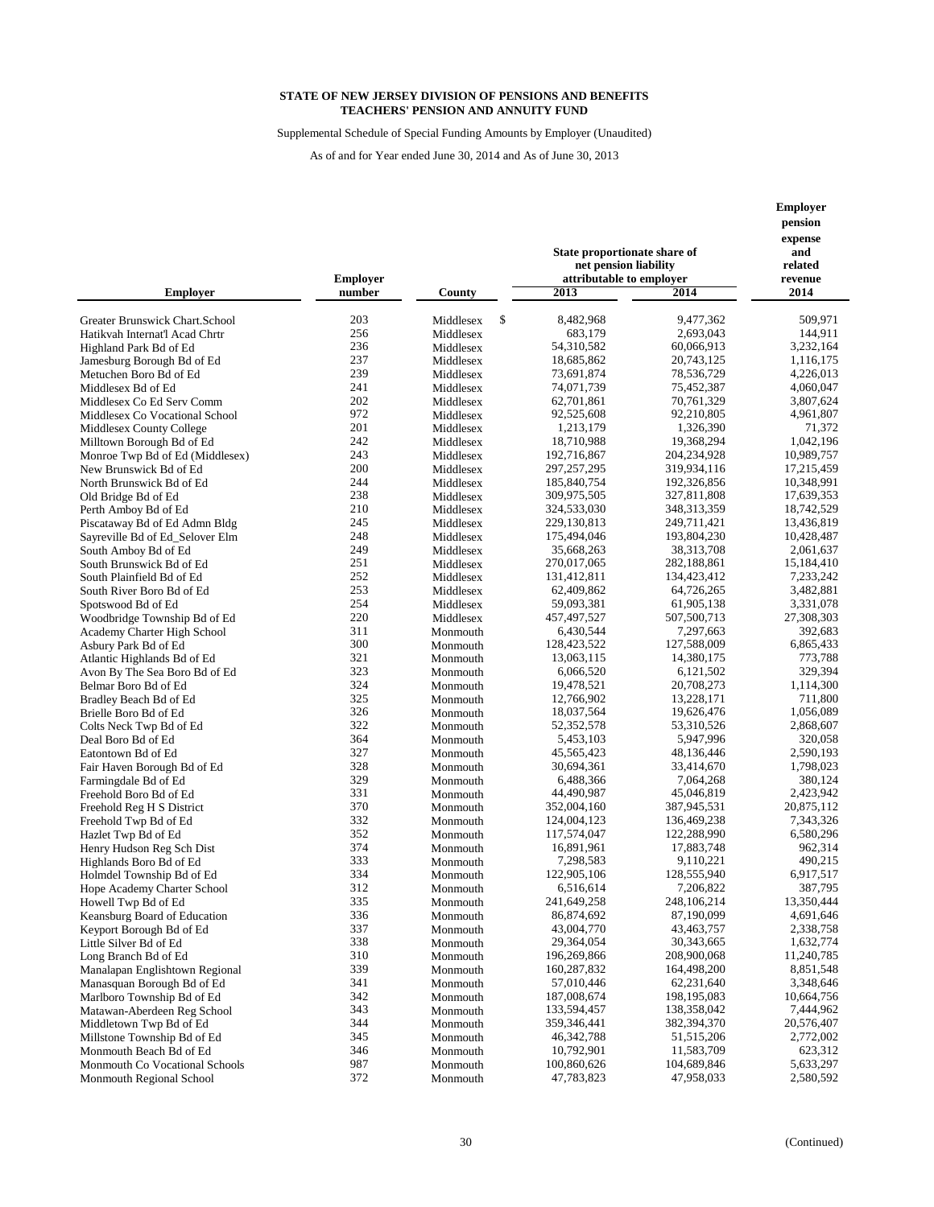**STATE OF NEW JERSEY DIVISION OF PENSIONS AND BENEFITS**
**TEACHERS' PENSION AND ANNUITY FUND**

Supplemental Schedule of Special Funding Amounts by Employer (Unaudited)

As of and for Year ended June 30, 2014 and As of June 30, 2013

| Employer | Employer number | County | State proportionate share of net pension liability attributable to employer 2013 | 2014 | Employer pension expense and related revenue 2014 |
|---|---|---|---|---|---|
| Greater Brunswick Chart.School | 203 | Middlesex | $ 8,482,968 | 9,477,362 | 509,971 |
| Hatikvah Internat'l Acad Chrtr | 256 | Middlesex | 683,179 | 2,693,043 | 144,911 |
| Highland Park Bd of Ed | 236 | Middlesex | 54,310,582 | 60,066,913 | 3,232,164 |
| Jamesburg Borough Bd of Ed | 237 | Middlesex | 18,685,862 | 20,743,125 | 1,116,175 |
| Metuchen Boro Bd of Ed | 239 | Middlesex | 73,691,874 | 78,536,729 | 4,226,013 |
| Middlesex Bd of Ed | 241 | Middlesex | 74,071,739 | 75,452,387 | 4,060,047 |
| Middlesex Co Ed Serv Comm | 202 | Middlesex | 62,701,861 | 70,761,329 | 3,807,624 |
| Middlesex Co Vocational School | 972 | Middlesex | 92,525,608 | 92,210,805 | 4,961,807 |
| Middlesex County College | 201 | Middlesex | 1,213,179 | 1,326,390 | 71,372 |
| Milltown Borough Bd of Ed | 242 | Middlesex | 18,710,988 | 19,368,294 | 1,042,196 |
| Monroe Twp Bd of Ed (Middlesex) | 243 | Middlesex | 192,716,867 | 204,234,928 | 10,989,757 |
| New Brunswick Bd of Ed | 200 | Middlesex | 297,257,295 | 319,934,116 | 17,215,459 |
| North Brunswick Bd of Ed | 244 | Middlesex | 185,840,754 | 192,326,856 | 10,348,991 |
| Old Bridge Bd of Ed | 238 | Middlesex | 309,975,505 | 327,811,808 | 17,639,353 |
| Perth Amboy Bd of Ed | 210 | Middlesex | 324,533,030 | 348,313,359 | 18,742,529 |
| Piscataway Bd of Ed Admn Bldg | 245 | Middlesex | 229,130,813 | 249,711,421 | 13,436,819 |
| Sayreville Bd of Ed_Selover Elm | 248 | Middlesex | 175,494,046 | 193,804,230 | 10,428,487 |
| South Amboy Bd of Ed | 249 | Middlesex | 35,668,263 | 38,313,708 | 2,061,637 |
| South Brunswick Bd of Ed | 251 | Middlesex | 270,017,065 | 282,188,861 | 15,184,410 |
| South Plainfield Bd of Ed | 252 | Middlesex | 131,412,811 | 134,423,412 | 7,233,242 |
| South River Boro Bd of Ed | 253 | Middlesex | 62,409,862 | 64,726,265 | 3,482,881 |
| Spotswood Bd of Ed | 254 | Middlesex | 59,093,381 | 61,905,138 | 3,331,078 |
| Woodbridge Township Bd of Ed | 220 | Middlesex | 457,497,527 | 507,500,713 | 27,308,303 |
| Academy Charter High School | 311 | Monmouth | 6,430,544 | 7,297,663 | 392,683 |
| Asbury Park Bd of Ed | 300 | Monmouth | 128,423,522 | 127,588,009 | 6,865,433 |
| Atlantic Highlands Bd of Ed | 321 | Monmouth | 13,063,115 | 14,380,175 | 773,788 |
| Avon By The Sea Boro Bd of Ed | 323 | Monmouth | 6,066,520 | 6,121,502 | 329,394 |
| Belmar Boro Bd of Ed | 324 | Monmouth | 19,478,521 | 20,708,273 | 1,114,300 |
| Bradley Beach Bd of Ed | 325 | Monmouth | 12,766,902 | 13,228,171 | 711,800 |
| Brielle Boro Bd of Ed | 326 | Monmouth | 18,037,564 | 19,626,476 | 1,056,089 |
| Colts Neck Twp Bd of Ed | 322 | Monmouth | 52,352,578 | 53,310,526 | 2,868,607 |
| Deal Boro Bd of Ed | 364 | Monmouth | 5,453,103 | 5,947,996 | 320,058 |
| Eatontown Bd of Ed | 327 | Monmouth | 45,565,423 | 48,136,446 | 2,590,193 |
| Fair Haven Borough Bd of Ed | 328 | Monmouth | 30,694,361 | 33,414,670 | 1,798,023 |
| Farmingdale Bd of Ed | 329 | Monmouth | 6,488,366 | 7,064,268 | 380,124 |
| Freehold Boro Bd of Ed | 331 | Monmouth | 44,490,987 | 45,046,819 | 2,423,942 |
| Freehold Reg H S District | 370 | Monmouth | 352,004,160 | 387,945,531 | 20,875,112 |
| Freehold Twp Bd of Ed | 332 | Monmouth | 124,004,123 | 136,469,238 | 7,343,326 |
| Hazlet Twp Bd of Ed | 352 | Monmouth | 117,574,047 | 122,288,990 | 6,580,296 |
| Henry Hudson Reg Sch Dist | 374 | Monmouth | 16,891,961 | 17,883,748 | 962,314 |
| Highlands Boro Bd of Ed | 333 | Monmouth | 7,298,583 | 9,110,221 | 490,215 |
| Holmdel Township Bd of Ed | 334 | Monmouth | 122,905,106 | 128,555,940 | 6,917,517 |
| Hope Academy Charter School | 312 | Monmouth | 6,516,614 | 7,206,822 | 387,795 |
| Howell Twp Bd of Ed | 335 | Monmouth | 241,649,258 | 248,106,214 | 13,350,444 |
| Keansburg Board of Education | 336 | Monmouth | 86,874,692 | 87,190,099 | 4,691,646 |
| Keyport Borough Bd of Ed | 337 | Monmouth | 43,004,770 | 43,463,757 | 2,338,758 |
| Little Silver Bd of Ed | 338 | Monmouth | 29,364,054 | 30,343,665 | 1,632,774 |
| Long Branch Bd of Ed | 310 | Monmouth | 196,269,866 | 208,900,068 | 11,240,785 |
| Manalapan Englishtown Regional | 339 | Monmouth | 160,287,832 | 164,498,200 | 8,851,548 |
| Manasquan Borough Bd of Ed | 341 | Monmouth | 57,010,446 | 62,231,640 | 3,348,646 |
| Marlboro Township Bd of Ed | 342 | Monmouth | 187,008,674 | 198,195,083 | 10,664,756 |
| Matawan-Aberdeen Reg School | 343 | Monmouth | 133,594,457 | 138,358,042 | 7,444,962 |
| Middletown Twp Bd of Ed | 344 | Monmouth | 359,346,441 | 382,394,370 | 20,576,407 |
| Millstone Township Bd of Ed | 345 | Monmouth | 46,342,788 | 51,515,206 | 2,772,002 |
| Monmouth Beach Bd of Ed | 346 | Monmouth | 10,792,901 | 11,583,709 | 623,312 |
| Monmouth Co Vocational Schools | 987 | Monmouth | 100,860,626 | 104,689,846 | 5,633,297 |
| Monmouth Regional School | 372 | Monmouth | 47,783,823 | 47,958,033 | 2,580,592 |

(Continued)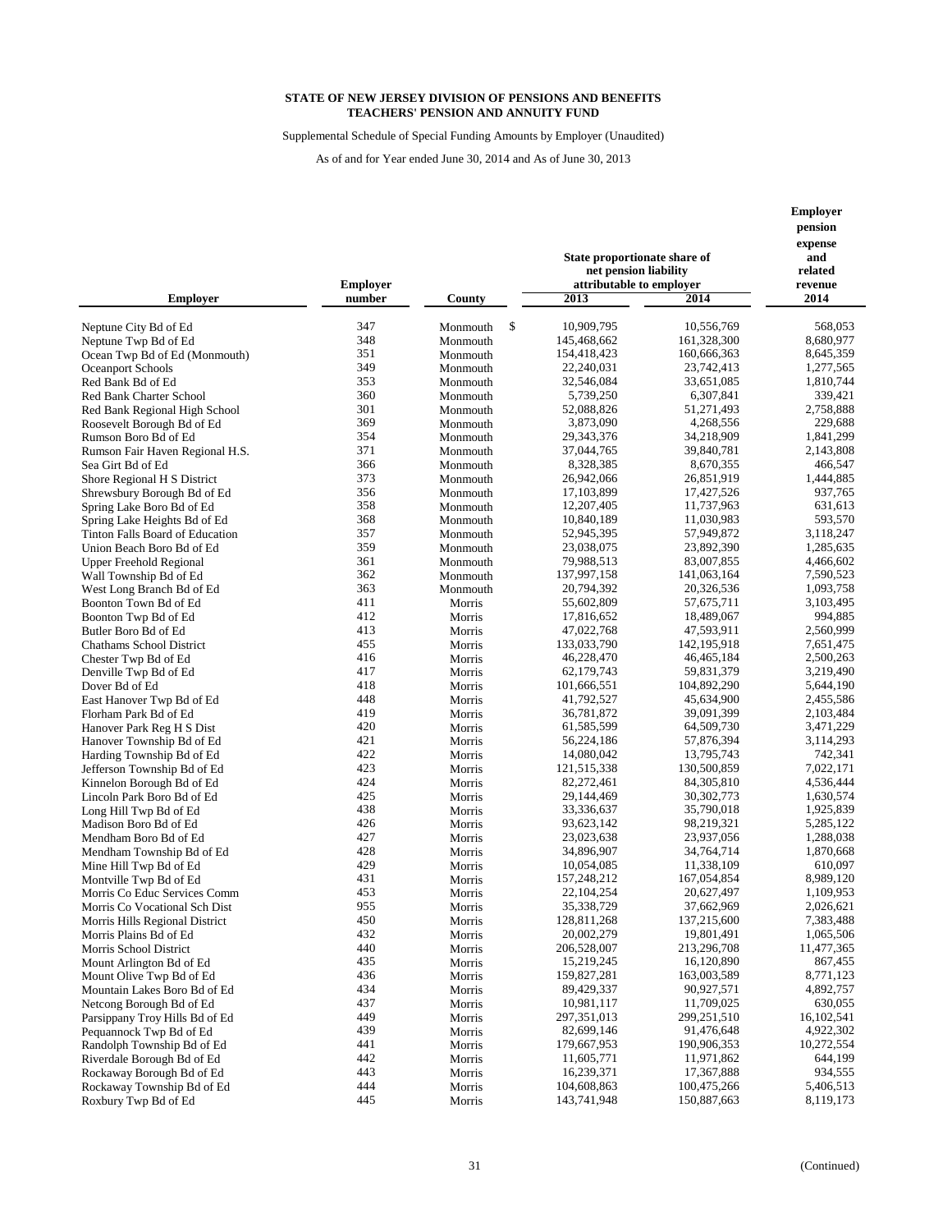**STATE OF NEW JERSEY DIVISION OF PENSIONS AND BENEFITS**
**TEACHERS' PENSION AND ANNUITY FUND**

Supplemental Schedule of Special Funding Amounts by Employer (Unaudited)

As of and for Year ended June 30, 2014 and As of June 30, 2013

| Employer | Employer number | County | State proportionate share of net pension liability attributable to employer 2013 | 2014 | Employer pension expense and related revenue 2014 |
|---|---|---|---|---|---|
| Neptune City Bd of Ed | 347 | Monmouth | $ 10,909,795 | 10,556,769 | 568,053 |
| Neptune Twp Bd of Ed | 348 | Monmouth | 145,468,662 | 161,328,300 | 8,680,977 |
| Ocean Twp Bd of Ed (Monmouth) | 351 | Monmouth | 154,418,423 | 160,666,363 | 8,645,359 |
| Oceanport Schools | 349 | Monmouth | 22,240,031 | 23,742,413 | 1,277,565 |
| Red Bank Bd of Ed | 353 | Monmouth | 32,546,084 | 33,651,085 | 1,810,744 |
| Red Bank Charter School | 360 | Monmouth | 5,739,250 | 6,307,841 | 339,421 |
| Red Bank Regional High School | 301 | Monmouth | 52,088,826 | 51,271,493 | 2,758,888 |
| Roosevelt Borough Bd of Ed | 369 | Monmouth | 3,873,090 | 4,268,556 | 229,688 |
| Rumson Boro Bd of Ed | 354 | Monmouth | 29,343,376 | 34,218,909 | 1,841,299 |
| Rumson Fair Haven Regional H.S. | 371 | Monmouth | 37,044,765 | 39,840,781 | 2,143,808 |
| Sea Girt Bd of Ed | 366 | Monmouth | 8,328,385 | 8,670,355 | 466,547 |
| Shore Regional H S District | 373 | Monmouth | 26,942,066 | 26,851,919 | 1,444,885 |
| Shrewsbury Borough Bd of Ed | 356 | Monmouth | 17,103,899 | 17,427,526 | 937,765 |
| Spring Lake Boro Bd of Ed | 358 | Monmouth | 12,207,405 | 11,737,963 | 631,613 |
| Spring Lake Heights Bd of Ed | 368 | Monmouth | 10,840,189 | 11,030,983 | 593,570 |
| Tinton Falls Board of Education | 357 | Monmouth | 52,945,395 | 57,949,872 | 3,118,247 |
| Union Beach Boro Bd of Ed | 359 | Monmouth | 23,038,075 | 23,892,390 | 1,285,635 |
| Upper Freehold Regional | 361 | Monmouth | 79,988,513 | 83,007,855 | 4,466,602 |
| Wall Township Bd of Ed | 362 | Monmouth | 137,997,158 | 141,063,164 | 7,590,523 |
| West Long Branch Bd of Ed | 363 | Monmouth | 20,794,392 | 20,326,536 | 1,093,758 |
| Boonton Town Bd of Ed | 411 | Morris | 55,602,809 | 57,675,711 | 3,103,495 |
| Boonton Twp Bd of Ed | 412 | Morris | 17,816,652 | 18,489,067 | 994,885 |
| Butler Boro Bd of Ed | 413 | Morris | 47,022,768 | 47,593,911 | 2,560,999 |
| Chathams School District | 455 | Morris | 133,033,790 | 142,195,918 | 7,651,475 |
| Chester Twp Bd of Ed | 416 | Morris | 46,228,470 | 46,465,184 | 2,500,263 |
| Denville Twp Bd of Ed | 417 | Morris | 62,179,743 | 59,831,379 | 3,219,490 |
| Dover Bd of Ed | 418 | Morris | 101,666,551 | 104,892,290 | 5,644,190 |
| East Hanover Twp Bd of Ed | 448 | Morris | 41,792,527 | 45,634,900 | 2,455,586 |
| Florham Park Bd of Ed | 419 | Morris | 36,781,872 | 39,091,399 | 2,103,484 |
| Hanover Park Reg H S Dist | 420 | Morris | 61,585,599 | 64,509,730 | 3,471,229 |
| Hanover Township Bd of Ed | 421 | Morris | 56,224,186 | 57,876,394 | 3,114,293 |
| Harding Township Bd of Ed | 422 | Morris | 14,080,042 | 13,795,743 | 742,341 |
| Jefferson Township Bd of Ed | 423 | Morris | 121,515,338 | 130,500,859 | 7,022,171 |
| Kinnelon Borough Bd of Ed | 424 | Morris | 82,272,461 | 84,305,810 | 4,536,444 |
| Lincoln Park Boro Bd of Ed | 425 | Morris | 29,144,469 | 30,302,773 | 1,630,574 |
| Long Hill Twp Bd of Ed | 438 | Morris | 33,336,637 | 35,790,018 | 1,925,839 |
| Madison Boro Bd of Ed | 426 | Morris | 93,623,142 | 98,219,321 | 5,285,122 |
| Mendham Boro Bd of Ed | 427 | Morris | 23,023,638 | 23,937,056 | 1,288,038 |
| Mendham Township Bd of Ed | 428 | Morris | 34,896,907 | 34,764,714 | 1,870,668 |
| Mine Hill Twp Bd of Ed | 429 | Morris | 10,054,085 | 11,338,109 | 610,097 |
| Montville Twp Bd of Ed | 431 | Morris | 157,248,212 | 167,054,854 | 8,989,120 |
| Morris Co Educ Services Comm | 453 | Morris | 22,104,254 | 20,627,497 | 1,109,953 |
| Morris Co Vocational Sch Dist | 955 | Morris | 35,338,729 | 37,662,969 | 2,026,621 |
| Morris Hills Regional District | 450 | Morris | 128,811,268 | 137,215,600 | 7,383,488 |
| Morris Plains Bd of Ed | 432 | Morris | 20,002,279 | 19,801,491 | 1,065,506 |
| Morris School District | 440 | Morris | 206,528,007 | 213,296,708 | 11,477,365 |
| Mount Arlington Bd of Ed | 435 | Morris | 15,219,245 | 16,120,890 | 867,455 |
| Mount Olive Twp Bd of Ed | 436 | Morris | 159,827,281 | 163,003,589 | 8,771,123 |
| Mountain Lakes Boro Bd of Ed | 434 | Morris | 89,429,337 | 90,927,571 | 4,892,757 |
| Netcong Borough Bd of Ed | 437 | Morris | 10,981,117 | 11,709,025 | 630,055 |
| Parsippany Troy Hills Bd of Ed | 449 | Morris | 297,351,013 | 299,251,510 | 16,102,541 |
| Pequannock Twp Bd of Ed | 439 | Morris | 82,699,146 | 91,476,648 | 4,922,302 |
| Randolph Township Bd of Ed | 441 | Morris | 179,667,953 | 190,906,353 | 10,272,554 |
| Riverdale Borough Bd of Ed | 442 | Morris | 11,605,771 | 11,971,862 | 644,199 |
| Rockaway Borough Bd of Ed | 443 | Morris | 16,239,371 | 17,367,888 | 934,555 |
| Rockaway Township Bd of Ed | 444 | Morris | 104,608,863 | 100,475,266 | 5,406,513 |
| Roxbury Twp Bd of Ed | 445 | Morris | 143,741,948 | 150,887,663 | 8,119,173 |

(Continued)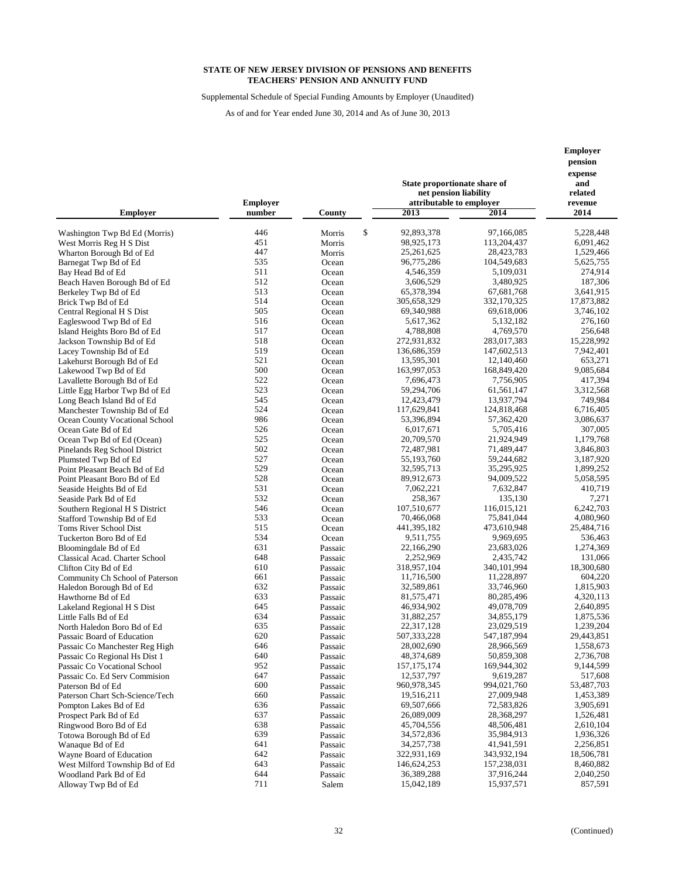**STATE OF NEW JERSEY DIVISION OF PENSIONS AND BENEFITS**
**TEACHERS' PENSION AND ANNUITY FUND**

Supplemental Schedule of Special Funding Amounts by Employer (Unaudited)

As of and for Year ended June 30, 2014 and As of June 30, 2013

| Employer | Employer number | County | State proportionate share of net pension liability attributable to employer 2013 | 2014 | Employer pension expense and related revenue 2014 |
|---|---|---|---|---|---|
| Washington Twp Bd Ed (Morris) | 446 | Morris | $ 92,893,378 | 97,166,085 | 5,228,448 |
| West Morris Reg H S Dist | 451 | Morris | 98,925,173 | 113,204,437 | 6,091,462 |
| Wharton Borough Bd of Ed | 447 | Morris | 25,261,625 | 28,423,783 | 1,529,466 |
| Barnegat Twp Bd of Ed | 535 | Ocean | 96,775,286 | 104,549,683 | 5,625,755 |
| Bay Head Bd of Ed | 511 | Ocean | 4,546,359 | 5,109,031 | 274,914 |
| Beach Haven Borough Bd of Ed | 512 | Ocean | 3,606,529 | 3,480,925 | 187,306 |
| Berkeley Twp Bd of Ed | 513 | Ocean | 65,378,394 | 67,681,768 | 3,641,915 |
| Brick Twp Bd of Ed | 514 | Ocean | 305,658,329 | 332,170,325 | 17,873,882 |
| Central Regional H S Dist | 505 | Ocean | 69,340,988 | 69,618,006 | 3,746,102 |
| Eagleswood Twp Bd of Ed | 516 | Ocean | 5,617,362 | 5,132,182 | 276,160 |
| Island Heights Boro Bd of Ed | 517 | Ocean | 4,788,808 | 4,769,570 | 256,648 |
| Jackson Township Bd of Ed | 518 | Ocean | 272,931,832 | 283,017,383 | 15,228,992 |
| Lacey Township Bd of Ed | 519 | Ocean | 136,686,359 | 147,602,513 | 7,942,401 |
| Lakehurst Borough Bd of Ed | 521 | Ocean | 13,595,301 | 12,140,460 | 653,271 |
| Lakewood Twp Bd of Ed | 500 | Ocean | 163,997,053 | 168,849,420 | 9,085,684 |
| Lavallette Borough Bd of Ed | 522 | Ocean | 7,696,473 | 7,756,905 | 417,394 |
| Little Egg Harbor Twp Bd of Ed | 523 | Ocean | 59,294,706 | 61,561,147 | 3,312,568 |
| Long Beach Island Bd of Ed | 545 | Ocean | 12,423,479 | 13,937,794 | 749,984 |
| Manchester Township Bd of Ed | 524 | Ocean | 117,629,841 | 124,818,468 | 6,716,405 |
| Ocean County Vocational School | 986 | Ocean | 53,396,894 | 57,362,420 | 3,086,637 |
| Ocean Gate Bd of Ed | 526 | Ocean | 6,017,671 | 5,705,416 | 307,005 |
| Ocean Twp Bd of Ed (Ocean) | 525 | Ocean | 20,709,570 | 21,924,949 | 1,179,768 |
| Pinelands Reg School District | 502 | Ocean | 72,487,981 | 71,489,447 | 3,846,803 |
| Plumsted Twp Bd of Ed | 527 | Ocean | 55,193,760 | 59,244,682 | 3,187,920 |
| Point Pleasant Beach Bd of Ed | 529 | Ocean | 32,595,713 | 35,295,925 | 1,899,252 |
| Point Pleasant Boro Bd of Ed | 528 | Ocean | 89,912,673 | 94,009,522 | 5,058,595 |
| Seaside Heights Bd of Ed | 531 | Ocean | 7,062,221 | 7,632,847 | 410,719 |
| Seaside Park Bd of Ed | 532 | Ocean | 258,367 | 135,130 | 7,271 |
| Southern Regional H S District | 546 | Ocean | 107,510,677 | 116,015,121 | 6,242,703 |
| Stafford Township Bd of Ed | 533 | Ocean | 70,466,068 | 75,841,044 | 4,080,960 |
| Toms River School Dist | 515 | Ocean | 441,395,182 | 473,610,948 | 25,484,716 |
| Tuckerton Boro Bd of Ed | 534 | Ocean | 9,511,755 | 9,969,695 | 536,463 |
| Bloomingdale Bd of Ed | 631 | Passaic | 22,166,290 | 23,683,026 | 1,274,369 |
| Classical Acad. Charter School | 648 | Passaic | 2,252,969 | 2,435,742 | 131,066 |
| Clifton City Bd of Ed | 610 | Passaic | 318,957,104 | 340,101,994 | 18,300,680 |
| Community Ch School of Paterson | 661 | Passaic | 11,716,500 | 11,228,897 | 604,220 |
| Haledon Borough Bd of Ed | 632 | Passaic | 32,589,861 | 33,746,960 | 1,815,903 |
| Hawthorne Bd of Ed | 633 | Passaic | 81,575,471 | 80,285,496 | 4,320,113 |
| Lakeland Regional H S Dist | 645 | Passaic | 46,934,902 | 49,078,709 | 2,640,895 |
| Little Falls Bd of Ed | 634 | Passaic | 31,882,257 | 34,855,179 | 1,875,536 |
| North Haledon Boro Bd of Ed | 635 | Passaic | 22,317,128 | 23,029,519 | 1,239,204 |
| Passaic Board of Education | 620 | Passaic | 507,333,228 | 547,187,994 | 29,443,851 |
| Passaic Co Manchester Reg High | 646 | Passaic | 28,002,690 | 28,966,569 | 1,558,673 |
| Passaic Co Regional Hs Dist 1 | 640 | Passaic | 48,374,689 | 50,859,308 | 2,736,708 |
| Passaic Co Vocational School | 952 | Passaic | 157,175,174 | 169,944,302 | 9,144,599 |
| Passaic Co. Ed Serv Commision | 647 | Passaic | 12,537,797 | 9,619,287 | 517,608 |
| Paterson Bd of Ed | 600 | Passaic | 960,978,345 | 994,021,760 | 53,487,703 |
| Paterson Chart Sch-Science/Tech | 660 | Passaic | 19,516,211 | 27,009,948 | 1,453,389 |
| Pompton Lakes Bd of Ed | 636 | Passaic | 69,507,666 | 72,583,826 | 3,905,691 |
| Prospect Park Bd of Ed | 637 | Passaic | 26,089,009 | 28,368,297 | 1,526,481 |
| Ringwood Boro Bd of Ed | 638 | Passaic | 45,704,556 | 48,506,481 | 2,610,104 |
| Totowa Borough Bd of Ed | 639 | Passaic | 34,572,836 | 35,984,913 | 1,936,326 |
| Wanaque Bd of Ed | 641 | Passaic | 34,257,738 | 41,941,591 | 2,256,851 |
| Wayne Board of Education | 642 | Passaic | 322,931,169 | 343,932,194 | 18,506,781 |
| West Milford Township Bd of Ed | 643 | Passaic | 146,624,253 | 157,238,031 | 8,460,882 |
| Woodland Park Bd of Ed | 644 | Passaic | 36,389,288 | 37,916,244 | 2,040,250 |
| Alloway Twp Bd of Ed | 711 | Salem | 15,042,189 | 15,937,571 | 857,591 |

(Continued)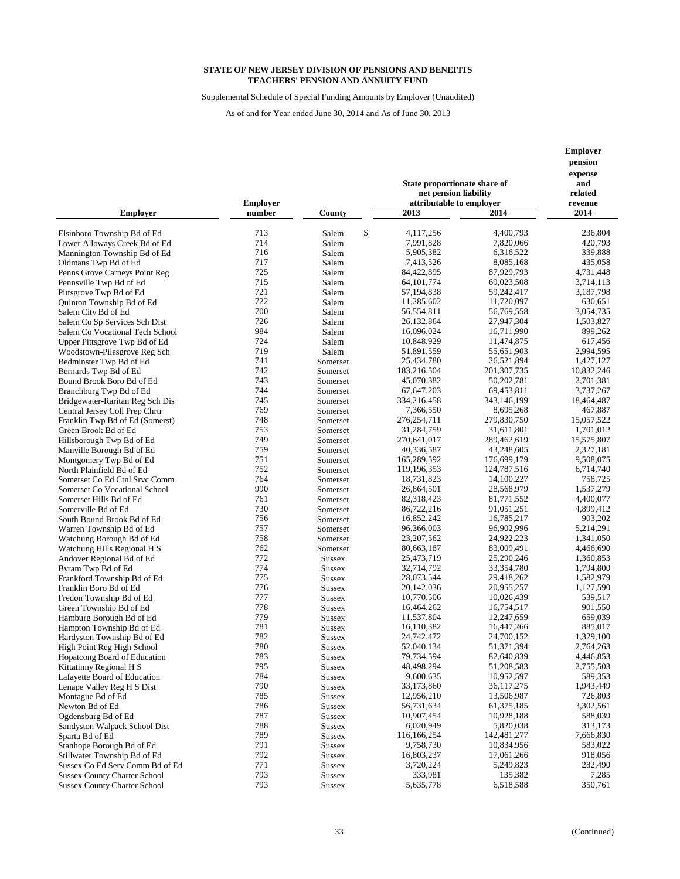**STATE OF NEW JERSEY DIVISION OF PENSIONS AND BENEFITS**
**TEACHERS' PENSION AND ANNUITY FUND**

Supplemental Schedule of Special Funding Amounts by Employer (Unaudited)

As of and for Year ended June 30, 2014 and As of June 30, 2013

| Employer | Employer number | County | State proportionate share of net pension liability attributable to employer 2013 | 2014 | Employer pension expense and related revenue 2014 |
|---|---|---|---|---|---|
| Elsinboro Township Bd of Ed | 713 | Salem | $ 4,117,256 | 4,400,793 | 236,804 |
| Lower Alloways Creek Bd of Ed | 714 | Salem | 7,991,828 | 7,820,066 | 420,793 |
| Mannington Township Bd of Ed | 716 | Salem | 5,905,382 | 6,316,522 | 339,888 |
| Oldmans Twp Bd of Ed | 717 | Salem | 7,413,526 | 8,085,168 | 435,058 |
| Penns Grove Carneys Point Reg | 725 | Salem | 84,422,895 | 87,929,793 | 4,731,448 |
| Pennsville Twp Bd of Ed | 715 | Salem | 64,101,774 | 69,023,508 | 3,714,113 |
| Pittsgrove Twp Bd of Ed | 721 | Salem | 57,194,838 | 59,242,417 | 3,187,798 |
| Quinton Township Bd of Ed | 722 | Salem | 11,285,602 | 11,720,097 | 630,651 |
| Salem City Bd of Ed | 700 | Salem | 56,554,811 | 56,769,558 | 3,054,735 |
| Salem Co Sp Services Sch Dist | 726 | Salem | 26,132,864 | 27,947,304 | 1,503,827 |
| Salem Co Vocational Tech School | 984 | Salem | 16,096,024 | 16,711,990 | 899,262 |
| Upper Pittsgrove Twp Bd of Ed | 724 | Salem | 10,848,929 | 11,474,875 | 617,456 |
| Woodstown-Pilesgrove Reg Sch | 719 | Salem | 51,891,559 | 55,651,903 | 2,994,595 |
| Bedminster Twp Bd of Ed | 741 | Somerset | 25,434,780 | 26,521,894 | 1,427,127 |
| Bernards Twp Bd of Ed | 742 | Somerset | 183,216,504 | 201,307,735 | 10,832,246 |
| Bound Brook Boro Bd of Ed | 743 | Somerset | 45,070,382 | 50,202,781 | 2,701,381 |
| Branchburg Twp Bd of Ed | 744 | Somerset | 67,647,203 | 69,453,811 | 3,737,267 |
| Bridgewater-Raritan Reg Sch Dis | 745 | Somerset | 334,216,458 | 343,146,199 | 18,464,487 |
| Central Jersey Coll Prep Chrtr | 769 | Somerset | 7,366,550 | 8,695,268 | 467,887 |
| Franklin Twp Bd of Ed (Somerst) | 748 | Somerset | 276,254,711 | 279,830,750 | 15,057,522 |
| Green Brook Bd of Ed | 753 | Somerset | 31,284,759 | 31,611,801 | 1,701,012 |
| Hillsborough Twp Bd of Ed | 749 | Somerset | 270,641,017 | 289,462,619 | 15,575,807 |
| Manville Borough Bd of Ed | 759 | Somerset | 40,336,587 | 43,248,605 | 2,327,181 |
| Montgomery Twp Bd of Ed | 751 | Somerset | 165,289,592 | 176,699,179 | 9,508,075 |
| North Plainfield Bd of Ed | 752 | Somerset | 119,196,353 | 124,787,516 | 6,714,740 |
| Somerset Co Ed Ctnl Srvc Comm | 764 | Somerset | 18,731,823 | 14,100,227 | 758,725 |
| Somerset Co Vocational School | 990 | Somerset | 26,864,501 | 28,568,979 | 1,537,279 |
| Somerset Hills Bd of Ed | 761 | Somerset | 82,318,423 | 81,771,552 | 4,400,077 |
| Somerville Bd of Ed | 730 | Somerset | 86,722,216 | 91,051,251 | 4,899,412 |
| South Bound Brook Bd of Ed | 756 | Somerset | 16,852,242 | 16,785,217 | 903,202 |
| Warren Township Bd of Ed | 757 | Somerset | 96,366,003 | 96,902,996 | 5,214,291 |
| Watchung Borough Bd of Ed | 758 | Somerset | 23,207,562 | 24,922,223 | 1,341,050 |
| Watchung Hills Regional H S | 762 | Somerset | 80,663,187 | 83,009,491 | 4,466,690 |
| Andover Regional Bd of Ed | 772 | Sussex | 25,473,719 | 25,290,246 | 1,360,853 |
| Byram Twp Bd of Ed | 774 | Sussex | 32,714,792 | 33,354,780 | 1,794,800 |
| Frankford Township Bd of Ed | 775 | Sussex | 28,073,544 | 29,418,262 | 1,582,979 |
| Franklin Boro Bd of Ed | 776 | Sussex | 20,142,036 | 20,955,257 | 1,127,590 |
| Fredon Township Bd of Ed | 777 | Sussex | 10,770,506 | 10,026,439 | 539,517 |
| Green Township Bd of Ed | 778 | Sussex | 16,464,262 | 16,754,517 | 901,550 |
| Hamburg Borough Bd of Ed | 779 | Sussex | 11,537,804 | 12,247,659 | 659,039 |
| Hampton Township Bd of Ed | 781 | Sussex | 16,110,382 | 16,447,266 | 885,017 |
| Hardyston Township Bd of Ed | 782 | Sussex | 24,742,472 | 24,700,152 | 1,329,100 |
| High Point Reg High School | 780 | Sussex | 52,040,134 | 51,371,394 | 2,764,263 |
| Hopatcong Board of Education | 783 | Sussex | 79,734,594 | 82,640,839 | 4,446,853 |
| Kittatinny Regional H S | 795 | Sussex | 48,498,294 | 51,208,583 | 2,755,503 |
| Lafayette Board of Education | 784 | Sussex | 9,600,635 | 10,952,597 | 589,353 |
| Lenape Valley Reg H S Dist | 790 | Sussex | 33,173,860 | 36,117,275 | 1,943,449 |
| Montague Bd of Ed | 785 | Sussex | 12,956,210 | 13,506,987 | 726,803 |
| Newton Bd of Ed | 786 | Sussex | 56,731,634 | 61,375,185 | 3,302,561 |
| Ogdensburg Bd of Ed | 787 | Sussex | 10,907,454 | 10,928,188 | 588,039 |
| Sandyston Walpack School Dist | 788 | Sussex | 6,020,949 | 5,820,038 | 313,173 |
| Sparta Bd of Ed | 789 | Sussex | 116,166,254 | 142,481,277 | 7,666,830 |
| Stanhope Borough Bd of Ed | 791 | Sussex | 9,758,730 | 10,834,956 | 583,022 |
| Stillwater Township Bd of Ed | 792 | Sussex | 16,803,237 | 17,061,266 | 918,056 |
| Sussex Co Ed Serv Comm Bd of Ed | 771 | Sussex | 3,720,224 | 5,249,823 | 282,490 |
| Sussex County Charter School | 793 | Sussex | 333,981 | 135,382 | 7,285 |
| Sussex County Charter School | 793 | Sussex | 5,635,778 | 6,518,588 | 350,761 |

(Continued)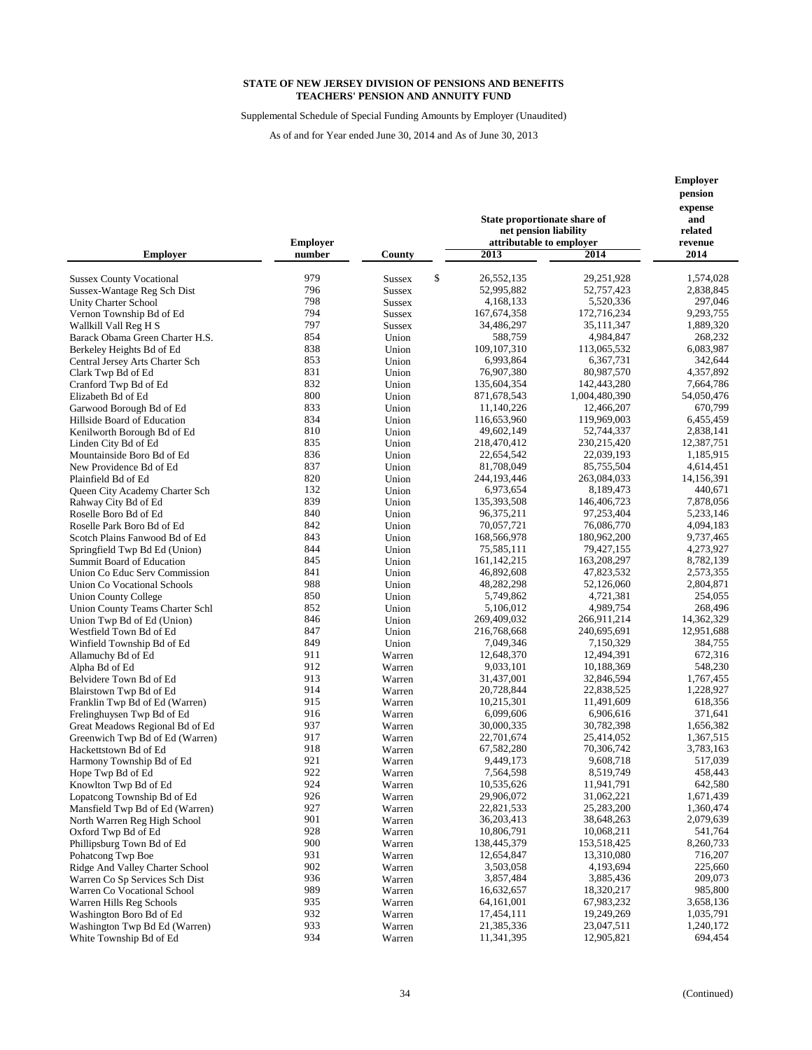**STATE OF NEW JERSEY DIVISION OF PENSIONS AND BENEFITS**
**TEACHERS' PENSION AND ANNUITY FUND**

Supplemental Schedule of Special Funding Amounts by Employer (Unaudited)

As of and for Year ended June 30, 2014 and As of June 30, 2013

| Employer | Employer number | County | State proportionate share of net pension liability attributable to employer 2013 | 2014 | Employer pension expense and related revenue 2014 |
|---|---|---|---|---|---|
| Sussex County Vocational | 979 | Sussex | $ 26,552,135 | 29,251,928 | 1,574,028 |
| Sussex-Wantage Reg Sch Dist | 796 | Sussex | 52,995,882 | 52,757,423 | 2,838,845 |
| Unity Charter School | 798 | Sussex | 4,168,133 | 5,520,336 | 297,046 |
| Vernon Township Bd of Ed | 794 | Sussex | 167,674,358 | 172,716,234 | 9,293,755 |
| Wallkill Vall Reg H S | 797 | Sussex | 34,486,297 | 35,111,347 | 1,889,320 |
| Barack Obama Green Charter H.S. | 854 | Union | 588,759 | 4,984,847 | 268,232 |
| Berkeley Heights Bd of Ed | 838 | Union | 109,107,310 | 113,065,532 | 6,083,987 |
| Central Jersey Arts Charter Sch | 853 | Union | 6,993,864 | 6,367,731 | 342,644 |
| Clark Twp Bd of Ed | 831 | Union | 76,907,380 | 80,987,570 | 4,357,892 |
| Cranford Twp Bd of Ed | 832 | Union | 135,604,354 | 142,443,280 | 7,664,786 |
| Elizabeth Bd of Ed | 800 | Union | 871,678,543 | 1,004,480,390 | 54,050,476 |
| Garwood Borough Bd of Ed | 833 | Union | 11,140,226 | 12,466,207 | 670,799 |
| Hillside Board of Education | 834 | Union | 116,653,960 | 119,969,003 | 6,455,459 |
| Kenilworth Borough Bd of Ed | 810 | Union | 49,602,149 | 52,744,337 | 2,838,141 |
| Linden City Bd of Ed | 835 | Union | 218,470,412 | 230,215,420 | 12,387,751 |
| Mountainside Boro Bd of Ed | 836 | Union | 22,654,542 | 22,039,193 | 1,185,915 |
| New Providence Bd of Ed | 837 | Union | 81,708,049 | 85,755,504 | 4,614,451 |
| Plainfield Bd of Ed | 820 | Union | 244,193,446 | 263,084,033 | 14,156,391 |
| Queen City Academy Charter Sch | 132 | Union | 6,973,654 | 8,189,473 | 440,671 |
| Rahway City Bd of Ed | 839 | Union | 135,393,508 | 146,406,723 | 7,878,056 |
| Roselle Boro Bd of Ed | 840 | Union | 96,375,211 | 97,253,404 | 5,233,146 |
| Roselle Park Boro Bd of Ed | 842 | Union | 70,057,721 | 76,086,770 | 4,094,183 |
| Scotch Plains Fanwood Bd of Ed | 843 | Union | 168,566,978 | 180,962,200 | 9,737,465 |
| Springfield Twp Bd Ed (Union) | 844 | Union | 75,585,111 | 79,427,155 | 4,273,927 |
| Summit Board of Education | 845 | Union | 161,142,215 | 163,208,297 | 8,782,139 |
| Union Co Educ Serv Commission | 841 | Union | 46,892,608 | 47,823,532 | 2,573,355 |
| Union Co Vocational Schools | 988 | Union | 48,282,298 | 52,126,060 | 2,804,871 |
| Union County College | 850 | Union | 5,749,862 | 4,721,381 | 254,055 |
| Union County Teams Charter Schl | 852 | Union | 5,106,012 | 4,989,754 | 268,496 |
| Union Twp Bd of Ed (Union) | 846 | Union | 269,409,032 | 266,911,214 | 14,362,329 |
| Westfield Town Bd of Ed | 847 | Union | 216,768,668 | 240,695,691 | 12,951,688 |
| Winfield Township Bd of Ed | 849 | Union | 7,049,346 | 7,150,329 | 384,755 |
| Allamuchy Bd of Ed | 911 | Warren | 12,648,370 | 12,494,391 | 672,316 |
| Alpha Bd of Ed | 912 | Warren | 9,033,101 | 10,188,369 | 548,230 |
| Belvidere Town Bd of Ed | 913 | Warren | 31,437,001 | 32,846,594 | 1,767,455 |
| Blairstown Twp Bd of Ed | 914 | Warren | 20,728,844 | 22,838,525 | 1,228,927 |
| Franklin Twp Bd of Ed (Warren) | 915 | Warren | 10,215,301 | 11,491,609 | 618,356 |
| Frelinghuysen Twp Bd of Ed | 916 | Warren | 6,099,606 | 6,906,616 | 371,641 |
| Great Meadows Regional Bd of Ed | 937 | Warren | 30,000,335 | 30,782,398 | 1,656,382 |
| Greenwich Twp Bd of Ed (Warren) | 917 | Warren | 22,701,674 | 25,414,052 | 1,367,515 |
| Hackettstown Bd of Ed | 918 | Warren | 67,582,280 | 70,306,742 | 3,783,163 |
| Harmony Township Bd of Ed | 921 | Warren | 9,449,173 | 9,608,718 | 517,039 |
| Hope Twp Bd of Ed | 922 | Warren | 7,564,598 | 8,519,749 | 458,443 |
| Knowlton Twp Bd of Ed | 924 | Warren | 10,535,626 | 11,941,791 | 642,580 |
| Lopatcong Township Bd of Ed | 926 | Warren | 29,906,072 | 31,062,221 | 1,671,439 |
| Mansfield Twp Bd of Ed (Warren) | 927 | Warren | 22,821,533 | 25,283,200 | 1,360,474 |
| North Warren Reg High School | 901 | Warren | 36,203,413 | 38,648,263 | 2,079,639 |
| Oxford Twp Bd of Ed | 928 | Warren | 10,806,791 | 10,068,211 | 541,764 |
| Phillipsburg Town Bd of Ed | 900 | Warren | 138,445,379 | 153,518,425 | 8,260,733 |
| Pohatcong Twp Boe | 931 | Warren | 12,654,847 | 13,310,080 | 716,207 |
| Ridge And Valley Charter School | 902 | Warren | 3,503,058 | 4,193,694 | 225,660 |
| Warren Co Sp Services Sch Dist | 936 | Warren | 3,857,484 | 3,885,436 | 209,073 |
| Warren Co Vocational School | 989 | Warren | 16,632,657 | 18,320,217 | 985,800 |
| Warren Hills Reg Schools | 935 | Warren | 64,161,001 | 67,983,232 | 3,658,136 |
| Washington Boro Bd of Ed | 932 | Warren | 17,454,111 | 19,249,269 | 1,035,791 |
| Washington Twp Bd Ed (Warren) | 933 | Warren | 21,385,336 | 23,047,511 | 1,240,172 |
| White Township Bd of Ed | 934 | Warren | 11,341,395 | 12,905,821 | 694,454 |

(Continued)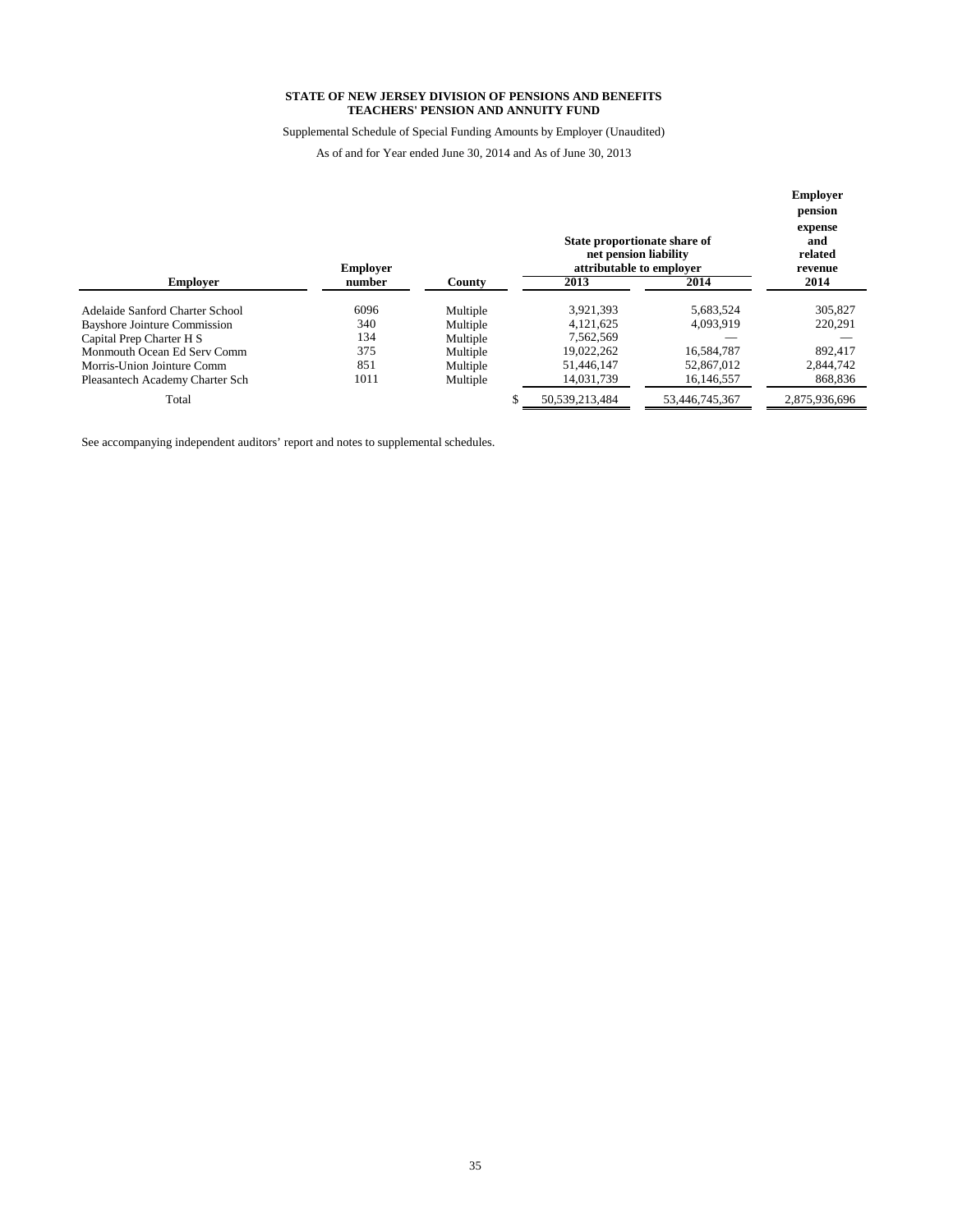**STATE OF NEW JERSEY DIVISION OF PENSIONS AND BENEFITS**
**TEACHERS' PENSION AND ANNUITY FUND**

Supplemental Schedule of Special Funding Amounts by Employer (Unaudited)

As of and for Year ended June 30, 2014 and As of June 30, 2013

| Employer | Employer number | County | State proportionate share of net pension liability attributable to employer | | Employer pension expense and related revenue |
|---|---|---|---|---|---|
| | | | 2013 | 2014 | 2014 |
| Adelaide Sanford Charter School | 6096 | Multiple | 3,921,393 | 5,683,524 | 305,827 |
| Bayshore Jointure Commission | 340 | Multiple | 4,121,625 | 4,093,919 | 220,291 |
| Capital Prep Charter H S | 134 | Multiple | 7,562,569 | — | — |
| Monmouth Ocean Ed Serv Comm | 375 | Multiple | 19,022,262 | 16,584,787 | 892,417 |
| Morris-Union Jointure Comm | 851 | Multiple | 51,446,147 | 52,867,012 | 2,844,742 |
| Pleasantech Academy Charter Sch | 1011 | Multiple | 14,031,739 | 16,146,557 | 868,836 |
| Total | | | $ 50,539,213,484 | 53,446,745,367 | 2,875,936,696 |

See accompanying independent auditors' report and notes to supplemental schedules.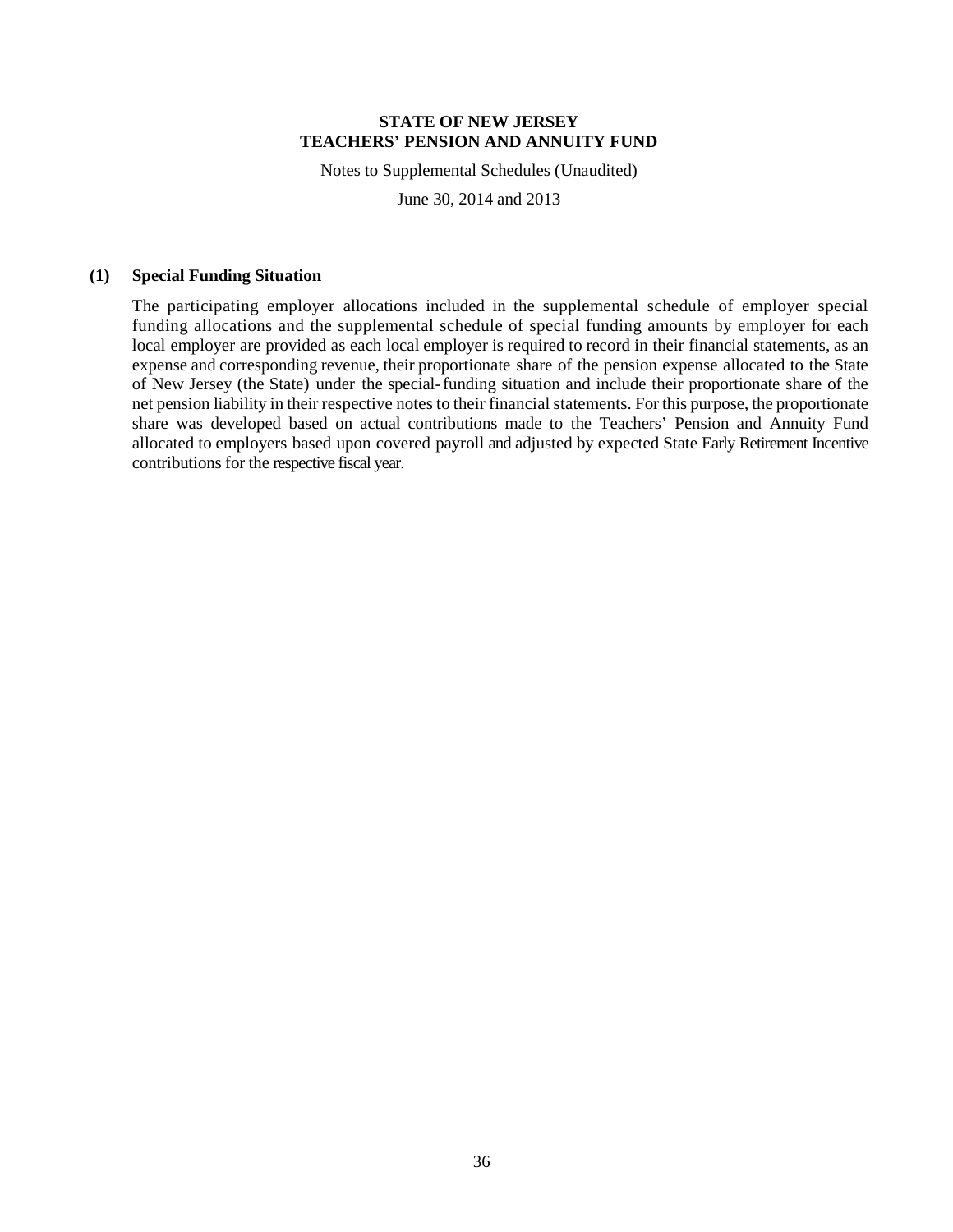**STATE OF NEW JERSEY**
**TEACHERS' PENSION AND ANNUITY FUND**

Notes to Supplemental Schedules (Unaudited)

June 30, 2014 and 2013

## (1) Special Funding Situation

The participating employer allocations included in the supplemental schedule of employer special funding allocations and the supplemental schedule of special funding amounts by employer for each local employer are provided as each local employer is required to record in their financial statements, as an expense and corresponding revenue, their proportionate share of the pension expense allocated to the State of New Jersey (the State) under the special-funding situation and include their proportionate share of the net pension liability in their respective notes to their financial statements. For this purpose, the proportionate share was developed based on actual contributions made to the Teachers' Pension and Annuity Fund allocated to employers based upon covered payroll and adjusted by expected State Early Retirement Incentive contributions for the respective fiscal year.